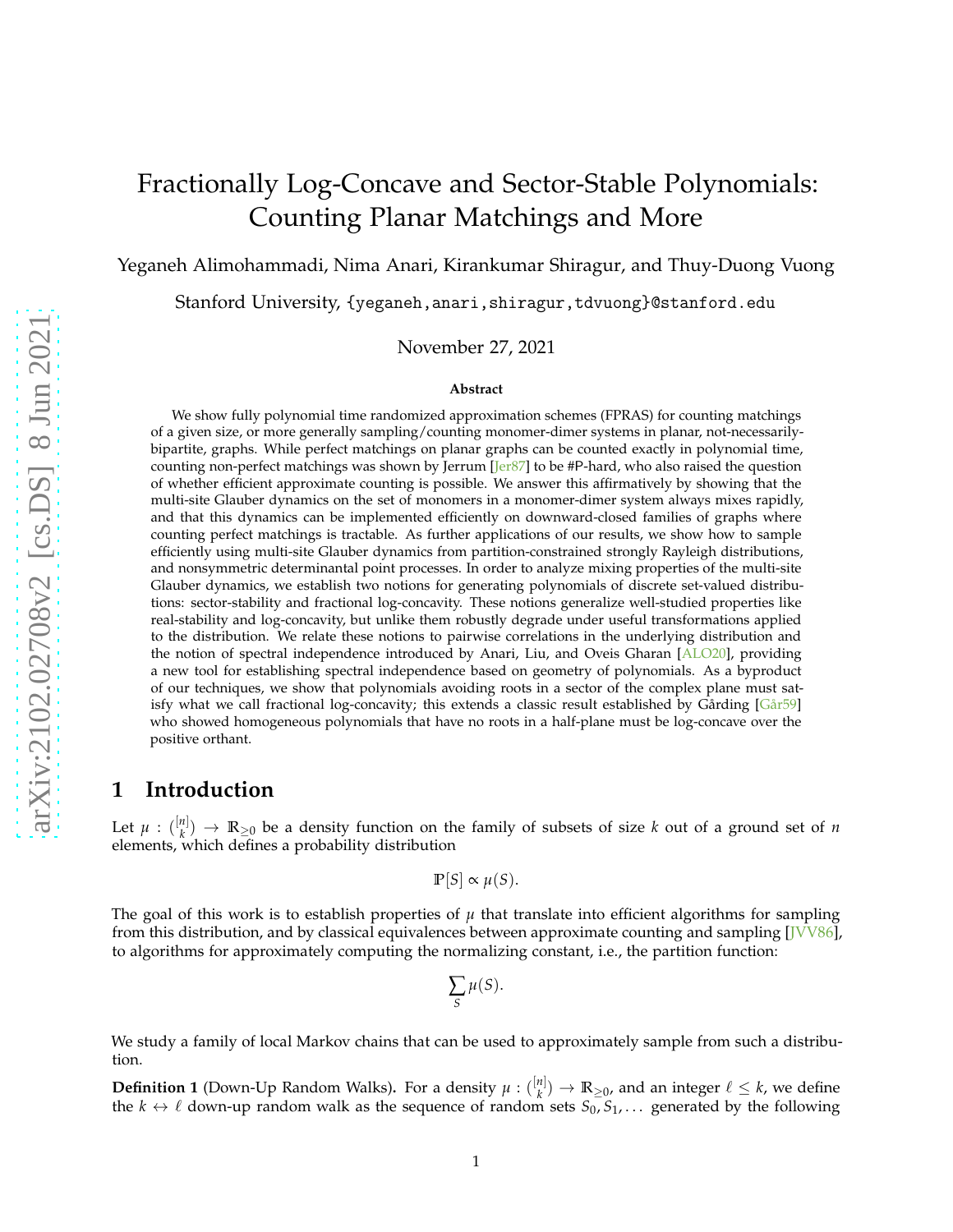# Fractionally Log-Concave and Sector-Stable Polynomials: Counting Planar Matchings and More

Yeganeh Alimohammadi, Nima Anari, Kirankumar Shiragur, and Thuy-Duong Vuong

Stanford University, {yeganeh,anari,shiragur,tdvuong}@stanford.edu

November 27, 2021

**Abstract**

We show fully polynomial time randomized approximation schemes (FPRAS) for counting matchings of a given size, or more generally sampling/counting monomer-dimer systems in planar, not-necessarily-bipartite, graphs. While perfect matchings on planar graphs can be counted exactly in polynomial time, counting non-perfect matchings was shown by Jerrum [Jer87] to be #P-hard, who also raised the question of whether efficient approximate counting is possible. We answer this affirmatively by showing that the multi-site Glauber dynamics on the set of monomers in a monomer-dimer system always mixes rapidly, and that this dynamics can be implemented efficiently on downward-closed families of graphs where counting perfect matchings is tractable. As further applications of our results, we show how to sample efficiently using multi-site Glauber dynamics from partition-constrained strongly Rayleigh distributions, and nonsymmetric determinantal point processes. In order to analyze mixing properties of the multi-site Glauber dynamics, we establish two notions for generating polynomials of discrete set-valued distributions: sector-stability and fractional log-concavity. These notions generalize well-studied properties like real-stability and log-concavity, but unlike them robustly degrade under useful transformations applied to the distribution. We relate these notions to pairwise correlations in the underlying distribution and the notion of spectral independence introduced by Anari, Liu, and Oveis Gharan [ALO20], providing a new tool for establishing spectral independence based on geometry of polynomials. As a byproduct of our techniques, we show that polynomials avoiding roots in a sector of the complex plane must satisfy what we call fractional log-concavity; this extends a classic result established by Gårding [Går59] who showed homogeneous polynomials that have no roots in a half-plane must be log-concave over the positive orthant.

## 1 Introduction

Let $\mu : \binom{[n]}{k} \to \mathbb{R}_{\geq 0}$ be a density function on the family of subsets of size $k$ out of a ground set of $n$ elements, which defines a probability distribution

$$\mathbb{P}[S] \propto \mu(S).$$

The goal of this work is to establish properties of $\mu$ that translate into efficient algorithms for sampling from this distribution, and by classical equivalences between approximate counting and sampling [JVV86], to algorithms for approximately computing the normalizing constant, i.e., the partition function:

$$\sum_S \mu(S).$$

We study a family of local Markov chains that can be used to approximately sample from such a distribution.

**Definition 1** (Down-Up Random Walks)**.** For a density $\mu : \binom{[n]}{k} \to \mathbb{R}_{\geq 0}$, and an integer $\ell \leq k$, we define the $k \leftrightarrow \ell$ down-up random walk as the sequence of random sets $S_0, S_1, \ldots$ generated by the following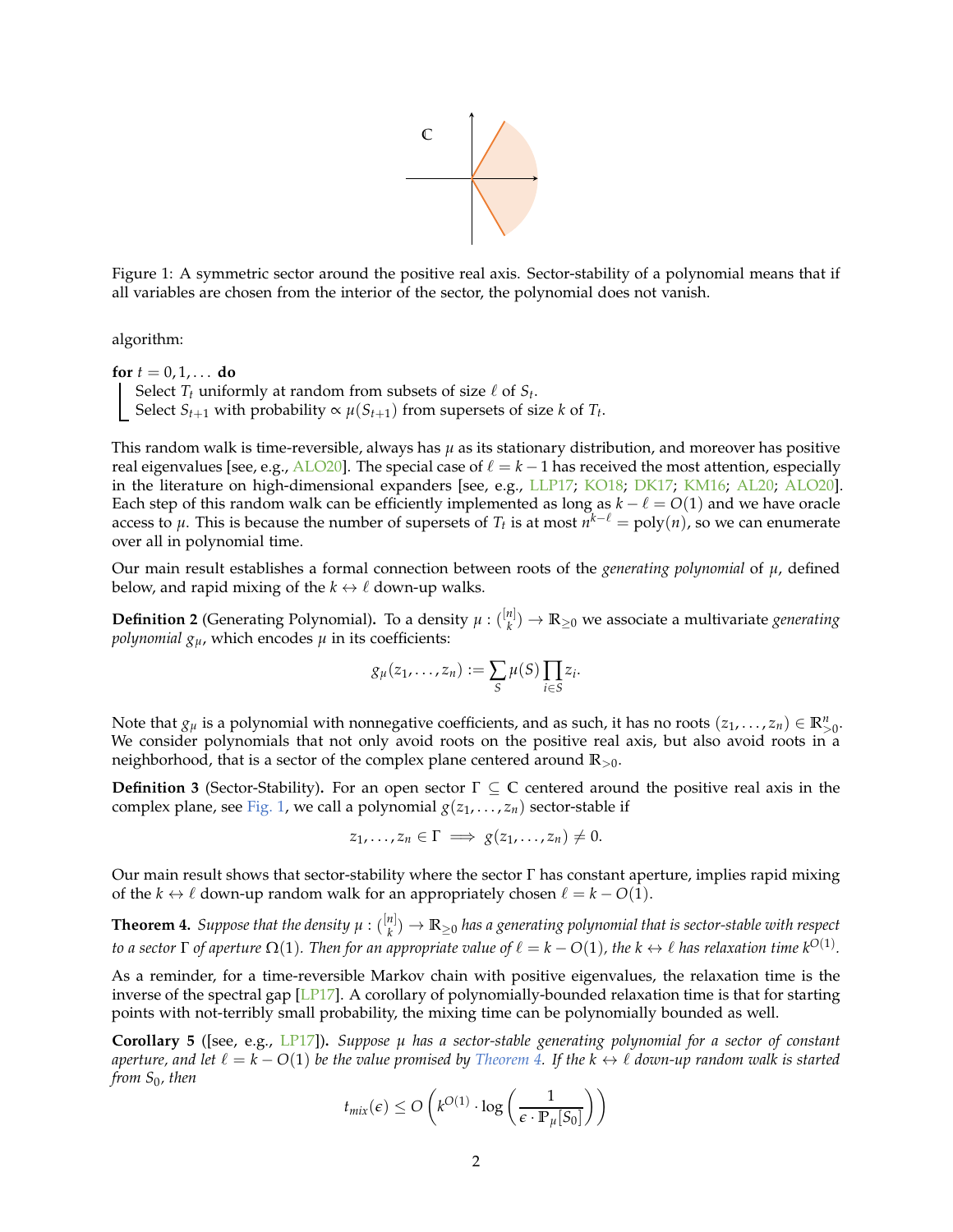Figure 1: A symmetric sector around the positive real axis. Sector-stability of a polynomial means that if all variables are chosen from the interior of the sector, the polynomial does not vanish.

algorithm:

**for** $t = 0, 1, \dots$ **do**
  Select $T_t$ uniformly at random from subsets of size $\ell$ of $S_t$.
  Select $S_{t+1}$ with probability $\propto \mu(S_{t+1})$ from supersets of size $k$ of $T_t$.

This random walk is time-reversible, always has $\mu$ as its stationary distribution, and moreover has positive real eigenvalues [see, e.g., ALO20]. The special case of $\ell = k - 1$ has received the most attention, especially in the literature on high-dimensional expanders [see, e.g., LLP17; KO18; DK17; KM16; AL20; ALO20]. Each step of this random walk can be efficiently implemented as long as $k - \ell = O(1)$ and we have oracle access to $\mu$. This is because the number of supersets of $T_t$ is at most $n^{k-\ell} = \text{poly}(n)$, so we can enumerate over all in polynomial time.

Our main result establishes a formal connection between roots of the *generating polynomial* of $\mu$, defined below, and rapid mixing of the $k \leftrightarrow \ell$ down-up walks.

**Definition 2** (Generating Polynomial)**.** To a density $\mu : \binom{[n]}{k} \to \mathbb{R}_{\geq 0}$ we associate a multivariate *generating polynomial* $g_\mu$, which encodes $\mu$ in its coefficients:

$$g_\mu(z_1, \dots, z_n) := \sum_S \mu(S) \prod_{i \in S} z_i.$$

Note that $g_\mu$ is a polynomial with nonnegative coefficients, and as such, it has no roots $(z_1, \dots, z_n) \in \mathbb{R}^n_{>0}$. We consider polynomials that not only avoid roots on the positive real axis, but also avoid roots in a neighborhood, that is a sector of the complex plane centered around $\mathbb{R}_{>0}$.

**Definition 3** (Sector-Stability)**.** For an open sector $\Gamma \subseteq \mathbb{C}$ centered around the positive real axis in the complex plane, see Fig. 1, we call a polynomial $g(z_1, \dots, z_n)$ sector-stable if

$$z_1, \dots, z_n \in \Gamma \implies g(z_1, \dots, z_n) \neq 0.$$

Our main result shows that sector-stability where the sector $\Gamma$ has constant aperture, implies rapid mixing of the $k \leftrightarrow \ell$ down-up random walk for an appropriately chosen $\ell = k - O(1)$.

**Theorem 4.** *Suppose that the density $\mu : \binom{[n]}{k} \to \mathbb{R}_{\geq 0}$ has a generating polynomial that is sector-stable with respect to a sector $\Gamma$ of aperture $\Omega(1)$. Then for an appropriate value of $\ell = k - O(1)$, the $k \leftrightarrow \ell$ has relaxation time $k^{O(1)}$.*

As a reminder, for a time-reversible Markov chain with positive eigenvalues, the relaxation time is the inverse of the spectral gap [LP17]. A corollary of polynomially-bounded relaxation time is that for starting points with not-terribly small probability, the mixing time can be polynomially bounded as well.

**Corollary 5** ([see, e.g., LP17])**.** *Suppose $\mu$ has a sector-stable generating polynomial for a sector of constant aperture, and let $\ell = k - O(1)$ be the value promised by Theorem 4. If the $k \leftrightarrow \ell$ down-up random walk is started from $S_0$, then*

$$t_{mix}(\epsilon) \leq O\left(k^{O(1)} \cdot \log\left(\frac{1}{\epsilon \cdot \mathbb{P}_\mu[S_0]}\right)\right)$$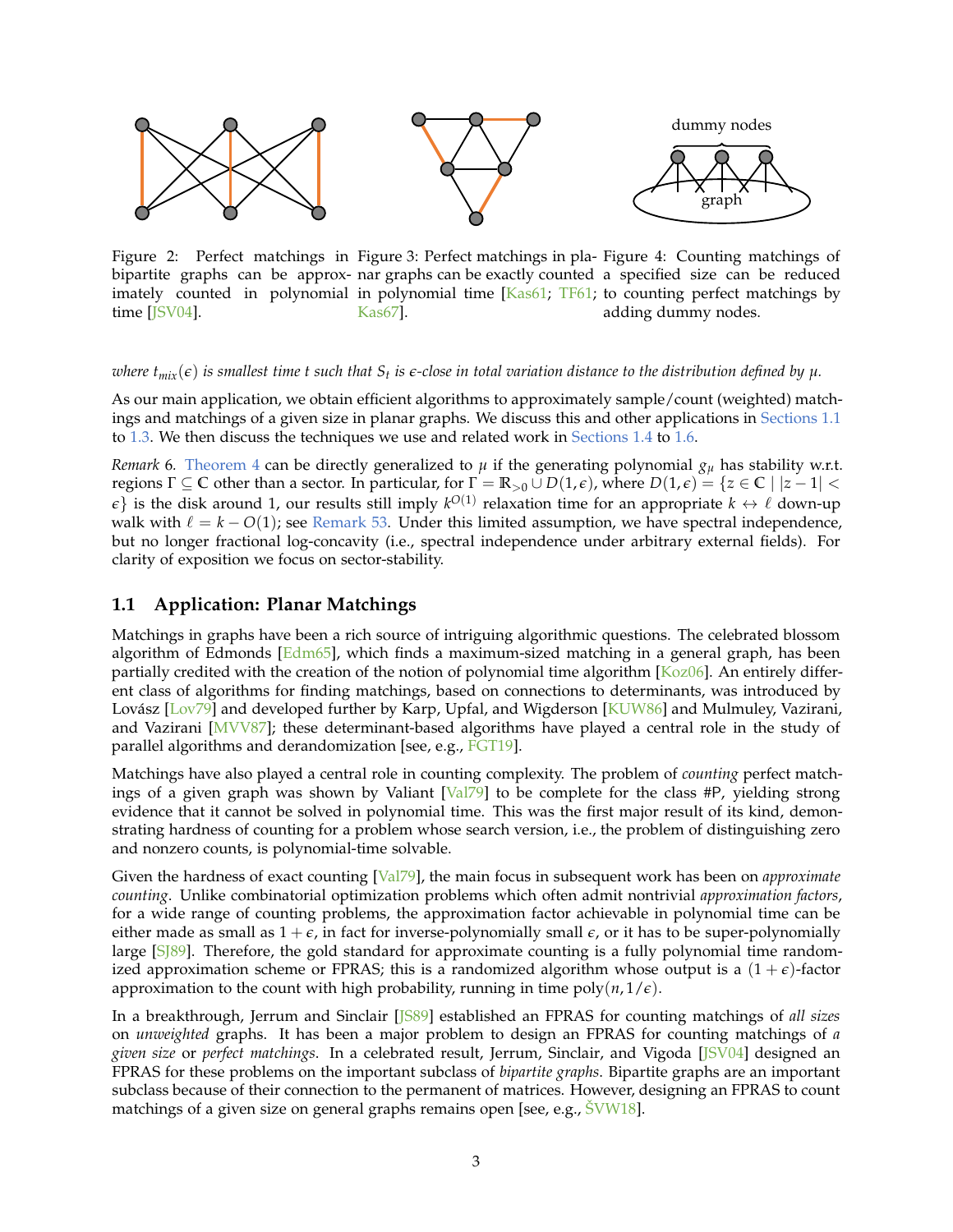Figure 2: Perfect matchings in bipartite graphs can be approximately counted in polynomial time [JSV04].

Figure 3: Perfect matchings in planar graphs can be exactly counted in polynomial time [Kas61; TF61; Kas67].

Figure 4: Counting matchings of a specified size can be reduced to counting perfect matchings by adding dummy nodes.

*where $t_{mix}(\epsilon)$ is smallest time $t$ such that $S_t$ is $\epsilon$-close in total variation distance to the distribution defined by $\mu$.*

As our main application, we obtain efficient algorithms to approximately sample/count (weighted) matchings and matchings of a given size in planar graphs. We discuss this and other applications in Sections 1.1 to 1.3. We then discuss the techniques we use and related work in Sections 1.4 to 1.6.

*Remark* 6. Theorem 4 can be directly generalized to $\mu$ if the generating polynomial $g_\mu$ has stability w.r.t. regions $\Gamma \subseteq \mathbb{C}$ other than a sector. In particular, for $\Gamma = \mathbb{R}_{>0} \cup D(1, \epsilon)$, where $D(1, \epsilon) = \{z \in \mathbb{C} \mid |z - 1| < \epsilon\}$ is the disk around 1, our results still imply $k^{O(1)}$ relaxation time for an appropriate $k \leftrightarrow \ell$ down-up walk with $\ell = k - O(1)$; see Remark 53. Under this limited assumption, we have spectral independence, but no longer fractional log-concavity (i.e., spectral independence under arbitrary external fields). For clarity of exposition we focus on sector-stability.

## 1.1 Application: Planar Matchings

Matchings in graphs have been a rich source of intriguing algorithmic questions. The celebrated blossom algorithm of Edmonds [Edm65], which finds a maximum-sized matching in a general graph, has been partially credited with the creation of the notion of polynomial time algorithm [Koz06]. An entirely different class of algorithms for finding matchings, based on connections to determinants, was introduced by Lovász [Lov79] and developed further by Karp, Upfal, and Wigderson [KUW86] and Mulmuley, Vazirani, and Vazirani [MVV87]; these determinant-based algorithms have played a central role in the study of parallel algorithms and derandomization [see, e.g., FGT19].

Matchings have also played a central role in counting complexity. The problem of *counting* perfect matchings of a given graph was shown by Valiant [Val79] to be complete for the class #P, yielding strong evidence that it cannot be solved in polynomial time. This was the first major result of its kind, demonstrating hardness of counting for a problem whose search version, i.e., the problem of distinguishing zero and nonzero counts, is polynomial-time solvable.

Given the hardness of exact counting [Val79], the main focus in subsequent work has been on *approximate counting*. Unlike combinatorial optimization problems which often admit nontrivial *approximation factors*, for a wide range of counting problems, the approximation factor achievable in polynomial time can be either made as small as $1 + \epsilon$, in fact for inverse-polynomially small $\epsilon$, or it has to be super-polynomially large [SJ89]. Therefore, the gold standard for approximate counting is a fully polynomial time randomized approximation scheme or FPRAS; this is a randomized algorithm whose output is a $(1 + \epsilon)$-factor approximation to the count with high probability, running in time $\text{poly}(n, 1/\epsilon)$.

In a breakthrough, Jerrum and Sinclair [JS89] established an FPRAS for counting matchings of *all sizes* on *unweighted* graphs. It has been a major problem to design an FPRAS for counting matchings of *a given size* or *perfect matchings*. In a celebrated result, Jerrum, Sinclair, and Vigoda [JSV04] designed an FPRAS for these problems on the important subclass of *bipartite graphs*. Bipartite graphs are an important subclass because of their connection to the permanent of matrices. However, designing an FPRAS to count matchings of a given size on general graphs remains open [see, e.g., ŠVW18].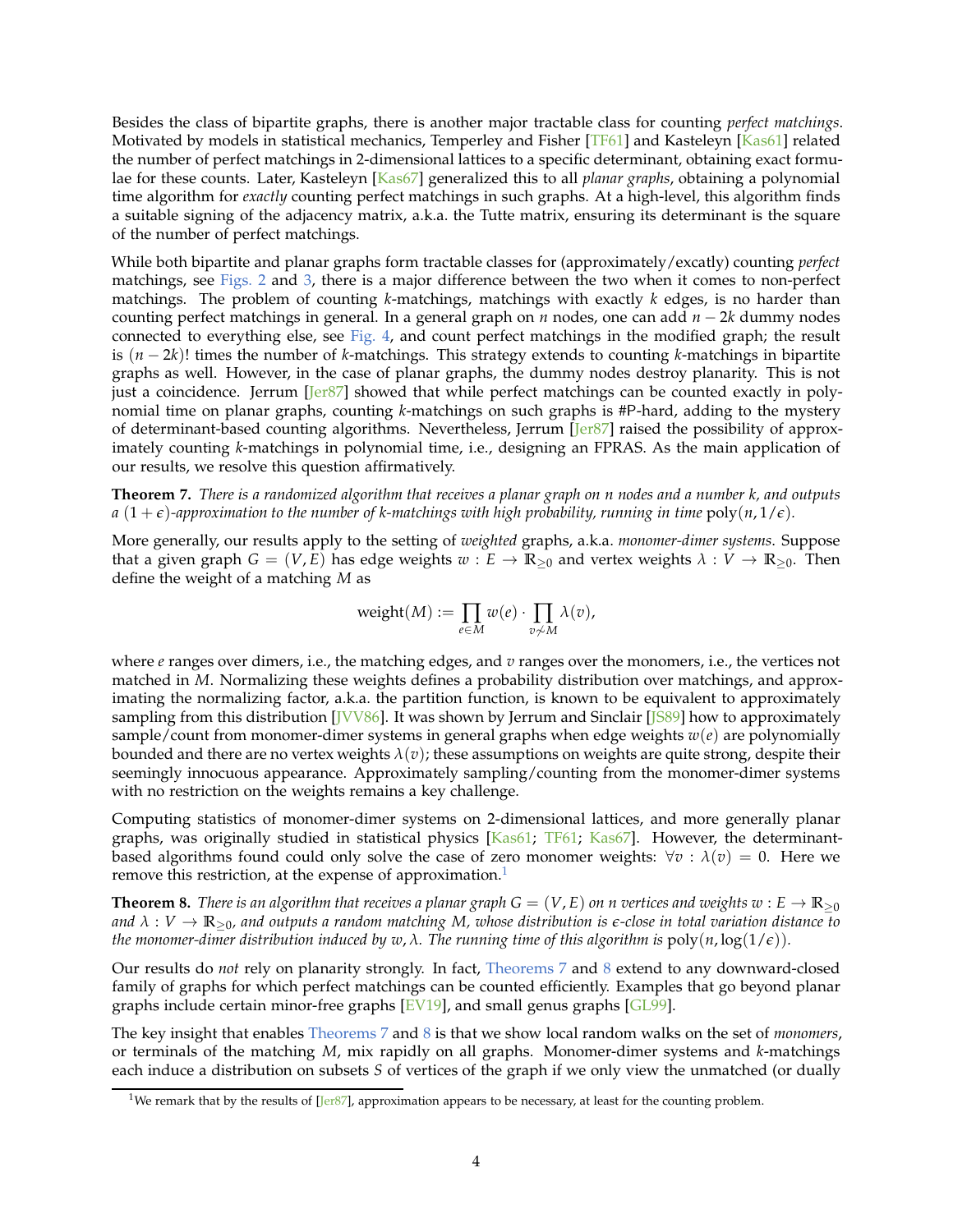Besides the class of bipartite graphs, there is another major tractable class for counting *perfect matchings*. Motivated by models in statistical mechanics, Temperley and Fisher [TF61] and Kasteleyn [Kas61] related the number of perfect matchings in 2-dimensional lattices to a specific determinant, obtaining exact formulae for these counts. Later, Kasteleyn [Kas67] generalized this to all *planar graphs*, obtaining a polynomial time algorithm for *exactly* counting perfect matchings in such graphs. At a high-level, this algorithm finds a suitable signing of the adjacency matrix, a.k.a. the Tutte matrix, ensuring its determinant is the square of the number of perfect matchings.

While both bipartite and planar graphs form tractable classes for (approximately/excatly) counting *perfect* matchings, see Figs. 2 and 3, there is a major difference between the two when it comes to non-perfect matchings. The problem of counting $k$-matchings, matchings with exactly $k$ edges, is no harder than counting perfect matchings in general. In a general graph on $n$ nodes, one can add $n-2k$ dummy nodes connected to everything else, see Fig. 4, and count perfect matchings in the modified graph; the result is $(n-2k)!$ times the number of $k$-matchings. This strategy extends to counting $k$-matchings in bipartite graphs as well. However, in the case of planar graphs, the dummy nodes destroy planarity. This is not just a coincidence. Jerrum [Jer87] showed that while perfect matchings can be counted exactly in polynomial time on planar graphs, counting $k$-matchings on such graphs is #P-hard, adding to the mystery of determinant-based counting algorithms. Nevertheless, Jerrum [Jer87] raised the possibility of approximately counting $k$-matchings in polynomial time, i.e., designing an FPRAS. As the main application of our results, we resolve this question affirmatively.

**Theorem 7.** *There is a randomized algorithm that receives a planar graph on $n$ nodes and a number $k$, and outputs a $(1+\epsilon)$-approximation to the number of $k$-matchings with high probability, running in time $\operatorname{poly}(n, 1/\epsilon)$.*

More generally, our results apply to the setting of *weighted* graphs, a.k.a. *monomer-dimer systems*. Suppose that a given graph $G=(V,E)$ has edge weights $w: E \to \mathbb{R}_{\geq 0}$ and vertex weights $\lambda: V \to \mathbb{R}_{\geq 0}$. Then define the weight of a matching $M$ as

$$\operatorname{weight}(M) := \prod_{e \in M} w(e) \cdot \prod_{v \not\sim M} \lambda(v),$$

where $e$ ranges over dimers, i.e., the matching edges, and $v$ ranges over the monomers, i.e., the vertices not matched in $M$. Normalizing these weights defines a probability distribution over matchings, and approximating the normalizing factor, a.k.a. the partition function, is known to be equivalent to approximately sampling from this distribution [JVV86]. It was shown by Jerrum and Sinclair [JS89] how to approximately sample/count from monomer-dimer systems in general graphs when edge weights $w(e)$ are polynomially bounded and there are no vertex weights $\lambda(v)$; these assumptions on weights are quite strong, despite their seemingly innocuous appearance. Approximately sampling/counting from the monomer-dimer systems with no restriction on the weights remains a key challenge.

Computing statistics of monomer-dimer systems on 2-dimensional lattices, and more generally planar graphs, was originally studied in statistical physics [Kas61; TF61; Kas67]. However, the determinant-based algorithms found could only solve the case of zero monomer weights: $\forall v: \lambda(v) = 0$. Here we remove this restriction, at the expense of approximation.[1]

**Theorem 8.** *There is an algorithm that receives a planar graph $G=(V,E)$ on $n$ vertices and weights $w: E \to \mathbb{R}_{\geq 0}$ and $\lambda: V \to \mathbb{R}_{\geq 0}$, and outputs a random matching $M$, whose distribution is $\epsilon$-close in total variation distance to the monomer-dimer distribution induced by $w, \lambda$. The running time of this algorithm is $\operatorname{poly}(n, \log(1/\epsilon))$.*

Our results do *not* rely on planarity strongly. In fact, Theorems 7 and 8 extend to any downward-closed family of graphs for which perfect matchings can be counted efficiently. Examples that go beyond planar graphs include certain minor-free graphs [EV19], and small genus graphs [GL99].

The key insight that enables Theorems 7 and 8 is that we show local random walks on the set of *monomers*, or terminals of the matching $M$, mix rapidly on all graphs. Monomer-dimer systems and $k$-matchings each induce a distribution on subsets $S$ of vertices of the graph if we only view the unmatched (or dually

[1] We remark that by the results of [Jer87], approximation appears to be necessary, at least for the counting problem.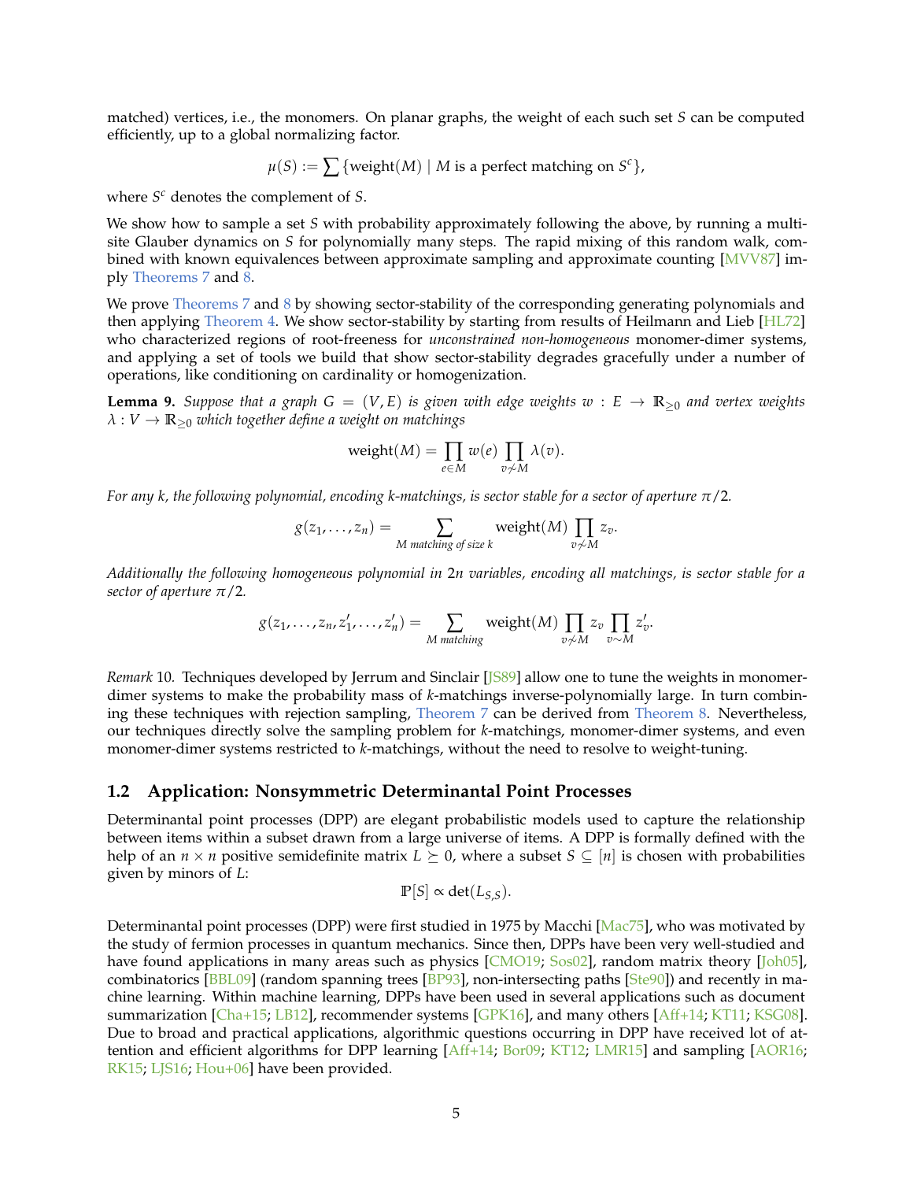matched) vertices, i.e., the monomers. On planar graphs, the weight of each such set $S$ can be computed efficiently, up to a global normalizing factor.

$$\mu(S) := \sum \{\text{weight}(M) \mid M \text{ is a perfect matching on } S^c\},$$

where $S^c$ denotes the complement of $S$.

We show how to sample a set $S$ with probability approximately following the above, by running a multi-site Glauber dynamics on $S$ for polynomially many steps. The rapid mixing of this random walk, combined with known equivalences between approximate sampling and approximate counting [MVV87] imply Theorems 7 and 8.

We prove Theorems 7 and 8 by showing sector-stability of the corresponding generating polynomials and then applying Theorem 4. We show sector-stability by starting from results of Heilmann and Lieb [HL72] who characterized regions of root-freeness for *unconstrained non-homogeneous* monomer-dimer systems, and applying a set of tools we build that show sector-stability degrades gracefully under a number of operations, like conditioning on cardinality or homogenization.

**Lemma 9.** *Suppose that a graph $G = (V, E)$ is given with edge weights $w : E \to \mathbb{R}_{\geq 0}$ and vertex weights $\lambda : V \to \mathbb{R}_{\geq 0}$ which together define a weight on matchings*

$$\text{weight}(M) = \prod_{e \in M} w(e) \prod_{v \not\sim M} \lambda(v).$$

*For any $k$, the following polynomial, encoding $k$-matchings, is sector stable for a sector of aperture $\pi/2$.*

$$g(z_1, \dots, z_n) = \sum_{M \text{ matching of size } k} \text{weight}(M) \prod_{v \not\sim M} z_v.$$

*Additionally the following homogeneous polynomial in $2n$ variables, encoding all matchings, is sector stable for a sector of aperture $\pi/2$.*

$$g(z_1, \dots, z_n, z'_1, \dots, z'_n) = \sum_{M \text{ matching}} \text{weight}(M) \prod_{v \not\sim M} z_v \prod_{v \sim M} z'_v.$$

*Remark* 10. Techniques developed by Jerrum and Sinclair [JS89] allow one to tune the weights in monomer-dimer systems to make the probability mass of $k$-matchings inverse-polynomially large. In turn combining these techniques with rejection sampling, Theorem 7 can be derived from Theorem 8. Nevertheless, our techniques directly solve the sampling problem for $k$-matchings, monomer-dimer systems, and even monomer-dimer systems restricted to $k$-matchings, without the need to resolve to weight-tuning.

### 1.2 Application: Nonsymmetric Determinantal Point Processes

Determinantal point processes (DPP) are elegant probabilistic models used to capture the relationship between items within a subset drawn from a large universe of items. A DPP is formally defined with the help of an $n \times n$ positive semidefinite matrix $L \succeq 0$, where a subset $S \subseteq [n]$ is chosen with probabilities given by minors of $L$:

$$\mathbb{P}[S] \propto \det(L_{S,S}).$$

Determinantal point processes (DPP) were first studied in 1975 by Macchi [Mac75], who was motivated by the study of fermion processes in quantum mechanics. Since then, DPPs have been very well-studied and have found applications in many areas such as physics [CMO19; Sos02], random matrix theory [Joh05], combinatorics [BBL09] (random spanning trees [BP93], non-intersecting paths [Ste90]) and recently in machine learning. Within machine learning, DPPs have been used in several applications such as document summarization [Cha+15; LB12], recommender systems [GPK16], and many others [Aff+14; KT11; KSG08]. Due to broad and practical applications, algorithmic questions occurring in DPP have received lot of attention and efficient algorithms for DPP learning [Aff+14; Bor09; KT12; LMR15] and sampling [AOR16; RK15; LJS16; Hou+06] have been provided.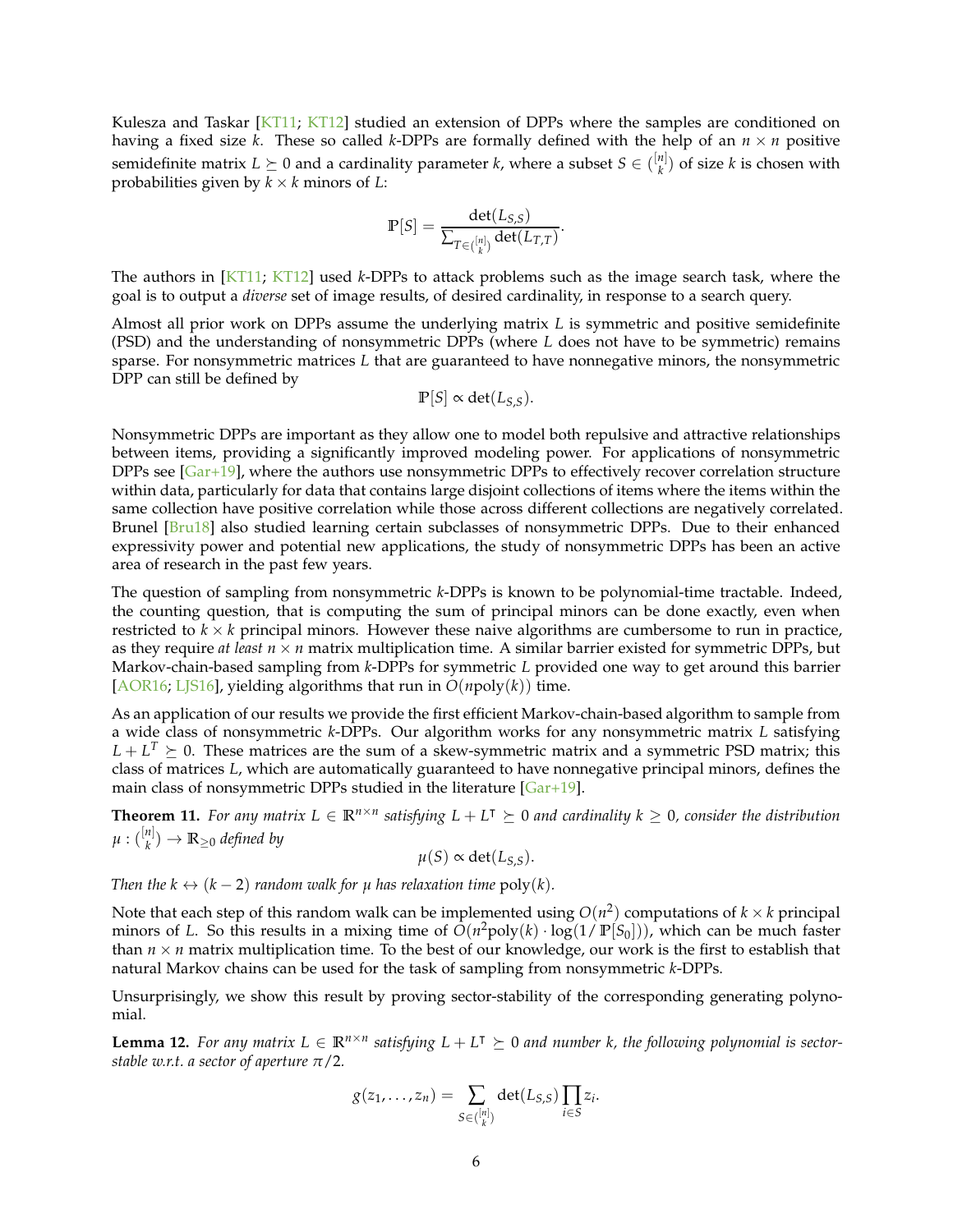Kulesza and Taskar [KT11; KT12] studied an extension of DPPs where the samples are conditioned on having a fixed size $k$. These so called $k$-DPPs are formally defined with the help of an $n \times n$ positive semidefinite matrix $L \succeq 0$ and a cardinality parameter $k$, where a subset $S \in \binom{[n]}{k}$ of size $k$ is chosen with probabilities given by $k \times k$ minors of $L$:

$$\mathbb{P}[S] = \frac{\det(L_{S,S})}{\sum_{T \in \binom{[n]}{k}} \det(L_{T,T})}.$$

The authors in [KT11; KT12] used $k$-DPPs to attack problems such as the image search task, where the goal is to output a *diverse* set of image results, of desired cardinality, in response to a search query.

Almost all prior work on DPPs assume the underlying matrix $L$ is symmetric and positive semidefinite (PSD) and the understanding of nonsymmetric DPPs (where $L$ does not have to be symmetric) remains sparse. For nonsymmetric matrices $L$ that are guaranteed to have nonnegative minors, the nonsymmetric DPP can still be defined by

$$\mathbb{P}[S] \propto \det(L_{S,S}).$$

Nonsymmetric DPPs are important as they allow one to model both repulsive and attractive relationships between items, providing a significantly improved modeling power. For applications of nonsymmetric DPPs see [Gar+19], where the authors use nonsymmetric DPPs to effectively recover correlation structure within data, particularly for data that contains large disjoint collections of items where the items within the same collection have positive correlation while those across different collections are negatively correlated. Brunel [Bru18] also studied learning certain subclasses of nonsymmetric DPPs. Due to their enhanced expressivity power and potential new applications, the study of nonsymmetric DPPs has been an active area of research in the past few years.

The question of sampling from nonsymmetric $k$-DPPs is known to be polynomial-time tractable. Indeed, the counting question, that is computing the sum of principal minors can be done exactly, even when restricted to $k \times k$ principal minors. However these naive algorithms are cumbersome to run in practice, as they require *at least* $n \times n$ matrix multiplication time. A similar barrier existed for symmetric DPPs, but Markov-chain-based sampling from $k$-DPPs for symmetric $L$ provided one way to get around this barrier [AOR16; LJS16], yielding algorithms that run in $O(n\text{poly}(k))$ time.

As an application of our results we provide the first efficient Markov-chain-based algorithm to sample from a wide class of nonsymmetric $k$-DPPs. Our algorithm works for any nonsymmetric matrix $L$ satisfying $L + L^T \succeq 0$. These matrices are the sum of a skew-symmetric matrix and a symmetric PSD matrix; this class of matrices $L$, which are automatically guaranteed to have nonnegative principal minors, defines the main class of nonsymmetric DPPs studied in the literature [Gar+19].

**Theorem 11.** *For any matrix $L \in \mathbb{R}^{n \times n}$ satisfying $L + L^\intercal \succeq 0$ and cardinality $k \geq 0$, consider the distribution $\mu : \binom{[n]}{k} \to \mathbb{R}_{\geq 0}$ defined by*

$$\mu(S) \propto \det(L_{S,S}).$$

*Then the $k \leftrightarrow (k-2)$ random walk for $\mu$ has relaxation time $\text{poly}(k)$.*

Note that each step of this random walk can be implemented using $O(n^2)$ computations of $k \times k$ principal minors of $L$. So this results in a mixing time of $\tilde{O}(n^2 \text{poly}(k) \cdot \log(1/\mathbb{P}[S_0]))$, which can be much faster than $n \times n$ matrix multiplication time. To the best of our knowledge, our work is the first to establish that natural Markov chains can be used for the task of sampling from nonsymmetric $k$-DPPs.

Unsurprisingly, we show this result by proving sector-stability of the corresponding generating polynomial.

**Lemma 12.** *For any matrix $L \in \mathbb{R}^{n \times n}$ satisfying $L + L^\intercal \succeq 0$ and number $k$, the following polynomial is sector-stable w.r.t. a sector of aperture $\pi/2$.*

$$g(z_1, \dots, z_n) = \sum_{S \in \binom{[n]}{k}} \det(L_{S,S}) \prod_{i \in S} z_i.$$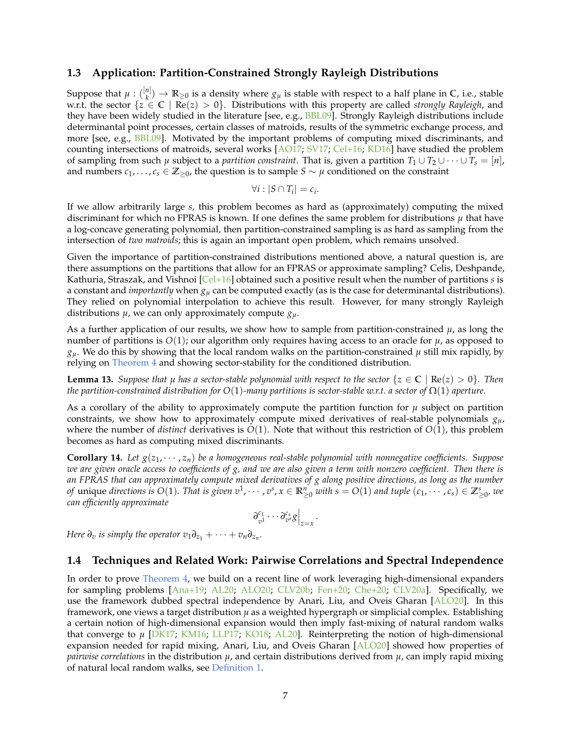### 1.3 Application: Partition-Constrained Strongly Rayleigh Distributions

Suppose that $\mu : \binom{[n]}{k} \to \mathbb{R}_{\geq 0}$ is a density where $g_\mu$ is stable with respect to a half plane in $\mathbb{C}$, i.e., stable w.r.t. the sector $\{z \in \mathbb{C} \mid \operatorname{Re}(z) > 0\}$. Distributions with this property are called *strongly Rayleigh*, and they have been widely studied in the literature [see, e.g., BBL09]. Strongly Rayleigh distributions include determinantal point processes, certain classes of matroids, results of the symmetric exchange process, and more [see, e.g., BBL09]. Motivated by the important problems of computing mixed discriminants, and counting intersections of matroids, several works [AO17; SV17; Cel+16; KD16] have studied the problem of sampling from such $\mu$ subject to a *partition constraint*. That is, given a partition $T_1 \cup T_2 \cup \cdots \cup T_s = [n]$, and numbers $c_1, \ldots, c_s \in \mathbb{Z}_{\geq 0}$, the question is to sample $S \sim \mu$ conditioned on the constraint

$$\forall i : |S \cap T_i| = c_i.$$

If we allow arbitrarily large $s$, this problem becomes as hard as (approximately) computing the mixed discriminant for which no FPRAS is known. If one defines the same problem for distributions $\mu$ that have a log-concave generating polynomial, then partition-constrained sampling is as hard as sampling from the intersection of *two matroids*; this is again an important open problem, which remains unsolved.

Given the importance of partition-constrained distributions mentioned above, a natural question is, are there assumptions on the partitions that allow for an FPRAS or approximate sampling? Celis, Deshpande, Kathuria, Straszak, and Vishnoi [Cel+16] obtained such a positive result when the number of partitions $s$ is a constant and *importantly* when $g_\mu$ can be computed exactly (as is the case for determinantal distributions). They relied on polynomial interpolation to achieve this result. However, for many strongly Rayleigh distributions $\mu$, we can only approximately compute $g_\mu$.

As a further application of our results, we show how to sample from partition-constrained $\mu$, as long the number of partitions is $O(1)$; our algorithm only requires having access to an oracle for $\mu$, as opposed to $g_\mu$. We do this by showing that the local random walks on the partition-constrained $\mu$ still mix rapidly, by relying on Theorem 4 and showing sector-stability for the conditioned distribution.

**Lemma 13.** *Suppose that $\mu$ has a sector-stable polynomial with respect to the sector $\{z \in \mathbb{C} \mid \operatorname{Re}(z) > 0\}$. Then the partition-constrained distribution for $O(1)$-many partitions is sector-stable w.r.t. a sector of $\Omega(1)$ aperture.*

As a corollary of the ability to approximately compute the partition function for $\mu$ subject on partition constraints, we show how to approximately compute mixed derivatives of real-stable polynomials $g_\mu$, where the number of *distinct* derivatives is $O(1)$. Note that without this restriction of $O(1)$, this problem becomes as hard as computing mixed discriminants.

**Corollary 14.** *Let $g(z_1, \cdots, z_n)$ be a homogeneous real-stable polynomial with nonnegative coefficients. Suppose we are given oracle access to coefficients of $g$, and we are also given a term with nonzero coefficient. Then there is an FPRAS that can approximately compute mixed derivatives of $g$ along positive directions, as long as the number of* unique *directions is $O(1)$. That is given $v^1, \cdots, v^s, x \in \mathbb{R}^n_{\geq 0}$ with $s = O(1)$ and tuple $(c_1, \cdots, c_s) \in \mathbb{Z}^s_{\geq 0}$, we can efficiently approximate*

$$\partial^{c_1}_{v^1} \cdots \partial^{c_s}_{v^s} g \Big|_{z=x}.$$

*Here $\partial_v$ is simply the operator $v_1 \partial_{z_1} + \cdots + v_n \partial_{z_n}$.*

### 1.4 Techniques and Related Work: Pairwise Correlations and Spectral Independence

In order to prove Theorem 4, we build on a recent line of work leveraging high-dimensional expanders for sampling problems [Ana+19; AL20; ALO20; CLV20b; Fen+20; Che+20; CLV20a]. Specifically, we use the framework dubbed spectral independence by Anari, Liu, and Oveis Gharan [ALO20]. In this framework, one views a target distribution $\mu$ as a weighted hypergraph or simplicial complex. Establishing a certain notion of high-dimensional expansion would then imply fast-mixing of natural random walks that converge to $\mu$ [DK17; KM16; LLP17; KO18; AL20]. Reinterpreting the notion of high-dimensional expansion needed for rapid mixing, Anari, Liu, and Oveis Gharan [ALO20] showed how properties of *pairwise correlations* in the distribution $\mu$, and certain distributions derived from $\mu$, can imply rapid mixing of natural local random walks, see Definition 1.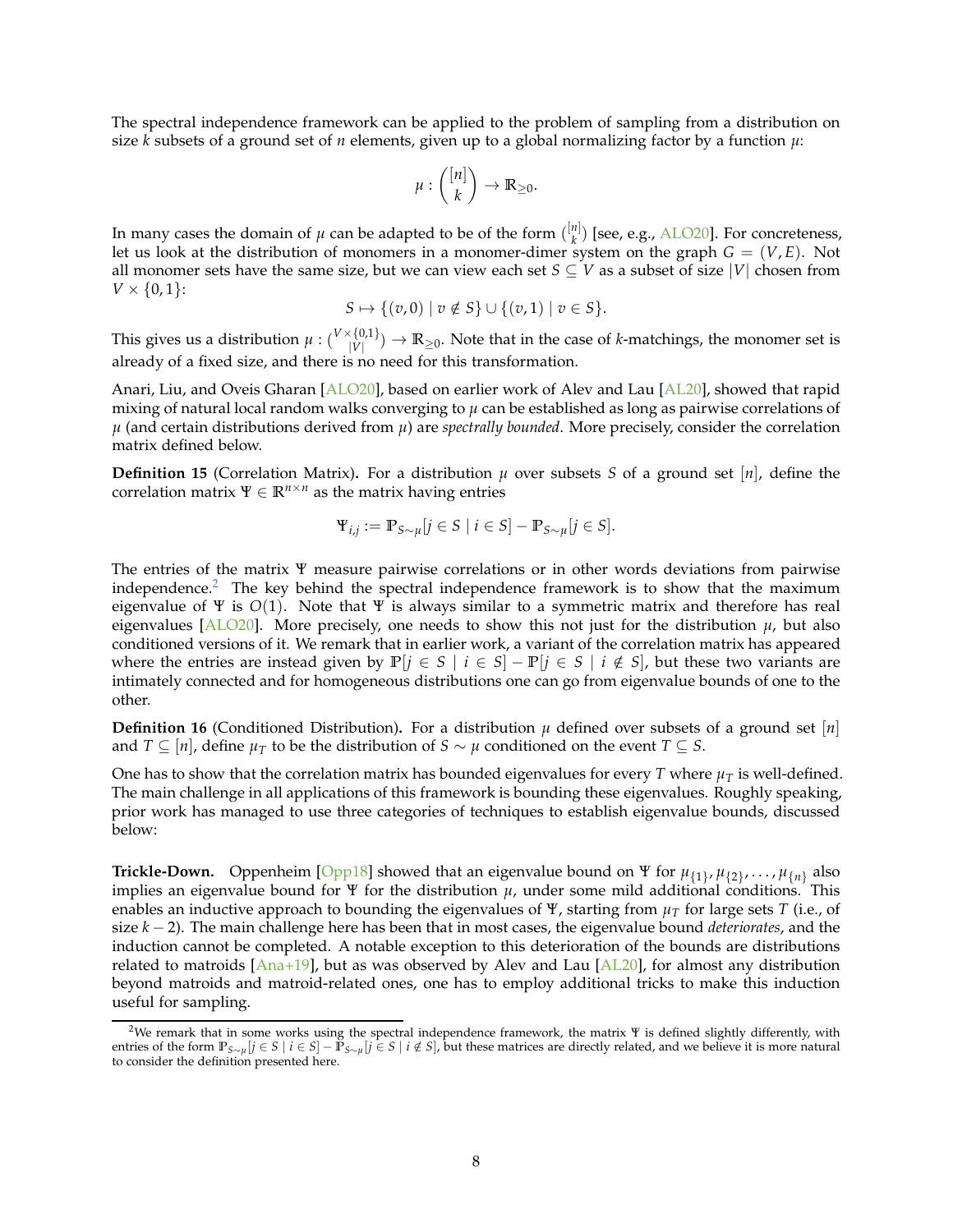The spectral independence framework can be applied to the problem of sampling from a distribution on size $k$ subsets of a ground set of $n$ elements, given up to a global normalizing factor by a function $\mu$:

$$\mu : \binom{[n]}{k} \to \mathbb{R}_{\geq 0}.$$

In many cases the domain of $\mu$ can be adapted to be of the form $\binom{[n]}{k}$ [see, e.g., ALO20]. For concreteness, let us look at the distribution of monomers in a monomer-dimer system on the graph $G = (V, E)$. Not all monomer sets have the same size, but we can view each set $S \subseteq V$ as a subset of size $|V|$ chosen from $V \times \{0, 1\}$:

$$S \mapsto \{(v, 0) \mid v \notin S\} \cup \{(v, 1) \mid v \in S\}.$$

This gives us a distribution $\mu : \binom{V \times \{0,1\}}{|V|} \to \mathbb{R}_{\geq 0}$. Note that in the case of $k$-matchings, the monomer set is already of a fixed size, and there is no need for this transformation.

Anari, Liu, and Oveis Gharan [ALO20], based on earlier work of Alev and Lau [AL20], showed that rapid mixing of natural local random walks converging to $\mu$ can be established as long as pairwise correlations of $\mu$ (and certain distributions derived from $\mu$) are *spectrally bounded*. More precisely, consider the correlation matrix defined below.

**Definition 15** (Correlation Matrix)**.** For a distribution $\mu$ over subsets $S$ of a ground set $[n]$, define the correlation matrix $\Psi \in \mathbb{R}^{n \times n}$ as the matrix having entries

$$\Psi_{i,j} := \mathbb{P}_{S \sim \mu}[j \in S \mid i \in S] - \mathbb{P}_{S \sim \mu}[j \in S].$$

The entries of the matrix $\Psi$ measure pairwise correlations or in other words deviations from pairwise independence.[2] The key behind the spectral independence framework is to show that the maximum eigenvalue of $\Psi$ is $O(1)$. Note that $\Psi$ is always similar to a symmetric matrix and therefore has real eigenvalues [ALO20]. More precisely, one needs to show this not just for the distribution $\mu$, but also conditioned versions of it. We remark that in earlier work, a variant of the correlation matrix has appeared where the entries are instead given by $\mathbb{P}[j \in S \mid i \in S] - \mathbb{P}[j \in S \mid i \notin S]$, but these two variants are intimately connected and for homogeneous distributions one can go from eigenvalue bounds of one to the other.

**Definition 16** (Conditioned Distribution)**.** For a distribution $\mu$ defined over subsets of a ground set $[n]$ and $T \subseteq [n]$, define $\mu_T$ to be the distribution of $S \sim \mu$ conditioned on the event $T \subseteq S$.

One has to show that the correlation matrix has bounded eigenvalues for every $T$ where $\mu_T$ is well-defined. The main challenge in all applications of this framework is bounding these eigenvalues. Roughly speaking, prior work has managed to use three categories of techniques to establish eigenvalue bounds, discussed below:

**Trickle-Down.** Oppenheim [Opp18] showed that an eigenvalue bound on $\Psi$ for $\mu_{\{1\}}, \mu_{\{2\}}, \ldots, \mu_{\{n\}}$ also implies an eigenvalue bound for $\Psi$ for the distribution $\mu$, under some mild additional conditions. This enables an inductive approach to bounding the eigenvalues of $\Psi$, starting from $\mu_T$ for large sets $T$ (i.e., of size $k - 2$). The main challenge here has been that in most cases, the eigenvalue bound *deteriorates*, and the induction cannot be completed. A notable exception to this deterioration of the bounds are distributions related to matroids [Ana+19], but as was observed by Alev and Lau [AL20], for almost any distribution beyond matroids and matroid-related ones, one has to employ additional tricks to make this induction useful for sampling.

[2] We remark that in some works using the spectral independence framework, the matrix $\Psi$ is defined slightly differently, with entries of the form $\mathbb{P}_{S \sim \mu}[j \in S \mid i \in S] - \mathbb{P}_{S \sim \mu}[j \in S \mid i \notin S]$, but these matrices are directly related, and we believe it is more natural to consider the definition presented here.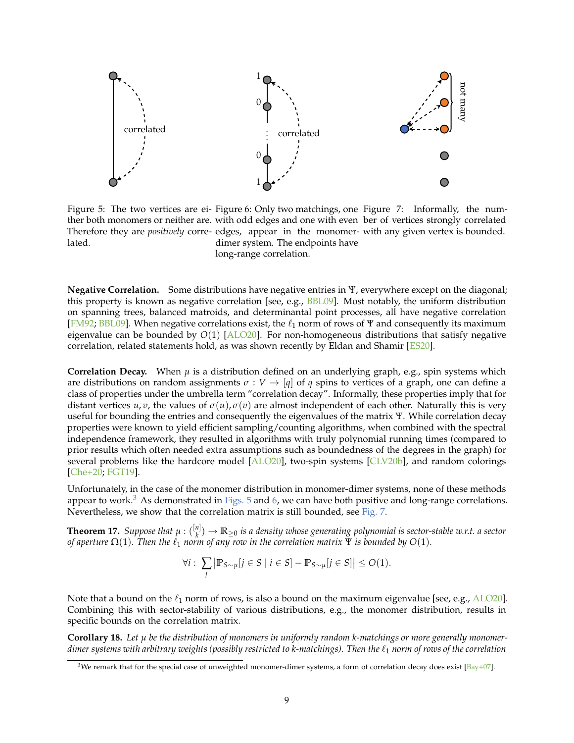Figure 5: The two vertices are either both monomers or neither are. Therefore they are *positively* correlated.

Figure 6: Only two matchings, one with odd edges and one with even edges, appear in the monomer-dimer system. The endpoints have long-range correlation.

Figure 7: Informally, the number of vertices strongly correlated with any given vertex is bounded.

**Negative Correlation.** Some distributions have negative entries in $\Psi$, everywhere except on the diagonal; this property is known as negative correlation [see, e.g., BBL09]. Most notably, the uniform distribution on spanning trees, balanced matroids, and determinantal point processes, all have negative correlation [FM92; BBL09]. When negative correlations exist, the $\ell_1$ norm of rows of $\Psi$ and consequently its maximum eigenvalue can be bounded by $O(1)$ [ALO20]. For non-homogeneous distributions that satisfy negative correlation, related statements hold, as was shown recently by Eldan and Shamir [ES20].

**Correlation Decay.** When $\mu$ is a distribution defined on an underlying graph, e.g., spin systems which are distributions on random assignments $\sigma : V \to [q]$ of $q$ spins to vertices of a graph, one can define a class of properties under the umbrella term "correlation decay". Informally, these properties imply that for distant vertices $u, v$, the values of $\sigma(u), \sigma(v)$ are almost independent of each other. Naturally this is very useful for bounding the entries and consequently the eigenvalues of the matrix $\Psi$. While correlation decay properties were known to yield efficient sampling/counting algorithms, when combined with the spectral independence framework, they resulted in algorithms with truly polynomial running times (compared to prior results which often needed extra assumptions such as boundedness of the degrees in the graph) for several problems like the hardcore model [ALO20], two-spin systems [CLV20b], and random colorings [Che+20; FGT19].

Unfortunately, in the case of the monomer distribution in monomer-dimer systems, none of these methods appear to work.[3] As demonstrated in Figs. 5 and 6, we can have both positive and long-range correlations. Nevertheless, we show that the correlation matrix is still bounded, see Fig. 7.

**Theorem 17.** *Suppose that $\mu : \binom{[n]}{k} \to \mathbb{R}_{\geq 0}$ is a density whose generating polynomial is sector-stable w.r.t. a sector of aperture $\Omega(1)$. Then the $\ell_1$ norm of any row in the correlation matrix $\Psi$ is bounded by $O(1)$.*

$$\forall i : \sum_j \left|\mathbb{P}_{S\sim\mu}[j \in S \mid i \in S] - \mathbb{P}_{S\sim\mu}[j \in S]\right| \leq O(1).$$

Note that a bound on the $\ell_1$ norm of rows, is also a bound on the maximum eigenvalue [see, e.g., ALO20]. Combining this with sector-stability of various distributions, e.g., the monomer distribution, results in specific bounds on the correlation matrix.

**Corollary 18.** *Let $\mu$ be the distribution of monomers in uniformly random $k$-matchings or more generally monomer-dimer systems with arbitrary weights (possibly restricted to $k$-matchings). Then the $\ell_1$ norm of rows of the correlation*

[3] We remark that for the special case of unweighted monomer-dimer systems, a form of correlation decay does exist [Bay+07].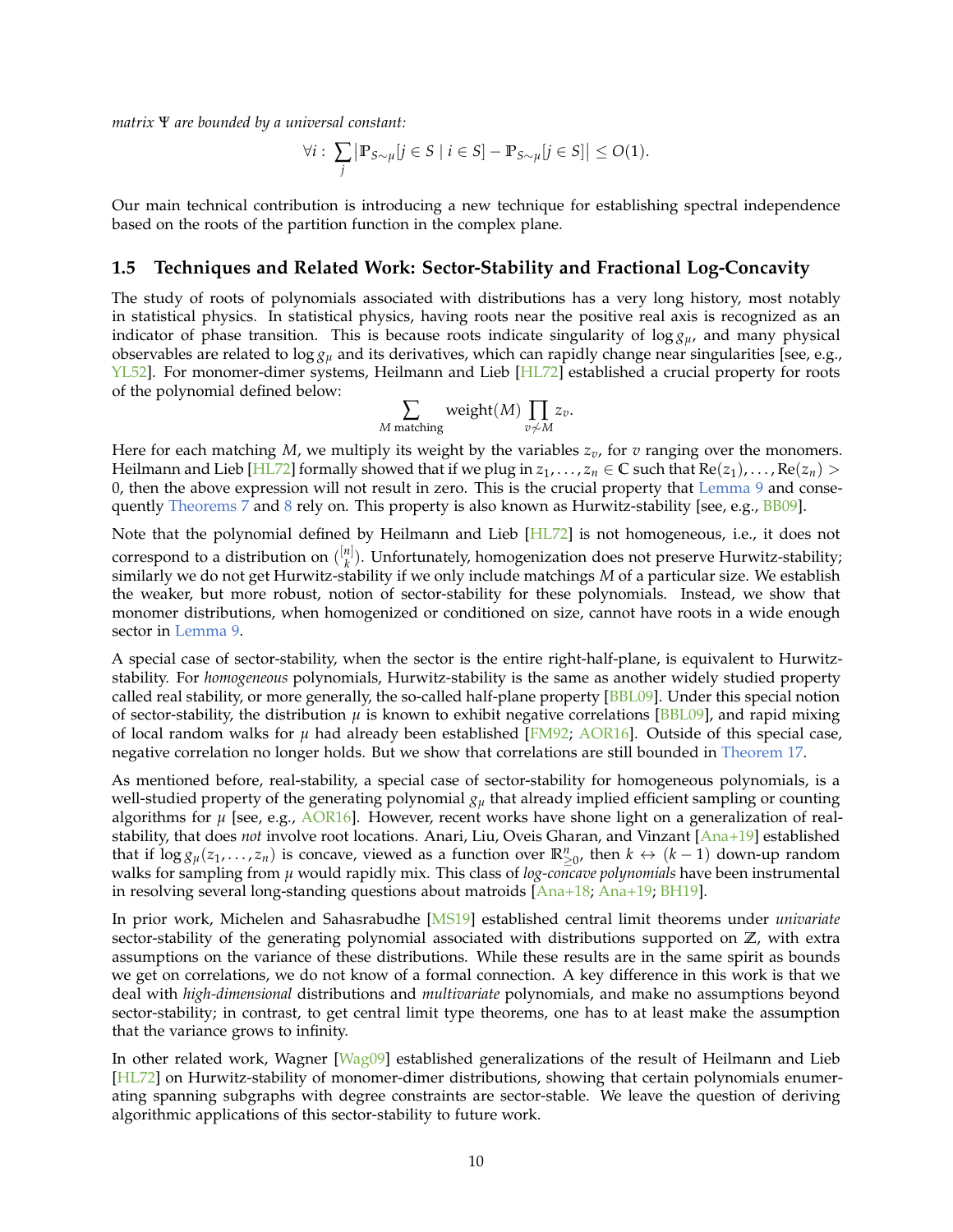*matrix $\Psi$ are bounded by a universal constant:*

$$\forall i: \sum_j \left|\mathbb{P}_{S\sim\mu}[j \in S \mid i \in S] - \mathbb{P}_{S\sim\mu}[j \in S]\right| \leq O(1).$$

Our main technical contribution is introducing a new technique for establishing spectral independence based on the roots of the partition function in the complex plane.

### 1.5 Techniques and Related Work: Sector-Stability and Fractional Log-Concavity

The study of roots of polynomials associated with distributions has a very long history, most notably in statistical physics. In statistical physics, having roots near the positive real axis is recognized as an indicator of phase transition. This is because roots indicate singularity of $\log g_\mu$, and many physical observables are related to $\log g_\mu$ and its derivatives, which can rapidly change near singularities [see, e.g., YL52]. For monomer-dimer systems, Heilmann and Lieb [HL72] established a crucial property for roots of the polynomial defined below:

$$\sum_{M \text{ matching}} \text{weight}(M) \prod_{v \not\sim M} z_v.$$

Here for each matching $M$, we multiply its weight by the variables $z_v$, for $v$ ranging over the monomers. Heilmann and Lieb [HL72] formally showed that if we plug in $z_1, \dots, z_n \in \mathbb{C}$ such that $\mathrm{Re}(z_1), \dots, \mathrm{Re}(z_n) > 0$, then the above expression will not result in zero. This is the crucial property that Lemma 9 and consequently Theorems 7 and 8 rely on. This property is also known as Hurwitz-stability [see, e.g., BB09].

Note that the polynomial defined by Heilmann and Lieb [HL72] is not homogeneous, i.e., it does not correspond to a distribution on $\binom{[n]}{k}$. Unfortunately, homogenization does not preserve Hurwitz-stability; similarly we do not get Hurwitz-stability if we only include matchings $M$ of a particular size. We establish the weaker, but more robust, notion of sector-stability for these polynomials. Instead, we show that monomer distributions, when homogenized or conditioned on size, cannot have roots in a wide enough sector in Lemma 9.

A special case of sector-stability, when the sector is the entire right-half-plane, is equivalent to Hurwitz-stability. For *homogeneous* polynomials, Hurwitz-stability is the same as another widely studied property called real stability, or more generally, the so-called half-plane property [BBL09]. Under this special notion of sector-stability, the distribution $\mu$ is known to exhibit negative correlations [BBL09], and rapid mixing of local random walks for $\mu$ had already been established [FM92; AOR16]. Outside of this special case, negative correlation no longer holds. But we show that correlations are still bounded in Theorem 17.

As mentioned before, real-stability, a special case of sector-stability for homogeneous polynomials, is a well-studied property of the generating polynomial $g_\mu$ that already implied efficient sampling or counting algorithms for $\mu$ [see, e.g., AOR16]. However, recent works have shone light on a generalization of real-stability, that does *not* involve root locations. Anari, Liu, Oveis Gharan, and Vinzant [Ana+19] established that if $\log g_\mu(z_1, \dots, z_n)$ is concave, viewed as a function over $\mathbb{R}^n_{\geq 0}$, then $k \leftrightarrow (k-1)$ down-up random walks for sampling from $\mu$ would rapidly mix. This class of *log-concave polynomials* have been instrumental in resolving several long-standing questions about matroids [Ana+18; Ana+19; BH19].

In prior work, Michelen and Sahasrabudhe [MS19] established central limit theorems under *univariate* sector-stability of the generating polynomial associated with distributions supported on $\mathbb{Z}$, with extra assumptions on the variance of these distributions. While these results are in the same spirit as bounds we get on correlations, we do not know of a formal connection. A key difference in this work is that we deal with *high-dimensional* distributions and *multivariate* polynomials, and make no assumptions beyond sector-stability; in contrast, to get central limit type theorems, one has to at least make the assumption that the variance grows to infinity.

In other related work, Wagner [Wag09] established generalizations of the result of Heilmann and Lieb [HL72] on Hurwitz-stability of monomer-dimer distributions, showing that certain polynomials enumerating spanning subgraphs with degree constraints are sector-stable. We leave the question of deriving algorithmic applications of this sector-stability to future work.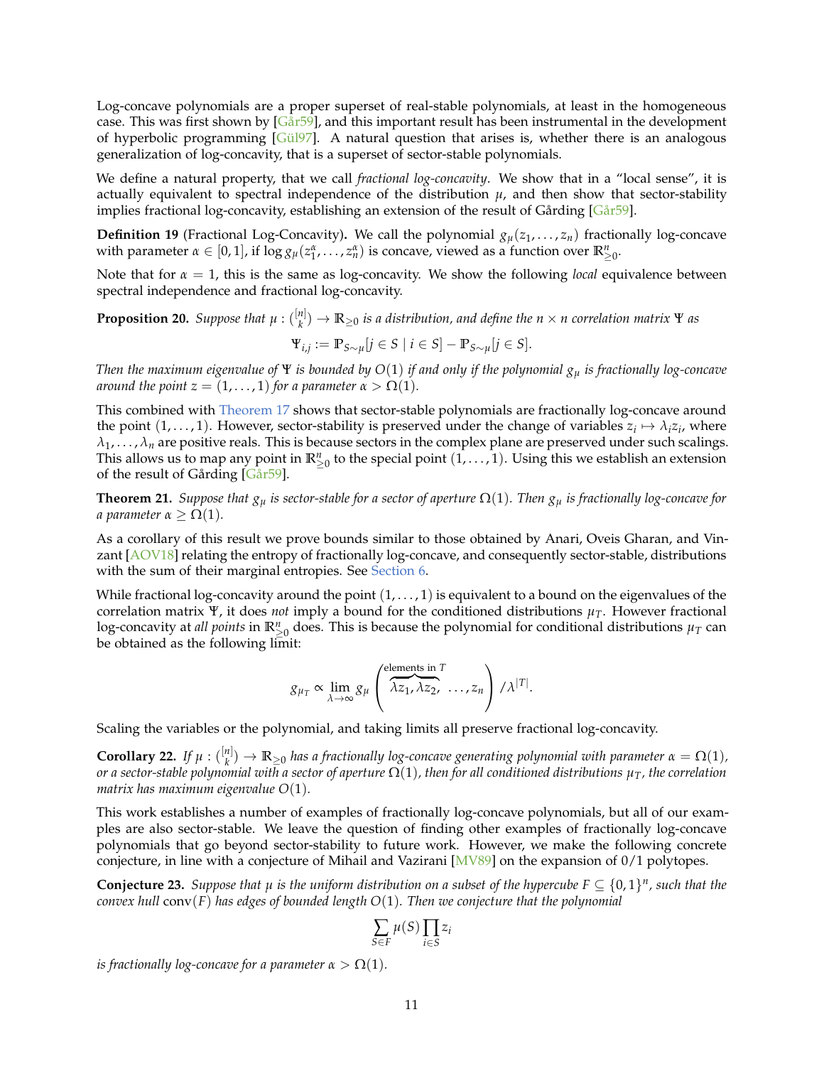Log-concave polynomials are a proper superset of real-stable polynomials, at least in the homogeneous case. This was first shown by [Går59], and this important result has been instrumental in the development of hyperbolic programming [Gül97]. A natural question that arises is, whether there is an analogous generalization of log-concavity, that is a superset of sector-stable polynomials.

We define a natural property, that we call *fractional log-concavity*. We show that in a "local sense", it is actually equivalent to spectral independence of the distribution $\mu$, and then show that sector-stability implies fractional log-concavity, establishing an extension of the result of Gårding [Går59].

**Definition 19** (Fractional Log-Concavity)**.** We call the polynomial $g_\mu(z_1, \dots, z_n)$ fractionally log-concave with parameter $\alpha \in [0,1]$, if $\log g_\mu(z_1^\alpha, \dots, z_n^\alpha)$ is concave, viewed as a function over $\mathbb{R}^n_{\geq 0}$.

Note that for $\alpha = 1$, this is the same as log-concavity. We show the following *local* equivalence between spectral independence and fractional log-concavity.

**Proposition 20.** *Suppose that $\mu : \binom{[n]}{k} \to \mathbb{R}_{\geq 0}$ is a distribution, and define the $n \times n$ correlation matrix $\Psi$ as*

$$\Psi_{i,j} := \mathbb{P}_{S\sim\mu}[j \in S \mid i \in S] - \mathbb{P}_{S\sim\mu}[j \in S].$$

*Then the maximum eigenvalue of $\Psi$ is bounded by $O(1)$ if and only if the polynomial $g_\mu$ is fractionally log-concave around the point $z = (1, \dots, 1)$ for a parameter $\alpha > \Omega(1)$.*

This combined with Theorem 17 shows that sector-stable polynomials are fractionally log-concave around the point $(1, \dots, 1)$. However, sector-stability is preserved under the change of variables $z_i \mapsto \lambda_i z_i$, where $\lambda_1, \dots, \lambda_n$ are positive reals. This is because sectors in the complex plane are preserved under such scalings. This allows us to map any point in $\mathbb{R}^n_{\geq 0}$ to the special point $(1, \dots, 1)$. Using this we establish an extension of the result of Gårding [Går59].

**Theorem 21.** *Suppose that $g_\mu$ is sector-stable for a sector of aperture $\Omega(1)$. Then $g_\mu$ is fractionally log-concave for a parameter $\alpha \geq \Omega(1)$.*

As a corollary of this result we prove bounds similar to those obtained by Anari, Oveis Gharan, and Vinzant [AOV18] relating the entropy of fractionally log-concave, and consequently sector-stable, distributions with the sum of their marginal entropies. See Section 6.

While fractional log-concavity around the point $(1, \dots, 1)$ is equivalent to a bound on the eigenvalues of the correlation matrix $\Psi$, it does *not* imply a bound for the conditioned distributions $\mu_T$. However fractional log-concavity at *all points* in $\mathbb{R}^n_{\geq 0}$ does. This is because the polynomial for conditional distributions $\mu_T$ can be obtained as the following limit:

$$g_{\mu_T} \propto \lim_{\lambda \to \infty} g_\mu\left(\overbrace{\lambda z_1, \lambda z_2,}^{\text{elements in } T} \dots, z_n\right) / \lambda^{|T|}.$$

Scaling the variables or the polynomial, and taking limits all preserve fractional log-concavity.

**Corollary 22.** *If $\mu : \binom{[n]}{k} \to \mathbb{R}_{\geq 0}$ has a fractionally log-concave generating polynomial with parameter $\alpha = \Omega(1)$, or a sector-stable polynomial with a sector of aperture $\Omega(1)$, then for all conditioned distributions $\mu_T$, the correlation matrix has maximum eigenvalue $O(1)$.*

This work establishes a number of examples of fractionally log-concave polynomials, but all of our examples are also sector-stable. We leave the question of finding other examples of fractionally log-concave polynomials that go beyond sector-stability to future work. However, we make the following concrete conjecture, in line with a conjecture of Mihail and Vazirani [MV89] on the expansion of $0/1$ polytopes.

**Conjecture 23.** *Suppose that $\mu$ is the uniform distribution on a subset of the hypercube $F \subseteq \{0,1\}^n$, such that the convex hull $\operatorname{conv}(F)$ has edges of bounded length $O(1)$. Then we conjecture that the polynomial*

$$\sum_{S \in F} \mu(S) \prod_{i \in S} z_i$$

*is fractionally log-concave for a parameter $\alpha > \Omega(1)$.*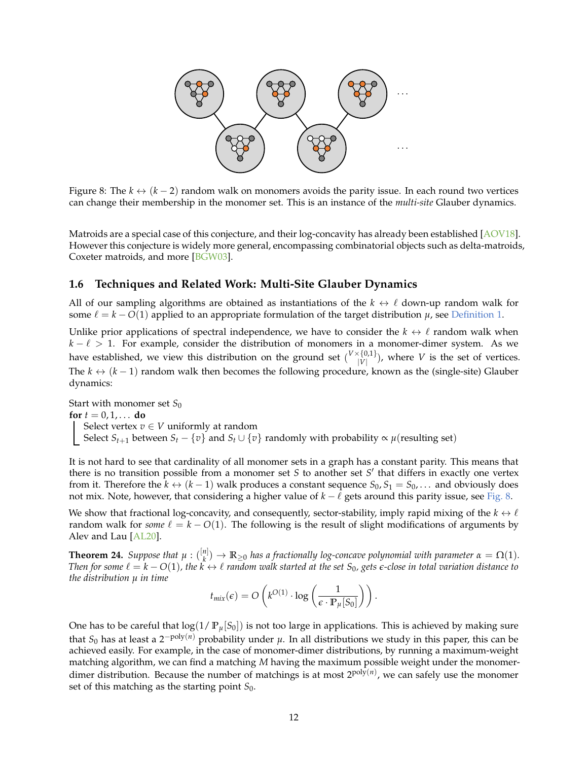Figure 8: The $k \leftrightarrow (k-2)$ random walk on monomers avoids the parity issue. In each round two vertices can change their membership in the monomer set. This is an instance of the *multi-site* Glauber dynamics.

Matroids are a special case of this conjecture, and their log-concavity has already been established [AOV18]. However this conjecture is widely more general, encompassing combinatorial objects such as delta-matroids, Coxeter matroids, and more [BGW03].

### 1.6 Techniques and Related Work: Multi-Site Glauber Dynamics

All of our sampling algorithms are obtained as instantiations of the $k \leftrightarrow \ell$ down-up random walk for some $\ell = k - O(1)$ applied to an appropriate formulation of the target distribution $\mu$, see Definition 1.

Unlike prior applications of spectral independence, we have to consider the $k \leftrightarrow \ell$ random walk when $k - \ell > 1$. For example, consider the distribution of monomers in a monomer-dimer system. As we have established, we view this distribution on the ground set $\binom{V \times \{0,1\}}{|V|}$, where $V$ is the set of vertices. The $k \leftrightarrow (k-1)$ random walk then becomes the following procedure, known as the (single-site) Glauber dynamics:

Start with monomer set $S_0$
**for** $t = 0, 1, \dots$ **do**
  Select vertex $v \in V$ uniformly at random
  Select $S_{t+1}$ between $S_t - \{v\}$ and $S_t \cup \{v\}$ randomly with probability $\propto \mu(\text{resulting set})$

It is not hard to see that cardinality of all monomer sets in a graph has a constant parity. This means that there is no transition possible from a monomer set $S$ to another set $S'$ that differs in exactly one vertex from it. Therefore the $k \leftrightarrow (k-1)$ walk produces a constant sequence $S_0, S_1 = S_0, \dots$ and obviously does not mix. Note, however, that considering a higher value of $k - \ell$ gets around this parity issue, see Fig. 8.

We show that fractional log-concavity, and consequently, sector-stability, imply rapid mixing of the $k \leftrightarrow \ell$ random walk for *some* $\ell = k - O(1)$. The following is the result of slight modifications of arguments by Alev and Lau [AL20].

**Theorem 24.** *Suppose that $\mu : \binom{[n]}{k} \to \mathbb{R}_{\geq 0}$ has a fractionally log-concave polynomial with parameter $\alpha = \Omega(1)$. Then for some $\ell = k - O(1)$, the $k \leftrightarrow \ell$ random walk started at the set $S_0$, gets $\epsilon$-close in total variation distance to the distribution $\mu$ in time*

$$t_{mix}(\epsilon) = O\left(k^{O(1)} \cdot \log\left(\frac{1}{\epsilon \cdot \mathbb{P}_\mu[S_0]}\right)\right).$$

One has to be careful that $\log(1/\mathbb{P}_\mu[S_0])$ is not too large in applications. This is achieved by making sure that $S_0$ has at least a $2^{-\text{poly}(n)}$ probability under $\mu$. In all distributions we study in this paper, this can be achieved easily. For example, in the case of monomer-dimer distributions, by running a maximum-weight matching algorithm, we can find a matching $M$ having the maximum possible weight under the monomer-dimer distribution. Because the number of matchings is at most $2^{\text{poly}(n)}$, we can safely use the monomer set of this matching as the starting point $S_0$.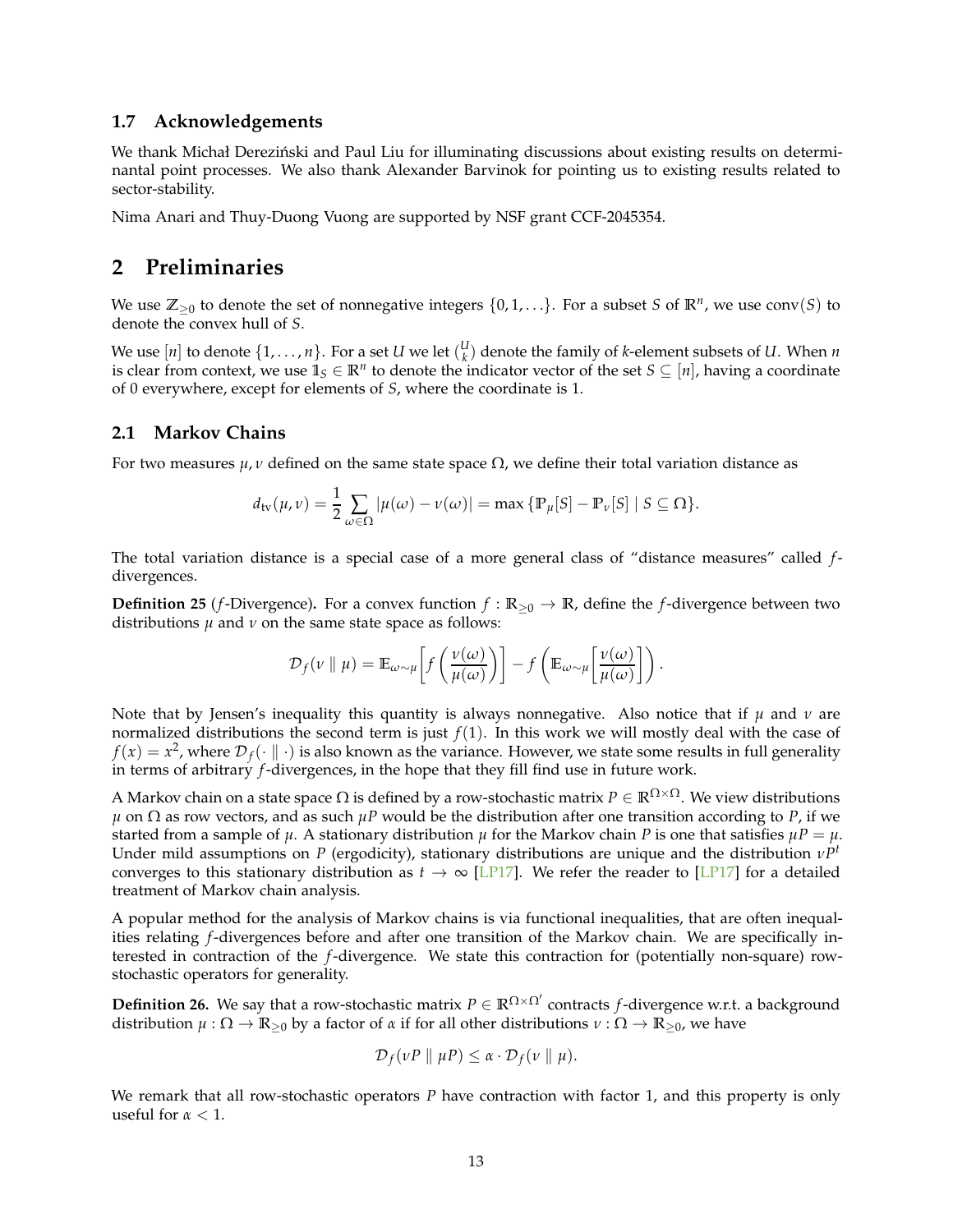### 1.7 Acknowledgements

We thank Michał Dereziński and Paul Liu for illuminating discussions about existing results on determinantal point processes. We also thank Alexander Barvinok for pointing us to existing results related to sector-stability.

Nima Anari and Thuy-Duong Vuong are supported by NSF grant CCF-2045354.

## 2 Preliminaries

We use $\mathbb{Z}_{\geq 0}$ to denote the set of nonnegative integers $\{0, 1, \ldots\}$. For a subset $S$ of $\mathbb{R}^n$, we use $\operatorname{conv}(S)$ to denote the convex hull of $S$.

We use $[n]$ to denote $\{1, \ldots, n\}$. For a set $U$ we let $\binom{U}{k}$ denote the family of $k$-element subsets of $U$. When $n$ is clear from context, we use $\mathbb{1}_S \in \mathbb{R}^n$ to denote the indicator vector of the set $S \subseteq [n]$, having a coordinate of 0 everywhere, except for elements of $S$, where the coordinate is 1.

### 2.1 Markov Chains

For two measures $\mu, \nu$ defined on the same state space $\Omega$, we define their total variation distance as

$$d_{\text{tv}}(\mu, \nu) = \frac{1}{2} \sum_{\omega \in \Omega} |\mu(\omega) - \nu(\omega)| = \max \{\mathbb{P}_\mu[S] - \mathbb{P}_\nu[S] \mid S \subseteq \Omega\}.$$

The total variation distance is a special case of a more general class of "distance measures" called $f$-divergences.

**Definition 25** ($f$-Divergence)**.** For a convex function $f : \mathbb{R}_{\geq 0} \to \mathbb{R}$, define the $f$-divergence between two distributions $\mu$ and $\nu$ on the same state space as follows:

$$\mathcal{D}_f(\nu \parallel \mu) = \mathbb{E}_{\omega \sim \mu}\left[f\left(\frac{\nu(\omega)}{\mu(\omega)}\right)\right] - f\left(\mathbb{E}_{\omega \sim \mu}\left[\frac{\nu(\omega)}{\mu(\omega)}\right]\right).$$

Note that by Jensen's inequality this quantity is always nonnegative. Also notice that if $\mu$ and $\nu$ are normalized distributions the second term is just $f(1)$. In this work we will mostly deal with the case of $f(x) = x^2$, where $\mathcal{D}_f(\cdot \parallel \cdot)$ is also known as the variance. However, we state some results in full generality in terms of arbitrary $f$-divergences, in the hope that they fill find use in future work.

A Markov chain on a state space $\Omega$ is defined by a row-stochastic matrix $P \in \mathbb{R}^{\Omega \times \Omega}$. We view distributions $\mu$ on $\Omega$ as row vectors, and as such $\mu P$ would be the distribution after one transition according to $P$, if we started from a sample of $\mu$. A stationary distribution $\mu$ for the Markov chain $P$ is one that satisfies $\mu P = \mu$. Under mild assumptions on $P$ (ergodicity), stationary distributions are unique and the distribution $\nu P^t$ converges to this stationary distribution as $t \to \infty$ [LP17]. We refer the reader to [LP17] for a detailed treatment of Markov chain analysis.

A popular method for the analysis of Markov chains is via functional inequalities, that are often inequalities relating $f$-divergences before and after one transition of the Markov chain. We are specifically interested in contraction of the $f$-divergence. We state this contraction for (potentially non-square) row-stochastic operators for generality.

**Definition 26.** We say that a row-stochastic matrix $P \in \mathbb{R}^{\Omega \times \Omega'}$ contracts $f$-divergence w.r.t. a background distribution $\mu : \Omega \to \mathbb{R}_{\geq 0}$ by a factor of $\alpha$ if for all other distributions $\nu : \Omega \to \mathbb{R}_{\geq 0}$, we have

$$\mathcal{D}_f(\nu P \parallel \mu P) \leq \alpha \cdot \mathcal{D}_f(\nu \parallel \mu).$$

We remark that all row-stochastic operators $P$ have contraction with factor 1, and this property is only useful for $\alpha < 1$.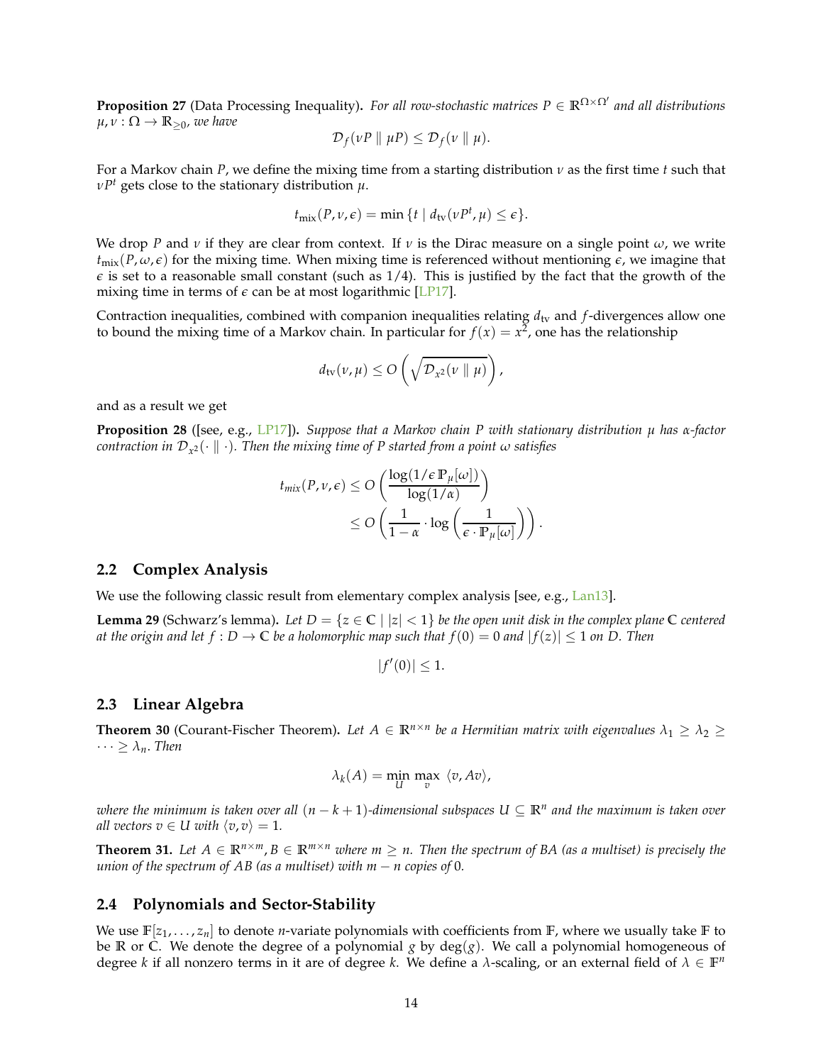**Proposition 27** (Data Processing Inequality)**.** *For all row-stochastic matrices $P \in \mathbb{R}^{\Omega \times \Omega'}$ and all distributions $\mu, \nu : \Omega \to \mathbb{R}_{\geq 0}$, we have*

$$\mathcal{D}_f(\nu P \parallel \mu P) \leq \mathcal{D}_f(\nu \parallel \mu).$$

For a Markov chain $P$, we define the mixing time from a starting distribution $\nu$ as the first time $t$ such that $\nu P^t$ gets close to the stationary distribution $\mu$.

$$t_{\text{mix}}(P, \nu, \epsilon) = \min \{t \mid d_{\text{tv}}(\nu P^t, \mu) \leq \epsilon\}.$$

We drop $P$ and $\nu$ if they are clear from context. If $\nu$ is the Dirac measure on a single point $\omega$, we write $t_{\text{mix}}(P, \omega, \epsilon)$ for the mixing time. When mixing time is referenced without mentioning $\epsilon$, we imagine that $\epsilon$ is set to a reasonable small constant (such as $1/4$). This is justified by the fact that the growth of the mixing time in terms of $\epsilon$ can be at most logarithmic [LP17].

Contraction inequalities, combined with companion inequalities relating $d_{\text{tv}}$ and $f$-divergences allow one to bound the mixing time of a Markov chain. In particular for $f(x) = x^2$, one has the relationship

$$d_{\text{tv}}(\nu, \mu) \leq O\left(\sqrt{\mathcal{D}_{x^2}(\nu \parallel \mu)}\right),$$

and as a result we get

**Proposition 28** ([see, e.g., LP17])**.** *Suppose that a Markov chain $P$ with stationary distribution $\mu$ has $\alpha$-factor contraction in $\mathcal{D}_{x^2}(\cdot \parallel \cdot)$. Then the mixing time of $P$ started from a point $\omega$ satisfies*

$$\begin{aligned} t_{mix}(P, \nu, \epsilon) &\leq O\left(\frac{\log(1/\epsilon\, \mathbb{P}_\mu[\omega])}{\log(1/\alpha)}\right) \\ &\leq O\left(\frac{1}{1-\alpha} \cdot \log\left(\frac{1}{\epsilon \cdot \mathbb{P}_\mu[\omega]}\right)\right). \end{aligned}$$

## 2.2 Complex Analysis

We use the following classic result from elementary complex analysis [see, e.g., Lan13].

**Lemma 29** (Schwarz's lemma)**.** *Let $D = \{z \in \mathbb{C} \mid |z| < 1\}$ be the open unit disk in the complex plane $\mathbb{C}$ centered at the origin and let $f : D \to \mathbb{C}$ be a holomorphic map such that $f(0) = 0$ and $|f(z)| \leq 1$ on $D$. Then*

$$|f'(0)| \leq 1.$$

## 2.3 Linear Algebra

**Theorem 30** (Courant-Fischer Theorem)**.** *Let $A \in \mathbb{R}^{n \times n}$ be a Hermitian matrix with eigenvalues $\lambda_1 \geq \lambda_2 \geq \cdots \geq \lambda_n$. Then*

$$\lambda_k(A) = \min_U \max_v \langle v, Av \rangle,$$

*where the minimum is taken over all $(n-k+1)$-dimensional subspaces $U \subseteq \mathbb{R}^n$ and the maximum is taken over all vectors $v \in U$ with $\langle v, v \rangle = 1$.*

**Theorem 31.** *Let $A \in \mathbb{R}^{n \times m}, B \in \mathbb{R}^{m \times n}$ where $m \geq n$. Then the spectrum of $BA$ (as a multiset) is precisely the union of the spectrum of $AB$ (as a multiset) with $m - n$ copies of $0$.*

## 2.4 Polynomials and Sector-Stability

We use $\mathbb{F}[z_1, \ldots, z_n]$ to denote $n$-variate polynomials with coefficients from $\mathbb{F}$, where we usually take $\mathbb{F}$ to be $\mathbb{R}$ or $\mathbb{C}$. We denote the degree of a polynomial $g$ by $\deg(g)$. We call a polynomial homogeneous of degree $k$ if all nonzero terms in it are of degree $k$. We define a $\lambda$-scaling, or an external field of $\lambda \in \mathbb{F}^n$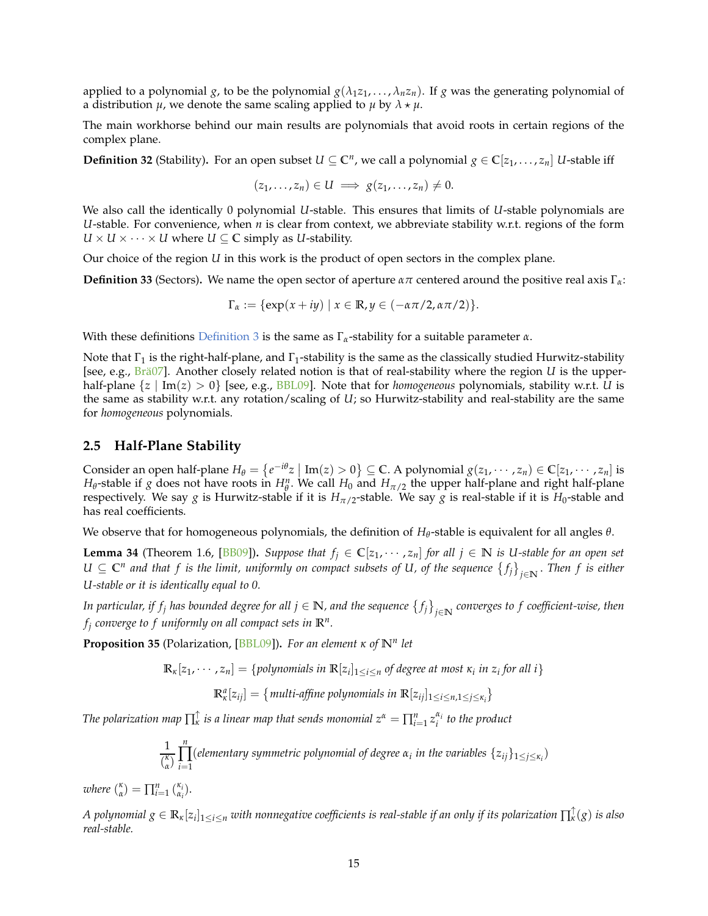applied to a polynomial $g$, to be the polynomial $g(\lambda_1 z_1, \dots, \lambda_n z_n)$. If $g$ was the generating polynomial of a distribution $\mu$, we denote the same scaling applied to $\mu$ by $\lambda \star \mu$.

The main workhorse behind our main results are polynomials that avoid roots in certain regions of the complex plane.

**Definition 32** (Stability)**.** For an open subset $U \subseteq \mathbb{C}^n$, we call a polynomial $g \in \mathbb{C}[z_1, \dots, z_n]$ $U$-stable iff

$$(z_1, \dots, z_n) \in U \implies g(z_1, \dots, z_n) \neq 0.$$

We also call the identically 0 polynomial $U$-stable. This ensures that limits of $U$-stable polynomials are $U$-stable. For convenience, when $n$ is clear from context, we abbreviate stability w.r.t. regions of the form $U \times U \times \cdots \times U$ where $U \subseteq \mathbb{C}$ simply as $U$-stability.

Our choice of the region $U$ in this work is the product of open sectors in the complex plane.

**Definition 33** (Sectors)**.** We name the open sector of aperture $\alpha\pi$ centered around the positive real axis $\Gamma_\alpha$:

$$\Gamma_\alpha := \{\exp(x + iy) \mid x \in \mathbb{R}, y \in (-\alpha\pi/2, \alpha\pi/2)\}.$$

With these definitions Definition 3 is the same as $\Gamma_\alpha$-stability for a suitable parameter $\alpha$.

Note that $\Gamma_1$ is the right-half-plane, and $\Gamma_1$-stability is the same as the classically studied Hurwitz-stability [see, e.g., Brä07]. Another closely related notion is that of real-stability where the region $U$ is the upper-half-plane $\{z \mid \operatorname{Im}(z) > 0\}$ [see, e.g., BBL09]. Note that for *homogeneous* polynomials, stability w.r.t. $U$ is the same as stability w.r.t. any rotation/scaling of $U$; so Hurwitz-stability and real-stability are the same for *homogeneous* polynomials.

### 2.5 Half-Plane Stability

Consider an open half-plane $H_\theta = \{e^{-i\theta} z \mid \operatorname{Im}(z) > 0\} \subseteq \mathbb{C}$. A polynomial $g(z_1, \cdots, z_n) \in \mathbb{C}[z_1, \cdots, z_n]$ is $H_\theta$-stable if $g$ does not have roots in $H_\theta^n$. We call $H_0$ and $H_{\pi/2}$ the upper half-plane and right half-plane respectively. We say $g$ is Hurwitz-stable if it is $H_{\pi/2}$-stable. We say $g$ is real-stable if it is $H_0$-stable and has real coefficients.

We observe that for homogeneous polynomials, the definition of $H_\theta$-stable is equivalent for all angles $\theta$.

**Lemma 34** (Theorem 1.6, [BB09])**.** *Suppose that $f_j \in \mathbb{C}[z_1, \cdots, z_n]$ for all $j \in \mathbb{N}$ is $U$-stable for an open set $U \subseteq \mathbb{C}^n$ and that $f$ is the limit, uniformly on compact subsets of $U$, of the sequence $\{f_j\}_{j \in \mathbb{N}}$. Then $f$ is either $U$-stable or it is identically equal to 0.*

*In particular, if $f_j$ has bounded degree for all $j \in \mathbb{N}$, and the sequence $\{f_j\}_{j \in \mathbb{N}}$ converges to $f$ coefficient-wise, then $f_j$ converge to $f$ uniformly on all compact sets in $\mathbb{R}^n$.*

**Proposition 35** (Polarization, [BBL09])**.** *For an element $\kappa$ of $\mathbb{N}^n$ let*

$$\mathbb{R}_\kappa[z_1, \cdots, z_n] = \{\text{polynomials in } \mathbb{R}[z_i]_{1 \le i \le n} \text{ of degree at most } \kappa_i \text{ in } z_i \text{ for all } i\}$$

$$\mathbb{R}^a_\kappa[z_{ij}] = \{\text{multi-affine polynomials in } \mathbb{R}[z_{ij}]_{1 \le i \le n, 1 \le j \le \kappa_i}\}$$

*The polarization map $\prod_\kappa^\uparrow$ is a linear map that sends monomial $z^\alpha = \prod_{i=1}^n z_i^{\alpha_i}$ to the product*

$$\frac{1}{\binom{\kappa}{\alpha}} \prod_{i=1}^n (\text{elementary symmetric polynomial of degree } \alpha_i \text{ in the variables } \{z_{ij}\}_{1 \le j \le \kappa_i})$$

*where $\binom{\kappa}{\alpha} = \prod_{i=1}^n \binom{\kappa_i}{\alpha_i}$.*

*A polynomial $g \in \mathbb{R}_\kappa[z_i]_{1 \le i \le n}$ with nonnegative coefficients is real-stable if an only if its polarization $\prod_\kappa^\uparrow(g)$ is also real-stable.*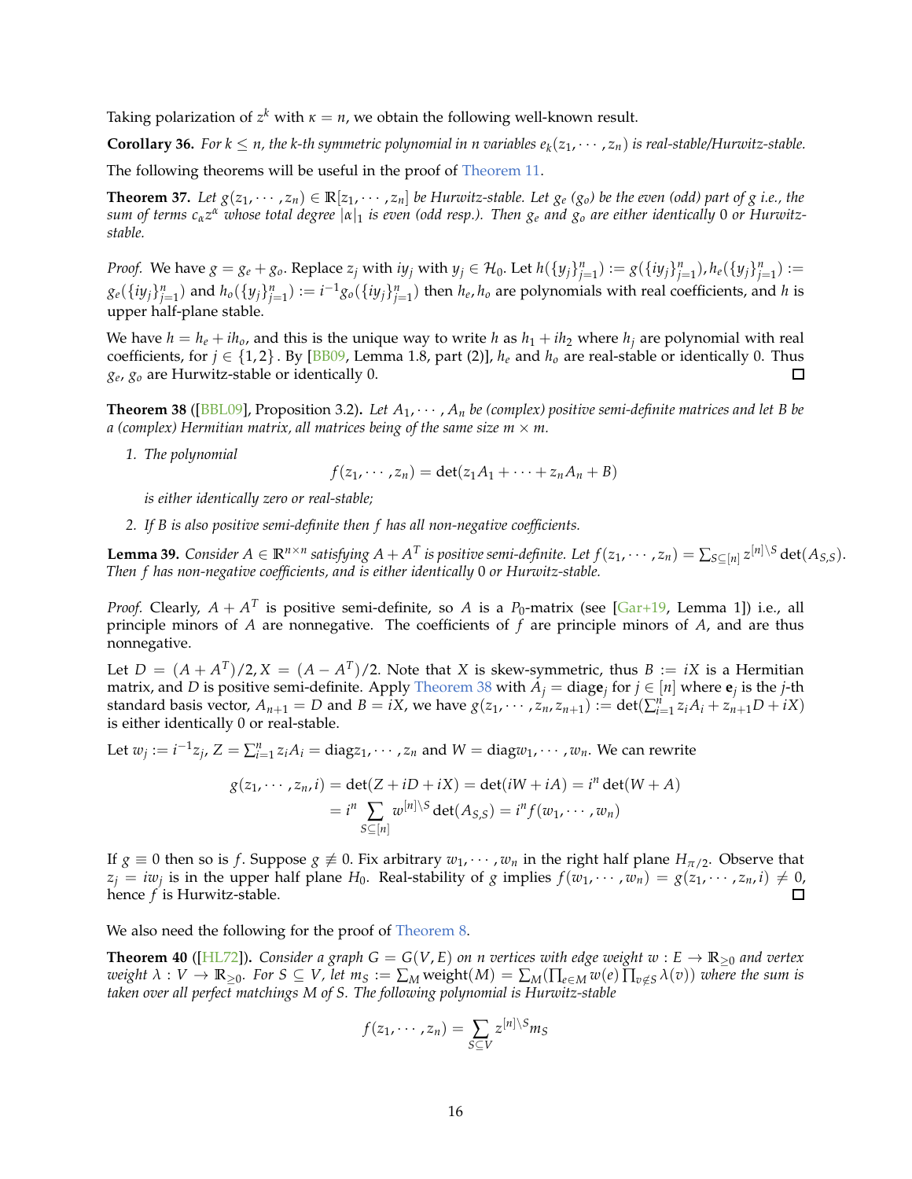Taking polarization of $z^k$ with $\kappa = n$, we obtain the following well-known result.

**Corollary 36.** *For $k \leq n$, the k-th symmetric polynomial in n variables $e_k(z_1, \cdots, z_n)$ is real-stable/Hurwitz-stable.*

The following theorems will be useful in the proof of Theorem 11.

**Theorem 37.** *Let $g(z_1, \cdots, z_n) \in \mathbb{R}[z_1, \cdots, z_n]$ be Hurwitz-stable. Let $g_e$ ($g_o$) be the even (odd) part of $g$ i.e., the sum of terms $c_\alpha z^\alpha$ whose total degree $|\alpha|_1$ is even (odd resp.). Then $g_e$ and $g_o$ are either identically 0 or Hurwitz-stable.*

*Proof.* We have $g = g_e + g_o$. Replace $z_j$ with $iy_j$ with $y_j \in \mathcal{H}_0$. Let $h(\{y_j\}_{j=1}^n) := g(\{iy_j\}_{j=1}^n), h_e(\{y_j\}_{j=1}^n) := g_e(\{iy_j\}_{j=1}^n)$ and $h_o(\{y_j\}_{j=1}^n) := i^{-1} g_o(\{iy_j\}_{j=1}^n)$ then $h_e, h_o$ are polynomials with real coefficients, and $h$ is upper half-plane stable.

We have $h = h_e + ih_o$, and this is the unique way to write $h$ as $h_1 + ih_2$ where $h_j$ are polynomial with real coefficients, for $j \in \{1, 2\}$. By [BB09, Lemma 1.8, part (2)], $h_e$ and $h_o$ are real-stable or identically 0. Thus $g_e, g_o$ are Hurwitz-stable or identically 0. ☐

**Theorem 38** ([BBL09], Proposition 3.2)**.** *Let $A_1, \cdots, A_n$ be (complex) positive semi-definite matrices and let $B$ be a (complex) Hermitian matrix, all matrices being of the same size $m \times m$.*

1. *The polynomial*
$$f(z_1, \cdots, z_n) = \det(z_1 A_1 + \cdots + z_n A_n + B)$$
*is either identically zero or real-stable;*

2. *If $B$ is also positive semi-definite then $f$ has all non-negative coefficients.*

**Lemma 39.** *Consider $A \in \mathbb{R}^{n \times n}$ satisfying $A + A^T$ is positive semi-definite. Let $f(z_1, \cdots, z_n) = \sum_{S \subseteq [n]} z^{[n] \setminus S} \det(A_{S,S})$. Then $f$ has non-negative coefficients, and is either identically 0 or Hurwitz-stable.*

*Proof.* Clearly, $A + A^T$ is positive semi-definite, so $A$ is a $P_0$-matrix (see [Gar+19, Lemma 1]) i.e., all principle minors of $A$ are nonnegative. The coefficients of $f$ are principle minors of $A$, and are thus nonnegative.

Let $D = (A + A^T)/2, X = (A - A^T)/2$. Note that $X$ is skew-symmetric, thus $B := iX$ is a Hermitian matrix, and $D$ is positive semi-definite. Apply Theorem 38 with $A_j = \text{diag}\mathbf{e}_j$ for $j \in [n]$ where $\mathbf{e}_j$ is the $j$-th standard basis vector, $A_{n+1} = D$ and $B = iX$, we have $g(z_1, \cdots, z_n, z_{n+1}) := \det(\sum_{i=1}^n z_i A_i + z_{n+1} D + iX)$ is either identically 0 or real-stable.

Let $w_j := i^{-1} z_j$, $Z = \sum_{i=1}^n z_i A_i = \text{diag} z_1, \cdots, z_n$ and $W = \text{diag} w_1, \cdots, w_n$. We can rewrite

$$\begin{aligned} g(z_1, \cdots, z_n, i) = \det(Z + iD + iX) = \det(iW + iA) = i^n \det(W + A) \\ = i^n \sum_{S \subseteq [n]} w^{[n] \setminus S} \det(A_{S,S}) = i^n f(w_1, \cdots, w_n) \end{aligned}$$

If $g \equiv 0$ then so is $f$. Suppose $g \not\equiv 0$. Fix arbitrary $w_1, \cdots, w_n$ in the right half plane $H_{\pi/2}$. Observe that $z_j = iw_j$ is in the upper half plane $H_0$. Real-stability of $g$ implies $f(w_1, \cdots, w_n) = g(z_1, \cdots, z_n, i) \neq 0$, hence $f$ is Hurwitz-stable. ☐

We also need the following for the proof of Theorem 8.

**Theorem 40** ([HL72])**.** *Consider a graph $G = G(V, E)$ on $n$ vertices with edge weight $w : E \to \mathbb{R}_{\geq 0}$ and vertex weight $\lambda : V \to \mathbb{R}_{\geq 0}$. For $S \subseteq V$, let $m_S := \sum_M \text{weight}(M) = \sum_M (\prod_{e \in M} w(e) \prod_{v \notin S} \lambda(v))$ where the sum is taken over all perfect matchings $M$ of $S$. The following polynomial is Hurwitz-stable*

$$f(z_1, \cdots, z_n) = \sum_{S \subseteq V} z^{[n] \setminus S} m_S$$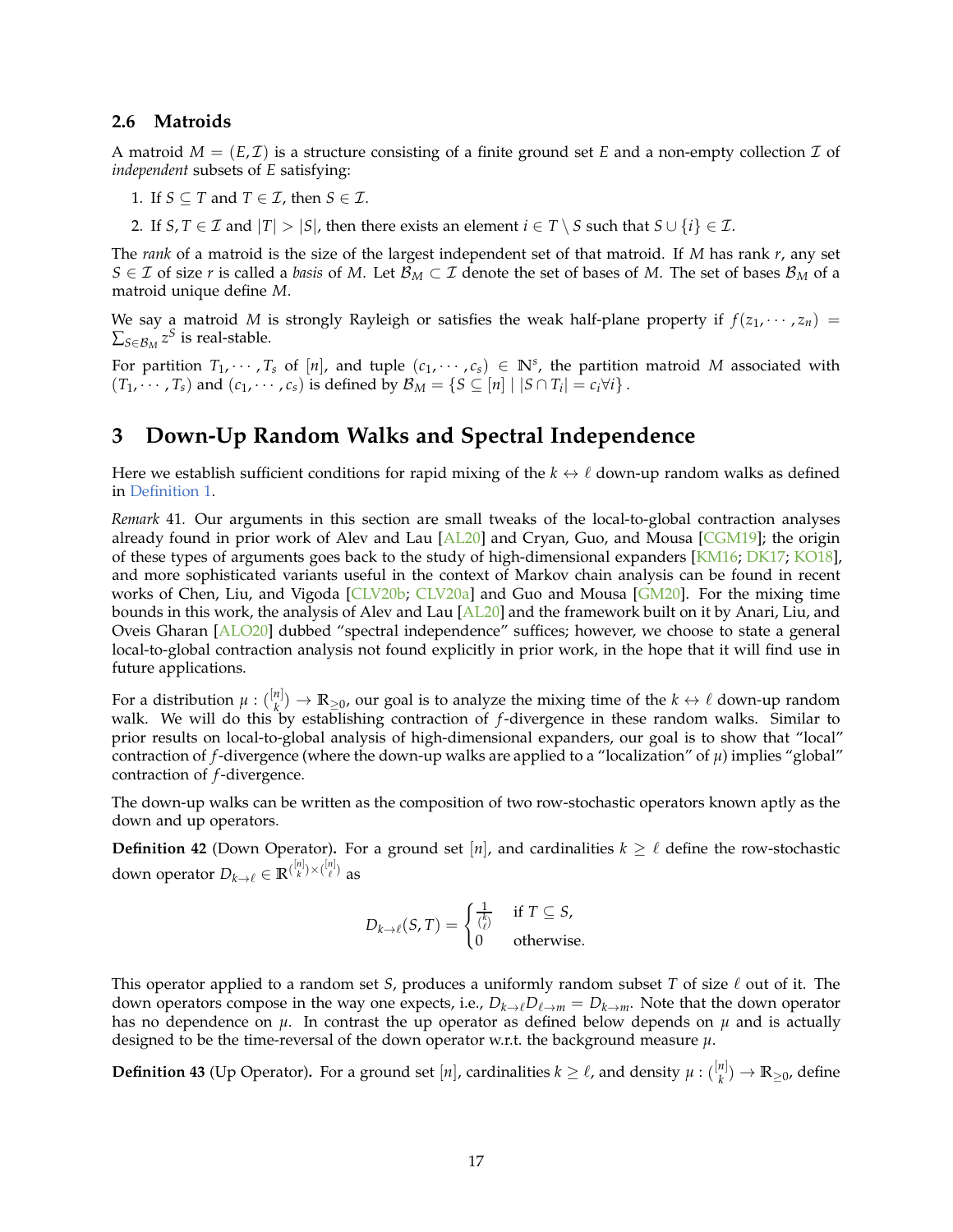### 2.6 Matroids

A matroid $M = (E, \mathcal{I})$ is a structure consisting of a finite ground set $E$ and a non-empty collection $\mathcal{I}$ of *independent* subsets of $E$ satisfying:

1. If $S \subseteq T$ and $T \in \mathcal{I}$, then $S \in \mathcal{I}$.
2. If $S, T \in \mathcal{I}$ and $|T| > |S|$, then there exists an element $i \in T \setminus S$ such that $S \cup \{i\} \in \mathcal{I}$.

The *rank* of a matroid is the size of the largest independent set of that matroid. If $M$ has rank $r$, any set $S \in \mathcal{I}$ of size $r$ is called a *basis* of $M$. Let $\mathcal{B}_M \subset \mathcal{I}$ denote the set of bases of $M$. The set of bases $\mathcal{B}_M$ of a matroid unique define $M$.

We say a matroid $M$ is strongly Rayleigh or satisfies the weak half-plane property if $f(z_1, \cdots, z_n) = \sum_{S \in \mathcal{B}_M} z^S$ is real-stable.

For partition $T_1, \cdots, T_s$ of $[n]$, and tuple $(c_1, \cdots, c_s) \in \mathbb{N}^s$, the partition matroid $M$ associated with $(T_1, \cdots, T_s)$ and $(c_1, \cdots, c_s)$ is defined by $\mathcal{B}_M = \{S \subseteq [n] \mid |S \cap T_i| = c_i \forall i\}$.

## 3 Down-Up Random Walks and Spectral Independence

Here we establish sufficient conditions for rapid mixing of the $k \leftrightarrow \ell$ down-up random walks as defined in Definition 1.

*Remark* 41. Our arguments in this section are small tweaks of the local-to-global contraction analyses already found in prior work of Alev and Lau [AL20] and Cryan, Guo, and Mousa [CGM19]; the origin of these types of arguments goes back to the study of high-dimensional expanders [KM16; DK17; KO18], and more sophisticated variants useful in the context of Markov chain analysis can be found in recent works of Chen, Liu, and Vigoda [CLV20b; CLV20a] and Guo and Mousa [GM20]. For the mixing time bounds in this work, the analysis of Alev and Lau [AL20] and the framework built on it by Anari, Liu, and Oveis Gharan [ALO20] dubbed "spectral independence" suffices; however, we choose to state a general local-to-global contraction analysis not found explicitly in prior work, in the hope that it will find use in future applications.

For a distribution $\mu : \binom{[n]}{k} \to \mathbb{R}_{\geq 0}$, our goal is to analyze the mixing time of the $k \leftrightarrow \ell$ down-up random walk. We will do this by establishing contraction of $f$-divergence in these random walks. Similar to prior results on local-to-global analysis of high-dimensional expanders, our goal is to show that "local" contraction of $f$-divergence (where the down-up walks are applied to a "localization" of $\mu$) implies "global" contraction of $f$-divergence.

The down-up walks can be written as the composition of two row-stochastic operators known aptly as the down and up operators.

**Definition 42** (Down Operator)**.** For a ground set $[n]$, and cardinalities $k \geq \ell$ define the row-stochastic down operator $D_{k \to \ell} \in \mathbb{R}^{\binom{[n]}{k} \times \binom{[n]}{\ell}}$ as

$$D_{k\to\ell}(S, T) = \begin{cases} \frac{1}{\binom{k}{\ell}} & \text{if } T \subseteq S, \\ 0 & \text{otherwise.} \end{cases}$$

This operator applied to a random set $S$, produces a uniformly random subset $T$ of size $\ell$ out of it. The down operators compose in the way one expects, i.e., $D_{k\to\ell} D_{\ell\to m} = D_{k\to m}$. Note that the down operator has no dependence on $\mu$. In contrast the up operator as defined below depends on $\mu$ and is actually designed to be the time-reversal of the down operator w.r.t. the background measure $\mu$.

**Definition 43** (Up Operator)**.** For a ground set $[n]$, cardinalities $k \geq \ell$, and density $\mu : \binom{[n]}{k} \to \mathbb{R}_{\geq 0}$, define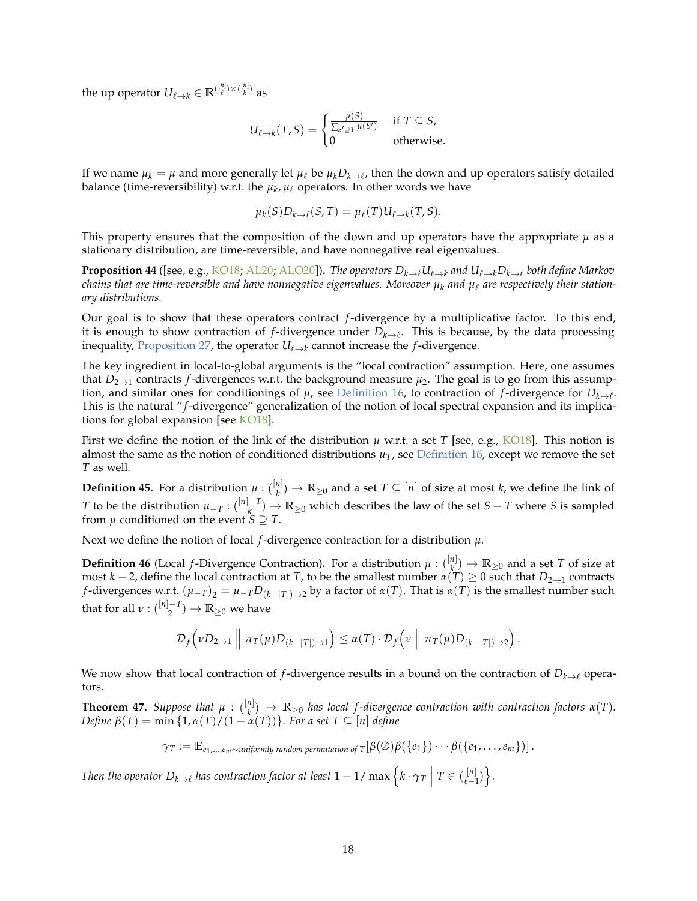the up operator $U_{\ell \to k} \in \mathbb{R}^{\binom{[n]}{\ell} \times \binom{[n]}{k}}$ as

$$U_{\ell \to k}(T, S) = \begin{cases} \frac{\mu(S)}{\sum_{S' \supseteq T} \mu(S')} & \text{if } T \subseteq S, \\ 0 & \text{otherwise.} \end{cases}$$

If we name $\mu_k = \mu$ and more generally let $\mu_\ell$ be $\mu_k D_{k \to \ell}$, then the down and up operators satisfy detailed balance (time-reversibility) w.r.t. the $\mu_k, \mu_\ell$ operators. In other words we have

$$\mu_k(S) D_{k \to \ell}(S, T) = \mu_\ell(T) U_{\ell \to k}(T, S).$$

This property ensures that the composition of the down and up operators have the appropriate $\mu$ as a stationary distribution, are time-reversible, and have nonnegative real eigenvalues.

**Proposition 44** ([see, e.g., KO18; AL20; ALO20]). *The operators $D_{k \to \ell} U_{\ell \to k}$ and $U_{\ell \to k} D_{k \to \ell}$ both define Markov chains that are time-reversible and have nonnegative eigenvalues. Moreover $\mu_k$ and $\mu_\ell$ are respectively their stationary distributions.*

Our goal is to show that these operators contract $f$-divergence by a multiplicative factor. To this end, it is enough to show contraction of $f$-divergence under $D_{k \to \ell}$. This is because, by the data processing inequality, Proposition 27, the operator $U_{\ell \to k}$ cannot increase the $f$-divergence.

The key ingredient in local-to-global arguments is the "local contraction" assumption. Here, one assumes that $D_{2 \to 1}$ contracts $f$-divergences w.r.t. the background measure $\mu_2$. The goal is to go from this assumption, and similar ones for conditionings of $\mu$, see Definition 16, to contraction of $f$-divergence for $D_{k \to \ell}$. This is the natural "$f$-divergence" generalization of the notion of local spectral expansion and its implications for global expansion [see KO18].

First we define the notion of the link of the distribution $\mu$ w.r.t. a set $T$ [see, e.g., KO18]. This notion is almost the same as the notion of conditioned distributions $\mu_T$, see Definition 16, except we remove the set $T$ as well.

**Definition 45.** For a distribution $\mu : \binom{[n]}{k} \to \mathbb{R}_{\geq 0}$ and a set $T \subseteq [n]$ of size at most $k$, we define the link of $T$ to be the distribution $\mu_{-T} : \binom{[n]-T}{k} \to \mathbb{R}_{\geq 0}$ which describes the law of the set $S - T$ where $S$ is sampled from $\mu$ conditioned on the event $S \supseteq T$.

Next we define the notion of local $f$-divergence contraction for a distribution $\mu$.

**Definition 46** (Local $f$-Divergence Contraction). For a distribution $\mu : \binom{[n]}{k} \to \mathbb{R}_{\geq 0}$ and a set $T$ of size at most $k - 2$, define the local contraction at $T$, to be the smallest number $\alpha(T) \geq 0$ such that $D_{2 \to 1}$ contracts $f$-divergences w.r.t. $(\mu_{-T})_2 = \mu_{-T} D_{(k-|T|) \to 2}$ by a factor of $\alpha(T)$. That is $\alpha(T)$ is the smallest number such that for all $\nu : \binom{[n]-T}{2} \to \mathbb{R}_{\geq 0}$ we have

$$\mathcal{D}_f\left(\nu D_{2 \to 1} \;\middle\|\; \pi_T(\mu) D_{(k-|T|) \to 1}\right) \leq \alpha(T) \cdot \mathcal{D}_f\left(\nu \;\middle\|\; \pi_T(\mu) D_{(k-|T|) \to 2}\right).$$

We now show that local contraction of $f$-divergence results in a bound on the contraction of $D_{k \to \ell}$ operators.

**Theorem 47.** *Suppose that $\mu : \binom{[n]}{k} \to \mathbb{R}_{\geq 0}$ has local $f$-divergence contraction with contraction factors $\alpha(T)$. Define $\beta(T) = \min\{1, \alpha(T)/(1 - \alpha(T))\}$. For a set $T \subseteq [n]$ define*

$$\gamma_T := \mathbb{E}_{e_1, \ldots, e_m \sim \text{uniformly random permutation of } T}\left[\beta(\emptyset)\beta(\{e_1\}) \cdots \beta(\{e_1, \ldots, e_m\})\right].$$

*Then the operator $D_{k \to \ell}$ has contraction factor at least $1 - 1/\max\left\{k \cdot \gamma_T \;\middle|\; T \in \binom{[n]}{\ell - 1}\right\}$.*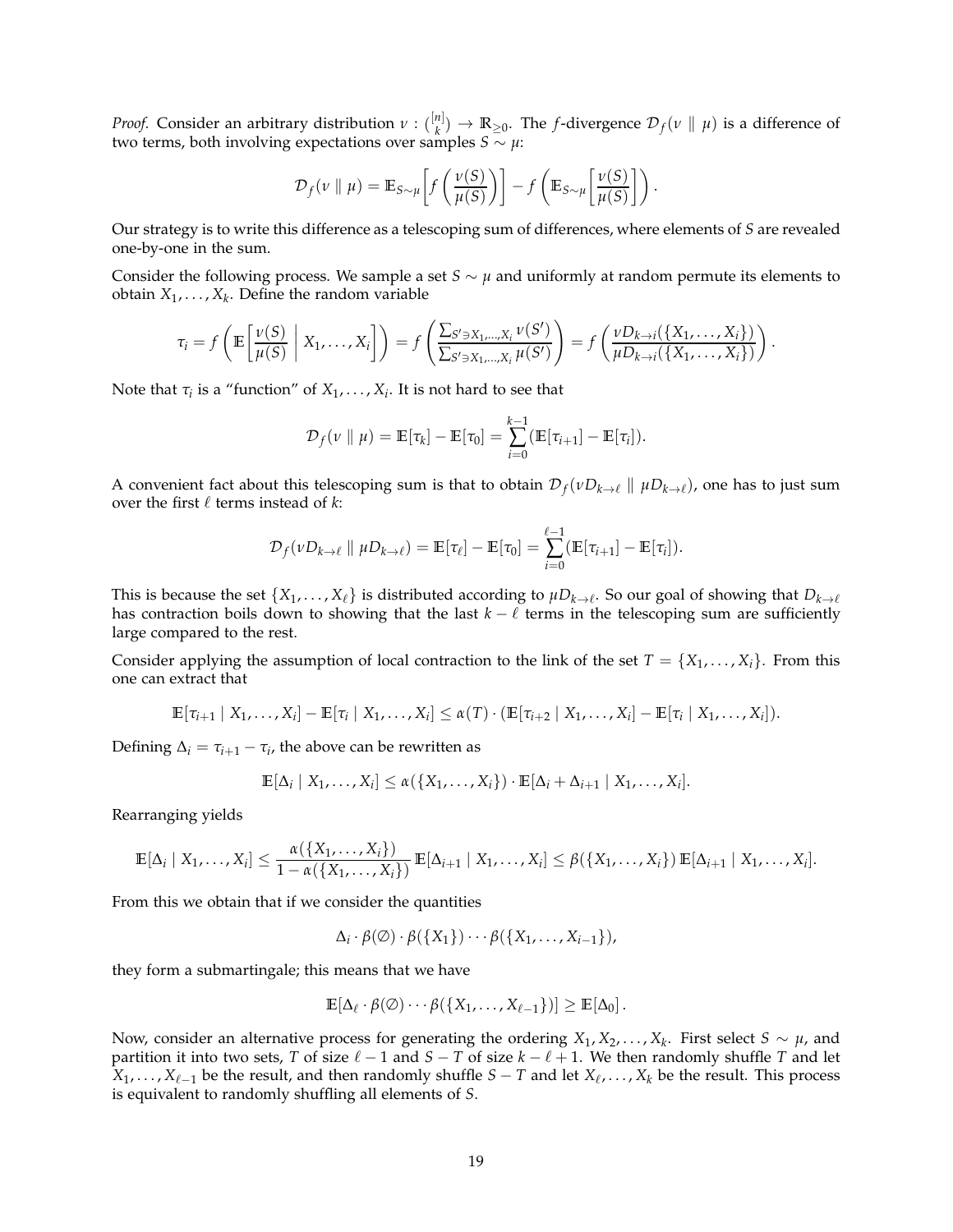*Proof.* Consider an arbitrary distribution $\nu : \binom{[n]}{k} \to \mathbb{R}_{\geq 0}$. The $f$-divergence $\mathcal{D}_f(\nu \parallel \mu)$ is a difference of two terms, both involving expectations over samples $S \sim \mu$:

$$\mathcal{D}_f(\nu \parallel \mu) = \mathbb{E}_{S\sim\mu}\left[f\left(\frac{\nu(S)}{\mu(S)}\right)\right] - f\left(\mathbb{E}_{S\sim\mu}\left[\frac{\nu(S)}{\mu(S)}\right]\right).$$

Our strategy is to write this difference as a telescoping sum of differences, where elements of $S$ are revealed one-by-one in the sum.

Consider the following process. We sample a set $S \sim \mu$ and uniformly at random permute its elements to obtain $X_1, \dots, X_k$. Define the random variable

$$\tau_i = f\left(\mathbb{E}\left[\frac{\nu(S)}{\mu(S)} \;\middle|\; X_1, \dots, X_i\right]\right) = f\left(\frac{\sum_{S' \ni X_1,\dots,X_i} \nu(S')}{\sum_{S' \ni X_1,\dots,X_i} \mu(S')}\right) = f\left(\frac{\nu D_{k\to i}(\{X_1, \dots, X_i\})}{\mu D_{k\to i}(\{X_1, \dots, X_i\})}\right).$$

Note that $\tau_i$ is a "function" of $X_1, \dots, X_i$. It is not hard to see that

$$\mathcal{D}_f(\nu \parallel \mu) = \mathbb{E}[\tau_k] - \mathbb{E}[\tau_0] = \sum_{i=0}^{k-1}(\mathbb{E}[\tau_{i+1}] - \mathbb{E}[\tau_i]).$$

A convenient fact about this telescoping sum is that to obtain $\mathcal{D}_f(\nu D_{k\to\ell} \parallel \mu D_{k\to\ell})$, one has to just sum over the first $\ell$ terms instead of $k$:

$$\mathcal{D}_f(\nu D_{k\to\ell} \parallel \mu D_{k\to\ell}) = \mathbb{E}[\tau_\ell] - \mathbb{E}[\tau_0] = \sum_{i=0}^{\ell-1}(\mathbb{E}[\tau_{i+1}] - \mathbb{E}[\tau_i]).$$

This is because the set $\{X_1, \dots, X_\ell\}$ is distributed according to $\mu D_{k\to\ell}$. So our goal of showing that $D_{k\to\ell}$ has contraction boils down to showing that the last $k - \ell$ terms in the telescoping sum are sufficiently large compared to the rest.

Consider applying the assumption of local contraction to the link of the set $T = \{X_1, \dots, X_i\}$. From this one can extract that

$$\mathbb{E}[\tau_{i+1} \mid X_1, \dots, X_i] - \mathbb{E}[\tau_i \mid X_1, \dots, X_i] \leq \alpha(T) \cdot (\mathbb{E}[\tau_{i+2} \mid X_1, \dots, X_i] - \mathbb{E}[\tau_i \mid X_1, \dots, X_i]).$$

Defining $\Delta_i = \tau_{i+1} - \tau_i$, the above can be rewritten as

$$\mathbb{E}[\Delta_i \mid X_1, \dots, X_i] \leq \alpha(\{X_1, \dots, X_i\}) \cdot \mathbb{E}[\Delta_i + \Delta_{i+1} \mid X_1, \dots, X_i].$$

Rearranging yields

$$\mathbb{E}[\Delta_i \mid X_1, \dots, X_i] \leq \frac{\alpha(\{X_1, \dots, X_i\})}{1 - \alpha(\{X_1, \dots, X_i\})}\,\mathbb{E}[\Delta_{i+1} \mid X_1, \dots, X_i] \leq \beta(\{X_1, \dots, X_i\})\,\mathbb{E}[\Delta_{i+1} \mid X_1, \dots, X_i].$$

From this we obtain that if we consider the quantities

$$\Delta_i \cdot \beta(\emptyset) \cdot \beta(\{X_1\}) \cdots \beta(\{X_1, \dots, X_{i-1}\}),$$

they form a submartingale; this means that we have

$$\mathbb{E}[\Delta_\ell \cdot \beta(\emptyset) \cdots \beta(\{X_1, \dots, X_{\ell-1}\})] \geq \mathbb{E}[\Delta_0].$$

Now, consider an alternative process for generating the ordering $X_1, X_2, \dots, X_k$. First select $S \sim \mu$, and partition it into two sets, $T$ of size $\ell - 1$ and $S - T$ of size $k - \ell + 1$. We then randomly shuffle $T$ and let $X_1, \dots, X_{\ell-1}$ be the result, and then randomly shuffle $S - T$ and let $X_\ell, \dots, X_k$ be the result. This process is equivalent to randomly shuffling all elements of $S$.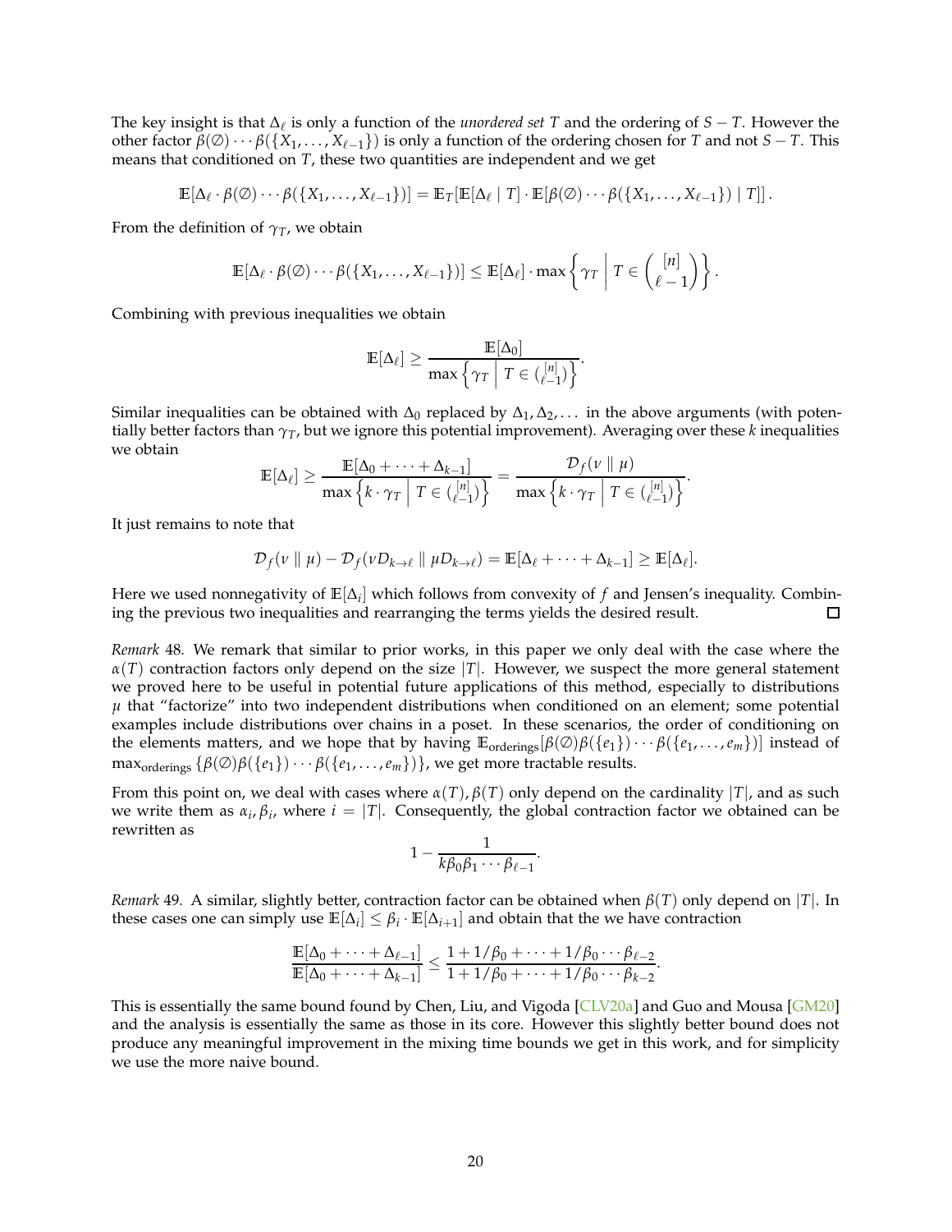The key insight is that $\Delta_\ell$ is only a function of the *unordered set* $T$ and the ordering of $S - T$. However the other factor $\beta(\emptyset) \cdots \beta(\{X_1, \ldots, X_{\ell-1}\})$ is only a function of the ordering chosen for $T$ and not $S - T$. This means that conditioned on $T$, these two quantities are independent and we get

$$\mathbb{E}[\Delta_\ell \cdot \beta(\emptyset) \cdots \beta(\{X_1, \ldots, X_{\ell-1}\})] = \mathbb{E}_T[\mathbb{E}[\Delta_\ell \mid T] \cdot \mathbb{E}[\beta(\emptyset) \cdots \beta(\{X_1, \ldots, X_{\ell-1}\}) \mid T]].$$

From the definition of $\gamma_T$, we obtain

$$\mathbb{E}[\Delta_\ell \cdot \beta(\emptyset) \cdots \beta(\{X_1, \ldots, X_{\ell-1}\})] \leq \mathbb{E}[\Delta_\ell] \cdot \max\left\{ \gamma_T \;\middle|\; T \in \binom{[n]}{\ell - 1} \right\}.$$

Combining with previous inequalities we obtain

$$\mathbb{E}[\Delta_\ell] \geq \frac{\mathbb{E}[\Delta_0]}{\max\left\{ \gamma_T \;\middle|\; T \in \binom{[n]}{\ell-1} \right\}}.$$

Similar inequalities can be obtained with $\Delta_0$ replaced by $\Delta_1, \Delta_2, \ldots$ in the above arguments (with potentially better factors than $\gamma_T$, but we ignore this potential improvement). Averaging over these $k$ inequalities we obtain

$$\mathbb{E}[\Delta_\ell] \geq \frac{\mathbb{E}[\Delta_0 + \cdots + \Delta_{k-1}]}{\max\left\{ k \cdot \gamma_T \;\middle|\; T \in \binom{[n]}{\ell-1} \right\}} = \frac{\mathcal{D}_f(\nu \parallel \mu)}{\max\left\{ k \cdot \gamma_T \;\middle|\; T \in \binom{[n]}{\ell-1} \right\}}.$$

It just remains to note that

$$\mathcal{D}_f(\nu \parallel \mu) - \mathcal{D}_f(\nu D_{k \to \ell} \parallel \mu D_{k \to \ell}) = \mathbb{E}[\Delta_\ell + \cdots + \Delta_{k-1}] \geq \mathbb{E}[\Delta_\ell].$$

Here we used nonnegativity of $\mathbb{E}[\Delta_i]$ which follows from convexity of $f$ and Jensen's inequality. Combining the previous two inequalities and rearranging the terms yields the desired result. □

*Remark* 48. We remark that similar to prior works, in this paper we only deal with the case where the $\alpha(T)$ contraction factors only depend on the size $|T|$. However, we suspect the more general statement we proved here to be useful in potential future applications of this method, especially to distributions $\mu$ that "factorize" into two independent distributions when conditioned on an element; some potential examples include distributions over chains in a poset. In these scenarios, the order of conditioning on the elements matters, and we hope that by having $\mathbb{E}_{\text{orderings}}[\beta(\emptyset)\beta(\{e_1\}) \cdots \beta(\{e_1, \ldots, e_m\})]$ instead of $\max_{\text{orderings}} \{\beta(\emptyset)\beta(\{e_1\}) \cdots \beta(\{e_1, \ldots, e_m\})\}$, we get more tractable results.

From this point on, we deal with cases where $\alpha(T), \beta(T)$ only depend on the cardinality $|T|$, and as such we write them as $\alpha_i, \beta_i$, where $i = |T|$. Consequently, the global contraction factor we obtained can be rewritten as

$$1 - \frac{1}{k\beta_0\beta_1 \cdots \beta_{\ell-1}}.$$

*Remark* 49. A similar, slightly better, contraction factor can be obtained when $\beta(T)$ only depend on $|T|$. In these cases one can simply use $\mathbb{E}[\Delta_i] \leq \beta_i \cdot \mathbb{E}[\Delta_{i+1}]$ and obtain that the we have contraction

$$\frac{\mathbb{E}[\Delta_0 + \cdots + \Delta_{\ell-1}]}{\mathbb{E}[\Delta_0 + \cdots + \Delta_{k-1}]} \leq \frac{1 + 1/\beta_0 + \cdots + 1/\beta_0 \cdots \beta_{\ell-2}}{1 + 1/\beta_0 + \cdots + 1/\beta_0 \cdots \beta_{k-2}}.$$

This is essentially the same bound found by Chen, Liu, and Vigoda [CLV20a] and Guo and Mousa [GM20] and the analysis is essentially the same as those in its core. However this slightly better bound does not produce any meaningful improvement in the mixing time bounds we get in this work, and for simplicity we use the more naive bound.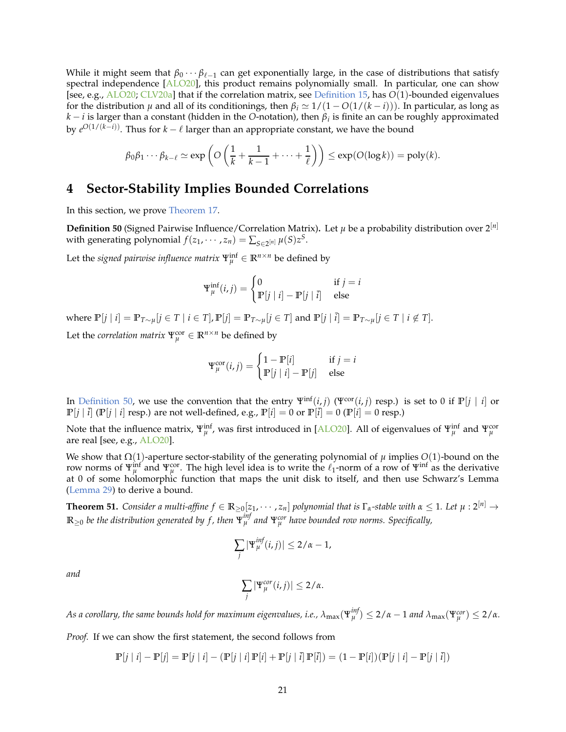While it might seem that $\beta_0 \cdots \beta_{\ell-1}$ can get exponentially large, in the case of distributions that satisfy spectral independence [ALO20], this product remains polynomially small. In particular, one can show [see, e.g., ALO20; CLV20a] that if the correlation matrix, see Definition 15, has $O(1)$-bounded eigenvalues for the distribution $\mu$ and all of its conditionings, then $\beta_i \simeq 1/(1 - O(1/(k-i)))$. In particular, as long as $k - i$ is larger than a constant (hidden in the $O$-notation), then $\beta_i$ is finite an can be roughly approximated by $e^{O(1/(k-i))}$. Thus for $k - \ell$ larger than an appropriate constant, we have the bound

$$\beta_0 \beta_1 \cdots \beta_{k-\ell} \simeq \exp\left(O\left(\frac{1}{k} + \frac{1}{k-1} + \cdots + \frac{1}{\ell}\right)\right) \leq \exp(O(\log k)) = \text{poly}(k).$$

# 4 Sector-Stability Implies Bounded Correlations

In this section, we prove Theorem 17.

**Definition 50** (Signed Pairwise Influence/Correlation Matrix)**.** Let $\mu$ be a probability distribution over $2^{[n]}$ with generating polynomial $f(z_1, \cdots, z_n) = \sum_{S \in 2^{[n]}} \mu(S) z^S$.

Let the *signed pairwise influence matrix* $\Psi_\mu^{\text{inf}} \in \mathbb{R}^{n \times n}$ be defined by

$$\Psi_\mu^{\text{inf}}(i,j) = \begin{cases} 0 & \text{if } j = i \\ \mathbb{P}[j \mid i] - \mathbb{P}[j \mid \bar{i}] & \text{else} \end{cases}$$

where $\mathbb{P}[j \mid i] = \mathbb{P}_{T \sim \mu}[j \in T \mid i \in T]$, $\mathbb{P}[j] = \mathbb{P}_{T \sim \mu}[j \in T]$ and $\mathbb{P}[j \mid \bar{i}] = \mathbb{P}_{T \sim \mu}[j \in T \mid i \notin T]$.

Let the *correlation matrix* $\Psi_\mu^{\text{cor}} \in \mathbb{R}^{n \times n}$ be defined by

$$\Psi_\mu^{\text{cor}}(i,j) = \begin{cases} 1 - \mathbb{P}[i] & \text{if } j = i \\ \mathbb{P}[j \mid i] - \mathbb{P}[j] & \text{else} \end{cases}$$

In Definition 50, we use the convention that the entry $\Psi^{\text{inf}}(i,j)$ ($\Psi^{\text{cor}}(i,j)$ resp.) is set to 0 if $\mathbb{P}[j \mid i]$ or $\mathbb{P}[j \mid \bar{i}]$ ($\mathbb{P}[j \mid i]$ resp.) are not well-defined, e.g., $\mathbb{P}[i] = 0$ or $\mathbb{P}[\bar{i}] = 0$ ($\mathbb{P}[i] = 0$ resp.)

Note that the influence matrix, $\Psi_\mu^{\text{inf}}$, was first introduced in [ALO20]. All of eigenvalues of $\Psi_\mu^{\text{inf}}$ and $\Psi_\mu^{\text{cor}}$ are real [see, e.g., ALO20].

We show that $\Omega(1)$-aperture sector-stability of the generating polynomial of $\mu$ implies $O(1)$-bound on the row norms of $\Psi_\mu^{\text{inf}}$ and $\Psi_\mu^{\text{cor}}$. The high level idea is to write the $\ell_1$-norm of a row of $\Psi^{\text{inf}}$ as the derivative at 0 of some holomorphic function that maps the unit disk to itself, and then use Schwarz's Lemma (Lemma 29) to derive a bound.

**Theorem 51.** *Consider a multi-affine $f \in \mathbb{R}_{\geq 0}[z_1, \cdots, z_n]$ polynomial that is $\Gamma_\alpha$-stable with $\alpha \leq 1$. Let $\mu : 2^{[n]} \to \mathbb{R}_{\geq 0}$ be the distribution generated by $f$, then $\Psi_\mu^{\text{inf}}$ and $\Psi_\mu^{\text{cor}}$ have bounded row norms. Specifically,*

$$\sum_j |\Psi_\mu^{\text{inf}}(i,j)| \leq 2/\alpha - 1,$$

*and*

$$\sum_j |\Psi_\mu^{\text{cor}}(i,j)| \leq 2/\alpha.$$

*As a corollary, the same bounds hold for maximum eigenvalues, i.e., $\lambda_{\max}(\Psi_\mu^{\text{inf}}) \leq 2/\alpha - 1$ and $\lambda_{\max}(\Psi_\mu^{\text{cor}}) \leq 2/\alpha$.*

*Proof.* If we can show the first statement, the second follows from

$$\mathbb{P}[j \mid i] - \mathbb{P}[j] = \mathbb{P}[j \mid i] - (\mathbb{P}[j \mid i]\,\mathbb{P}[i] + \mathbb{P}[j \mid \bar{i}]\,\mathbb{P}[\bar{i}]) = (1 - \mathbb{P}[i])(\mathbb{P}[j \mid i] - \mathbb{P}[j \mid \bar{i}])$$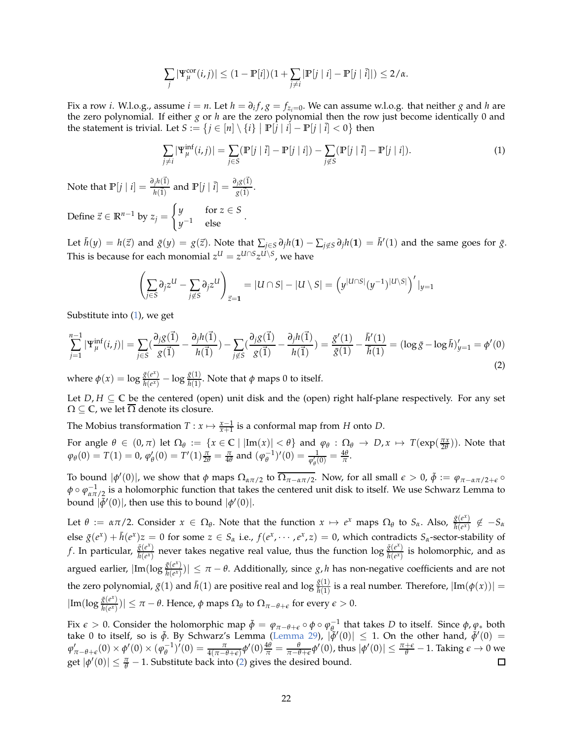$$\sum_j |\Psi_\mu^{\text{cor}}(i,j)| \leq (1 - \mathbb{P}[i])(1 + \sum_{j \neq i} |\mathbb{P}[j \mid i] - \mathbb{P}[j \mid \bar{i}]|) \leq 2/\alpha.$$

Fix a row $i$. W.l.o.g., assume $i = n$. Let $h = \partial_i f, g = f_{z_i=0}$. We can assume w.l.o.g. that neither $g$ and $h$ are the zero polynomial. If either $g$ or $h$ are the zero polynomial then the row just become identically 0 and the statement is trivial. Let $S := \{j \in [n] \setminus \{i\} \mid \mathbb{P}[j \mid i] - \mathbb{P}[j \mid \bar{i}] < 0\}$ then

$$\sum_{j \neq i} |\Psi_\mu^{\text{inf}}(i,j)| = \sum_{j \in S} (\mathbb{P}[j \mid \bar{i}] - \mathbb{P}[j \mid i]) - \sum_{j \notin S} (\mathbb{P}[j \mid \bar{i}] - \mathbb{P}[j \mid i]). \tag{1}$$

Note that $\mathbb{P}[j \mid i] = \frac{\partial_j h(\vec{1})}{h(\vec{1})}$ and $\mathbb{P}[j \mid \bar{i}] = \frac{\partial_j g(\vec{1})}{g(\vec{1})}$.

Define $\vec{z} \in \mathbb{R}^{n-1}$ by $z_j = \begin{cases} y & \text{for } z \in S \\ y^{-1} & \text{else} \end{cases}$.

Let $\bar{h}(y) = h(\vec{z})$ and $\bar{g}(y) = g(\vec{z})$. Note that $\sum_{j \in S} \partial_j h(\mathbf{1}) - \sum_{j \notin S} \partial_j h(\mathbf{1}) = \bar{h}'(1)$ and the same goes for $\bar{g}$. This is because for each monomial $z^U = z^{U \cap S} z^{U \setminus S}$, we have

$$\left( \sum_{j \in S} \partial_j z^U - \sum_{j \notin S} \partial_j z^U \right)_{\vec{z} = \mathbf{1}} = |U \cap S| - |U \setminus S| = \left( y^{|U \cap S|} (y^{-1})^{|U \setminus S|} \right)' |_{y=1}$$

Substitute into (1), we get

$$\sum_{j=1}^{n-1} |\Psi_\mu^{\text{inf}}(i,j)| = \sum_{j \in S} \left( \frac{\partial_j g(\vec{1})}{g(\vec{1})} - \frac{\partial_j h(\vec{1})}{h(\vec{1})} \right) - \sum_{j \notin S} \left( \frac{\partial_j g(\vec{1})}{g(\vec{1})} - \frac{\partial_j h(\vec{1})}{h(\vec{1})} \right) = \frac{\bar{g}'(1)}{\bar{g}(1)} - \frac{\bar{h}'(1)}{\bar{h}(1)} = (\log \bar{g} - \log \bar{h})'_{y=1} = \phi'(0) \tag{2}$$

where $\phi(x) = \log \frac{\bar{g}(e^x)}{\bar{h}(e^x)} - \log \frac{\bar{g}(1)}{\bar{h}(1)}$. Note that $\phi$ maps 0 to itself.

Let $D, H \subseteq \mathbb{C}$ be the centered (open) unit disk and the (open) right half-plane respectively. For any set $\Omega \subseteq \mathbb{C}$, we let $\overline{\Omega}$ denote its closure.

The Mobius transformation $T : x \mapsto \frac{x-1}{x+1}$ is a conformal map from $H$ onto $D$.

For angle $\theta \in (0, \pi)$ let $\Omega_\theta := \{x \in \mathbb{C} \mid |\text{Im}(x)| < \theta\}$ and $\varphi_\theta : \Omega_\theta \to D, x \mapsto T(\exp(\frac{\pi x}{2\theta}))$. Note that $\varphi_\theta(0) = T(1) = 0$, $\varphi_\theta'(0) = T'(1)\frac{\pi}{2\theta} = \frac{\pi}{4\theta}$ and $(\varphi_\theta^{-1})'(0) = \frac{1}{\varphi_\theta'(0)} = \frac{4\theta}{\pi}$.

To bound $|\phi'(0)|$, we show that $\phi$ maps $\Omega_{\alpha\pi/2}$ to $\overline{\Omega_{\pi - \alpha\pi/2}}$. Now, for all small $\epsilon > 0$, $\tilde{\phi} := \varphi_{\pi - \alpha\pi/2 + \epsilon} \circ \phi \circ \varphi_{\alpha\pi/2}^{-1}$ is a holomorphic function that takes the centered unit disk to itself. We use Schwarz Lemma to bound $|\tilde{\phi}'(0)|$, then use this to bound $|\phi'(0)|$.

Let $\theta := \alpha\pi/2$. Consider $x \in \Omega_\theta$. Note that the function $x \mapsto e^x$ maps $\Omega_\theta$ to $S_\alpha$. Also, $\frac{\bar{g}(e^x)}{\bar{h}(e^x)} \notin -S_\alpha$ else $\bar{g}(e^x) + \bar{h}(e^x)z = 0$ for some $z \in S_\alpha$ i.e., $f(e^x, \cdots, e^x, z) = 0$, which contradicts $S_\alpha$-sector-stability of $f$. In particular, $\frac{\bar{g}(e^x)}{\bar{h}(e^x)}$ never takes negative real value, thus the function $\log \frac{\bar{g}(e^x)}{\bar{h}(e^x)}$ is holomorphic, and as argued earlier, $|\text{Im}(\log \frac{\bar{g}(e^x)}{\bar{h}(e^x)})| \leq \pi - \theta$. Additionally, since $g, h$ has non-negative coefficients and are not the zero polynomial, $\bar{g}(1)$ and $\bar{h}(1)$ are positive real and $\log \frac{\bar{g}(1)}{\bar{h}(1)}$ is a real number. Therefore, $|\text{Im}(\phi(x))| = |\text{Im}(\log \frac{\bar{g}(e^x)}{\bar{h}(e^x)})| \leq \pi - \theta$. Hence, $\phi$ maps $\Omega_\theta$ to $\Omega_{\pi - \theta + \epsilon}$ for every $\epsilon > 0$.

Fix $\epsilon > 0$. Consider the holomorphic map $\tilde{\phi} = \varphi_{\pi - \theta + \epsilon} \circ \phi \circ \varphi_\theta^{-1}$ that takes $D$ to itself. Since $\phi, \varphi_*$ both take 0 to itself, so is $\tilde{\phi}$. By Schwarz's Lemma (Lemma 29), $|\tilde{\phi}'(0)| \leq 1$. On the other hand, $\tilde{\phi}'(0) = \varphi_{\pi-\theta+\epsilon}'(0) \times \phi'(0) \times (\varphi_\theta^{-1})'(0) = \frac{\pi}{4(\pi - \theta + \epsilon)} \phi'(0) \frac{4\theta}{\pi} = \frac{\theta}{\pi - \theta + \epsilon} \phi'(0)$, thus $|\phi'(0)| \leq \frac{\pi + \epsilon}{\theta} - 1$. Taking $\epsilon \to 0$ we get $|\phi'(0)| \leq \frac{\pi}{\theta} - 1$. Substitute back into (2) gives the desired bound. □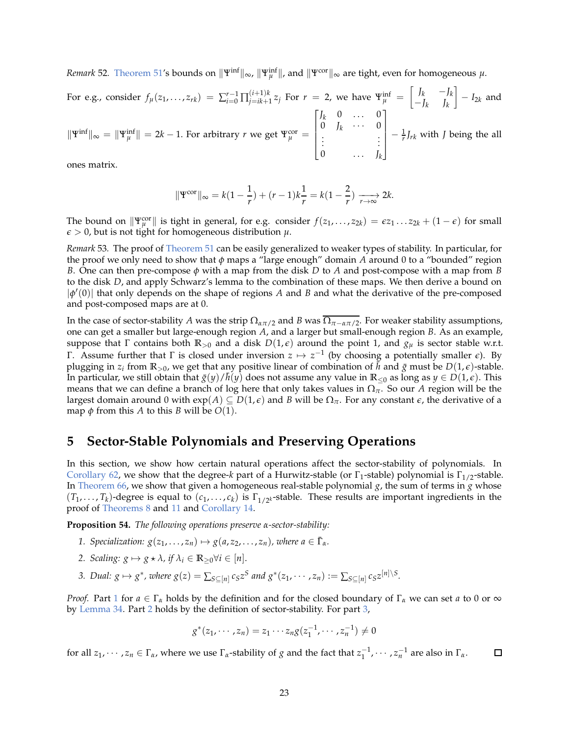*Remark* 52. Theorem 51's bounds on $\|\Psi^{\text{inf}}\|_\infty$, $\|\Psi^{\text{inf}}_\mu\|$, and $\|\Psi^{\text{cor}}\|_\infty$ are tight, even for homogeneous $\mu$.

For e.g., consider $f_\mu(z_1, \ldots, z_{rk}) = \sum_{i=0}^{r-1} \prod_{j=ik+1}^{(i+1)k} z_j$ For $r = 2$, we have $\Psi^{\text{inf}}_\mu = \begin{bmatrix} J_k & -J_k \\ -J_k & J_k \end{bmatrix} - I_{2k}$ and $\|\Psi^{\text{inf}}\|_\infty = \|\Psi^{\text{inf}}_\mu\| = 2k - 1$. For arbitrary $r$ we get $\Psi^{\text{cor}}_\mu = \begin{bmatrix} J_k & 0 & \ldots & 0 \\ 0 & J_k & \cdots & 0 \\ \vdots & & & \vdots \\ 0 & & \ldots & J_k \end{bmatrix} - \frac{1}{r} J_{rk}$ with $J$ being the all ones matrix.

$$\|\Psi^{\text{cor}}\|_\infty = k(1 - \frac{1}{r}) + (r-1)k\frac{1}{r} = k(1 - \frac{2}{r}) \xrightarrow[r \to \infty]{} 2k.$$

The bound on $\|\Psi^{\text{cor}}_\mu\|$ is tight in general, for e.g. consider $f(z_1, \ldots, z_{2k}) = \epsilon z_1 \ldots z_{2k} + (1 - \epsilon)$ for small $\epsilon > 0$, but is not tight for homogeneous distribution $\mu$.

*Remark* 53. The proof of Theorem 51 can be easily generalized to weaker types of stability. In particular, for the proof we only need to show that $\phi$ maps a "large enough" domain $A$ around 0 to a "bounded" region $B$. One can then pre-compose $\phi$ with a map from the disk $D$ to $A$ and post-compose with a map from $B$ to the disk $D$, and apply Schwarz's lemma to the combination of these maps. We then derive a bound on $|\phi'(0)|$ that only depends on the shape of regions $A$ and $B$ and what the derivative of the pre-composed and post-composed maps are at 0.

In the case of sector-stability $A$ was the strip $\Omega_{\alpha\pi/2}$ and $B$ was $\overline{\Omega_{\pi - \alpha\pi/2}}$. For weaker stability assumptions, one can get a smaller but large-enough region $A$, and a larger but small-enough region $B$. As an example, suppose that $\Gamma$ contains both $\mathbb{R}_{>0}$ and a disk $D(1, \epsilon)$ around the point 1, and $g_\mu$ is sector stable w.r.t. $\Gamma$. Assume further that $\Gamma$ is closed under inversion $z \mapsto z^{-1}$ (by choosing a potentially smaller $\epsilon$). By plugging in $z_i$ from $\mathbb{R}_{>0}$, we get that any positive linear of combination of $\bar{h}$ and $\bar{g}$ must be $D(1, \epsilon)$-stable. In particular, we still obtain that $\bar{g}(y)/\bar{h}(y)$ does not assume any value in $\mathbb{R}_{\leq 0}$ as long as $y \in D(1, \epsilon)$. This means that we can define a branch of log here that only takes values in $\Omega_\pi$. So our $A$ region will be the largest domain around 0 with $\exp(A) \subseteq D(1, \epsilon)$ and $B$ will be $\Omega_\pi$. For any constant $\epsilon$, the derivative of a map $\phi$ from this $A$ to this $B$ will be $O(1)$.

# 5 Sector-Stable Polynomials and Preserving Operations

In this section, we show how certain natural operations affect the sector-stability of polynomials. In Corollary 62, we show that the degree-$k$ part of a Hurwitz-stable (or $\Gamma_1$-stable) polynomial is $\Gamma_{1/2}$-stable. In Theorem 66, we show that given a homogeneous real-stable polynomial $g$, the sum of terms in $g$ whose $(T_1, \ldots, T_k)$-degree is equal to $(c_1, \ldots, c_k)$ is $\Gamma_{1/2^k}$-stable. These results are important ingredients in the proof of Theorems 8 and 11 and Corollary 14.

**Proposition 54.** *The following operations preserve $\alpha$-sector-stability:*

1. *Specialization: $g(z_1, \ldots, z_n) \mapsto g(a, z_2, \ldots, z_n)$, where $a \in \bar{\Gamma}_\alpha$.*
2. *Scaling: $g \mapsto g \star \lambda$, if $\lambda_i \in \mathbb{R}_{\geq 0} \forall i \in [n]$.*
3. *Dual: $g \mapsto g^*$, where $g(z) = \sum_{S \subseteq [n]} c_S z^S$ and $g^*(z_1, \cdots, z_n) := \sum_{S \subseteq [n]} c_S z^{[n] \setminus S}$.*

*Proof.* Part 1 for $a \in \Gamma_\alpha$ holds by the definition and for the closed boundary of $\Gamma_\alpha$ we can set $a$ to 0 or $\infty$ by Lemma 34. Part 2 holds by the definition of sector-stability. For part 3,

$$g^*(z_1, \cdots, z_n) = z_1 \cdots z_n g(z_1^{-1}, \cdots, z_n^{-1}) \neq 0$$

for all $z_1, \cdots, z_n \in \Gamma_\alpha$, where we use $\Gamma_\alpha$-stability of $g$ and the fact that $z_1^{-1}, \cdots, z_n^{-1}$ are also in $\Gamma_\alpha$. $\square$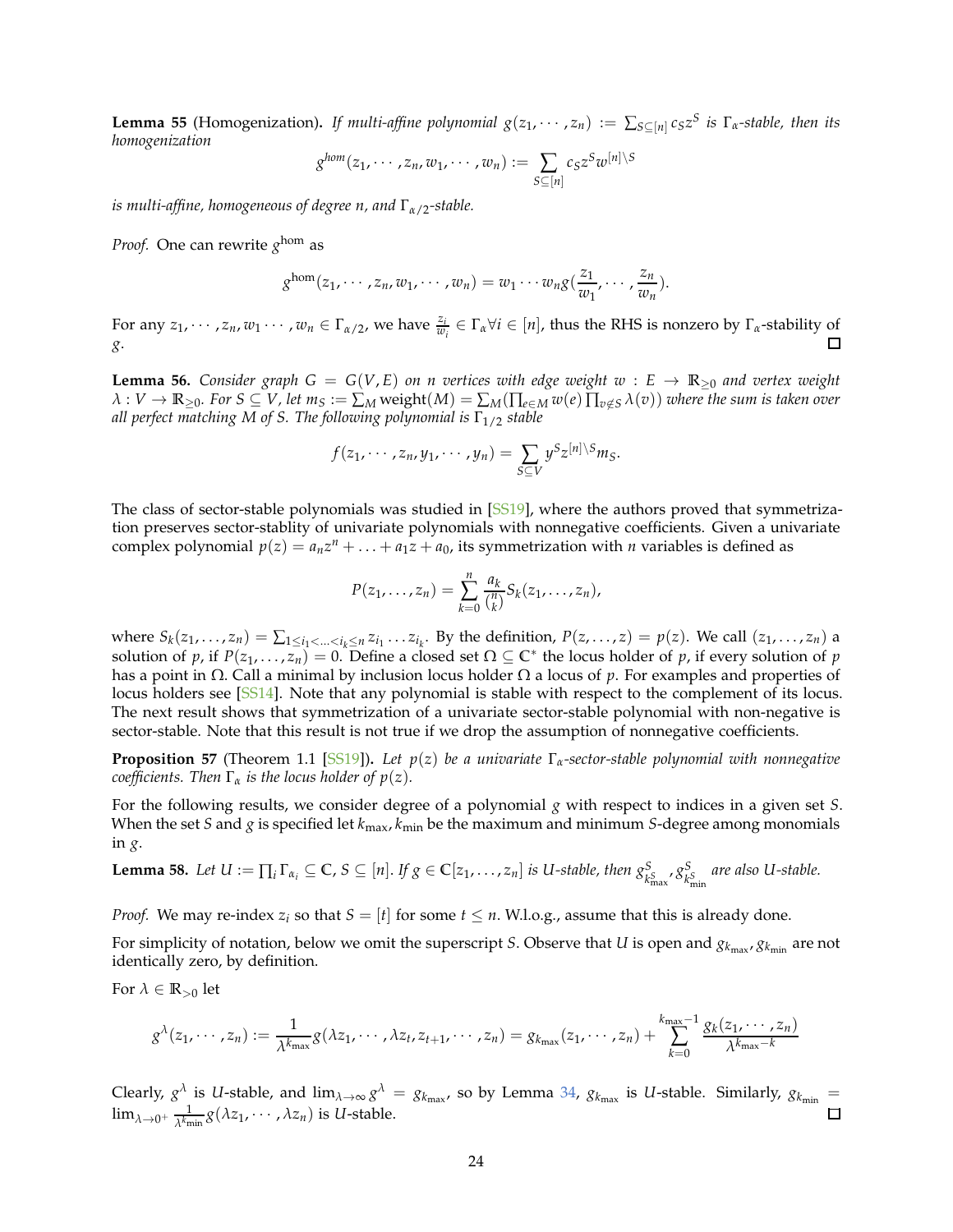**Lemma 55** (Homogenization)**.** *If multi-affine polynomial $g(z_1, \cdots, z_n) := \sum_{S\subseteq[n]} c_S z^S$ is $\Gamma_\alpha$-stable, then its homogenization*

$$g^{hom}(z_1, \cdots, z_n, w_1, \cdots, w_n) := \sum_{S\subseteq[n]} c_S z^S w^{[n]\setminus S}$$

*is multi-affine, homogeneous of degree $n$, and $\Gamma_{\alpha/2}$-stable.*

*Proof.* One can rewrite $g^{\text{hom}}$ as

$$g^{\text{hom}}(z_1, \cdots, z_n, w_1, \cdots, w_n) = w_1 \cdots w_n g(\frac{z_1}{w_1}, \cdots, \frac{z_n}{w_n}).$$

For any $z_1, \cdots, z_n, w_1 \cdots, w_n \in \Gamma_{\alpha/2}$, we have $\frac{z_i}{w_i} \in \Gamma_\alpha \forall i \in [n]$, thus the RHS is nonzero by $\Gamma_\alpha$-stability of $g$. □

**Lemma 56.** *Consider graph $G = G(V, E)$ on $n$ vertices with edge weight $w : E \to \mathbb{R}_{\geq 0}$ and vertex weight $\lambda : V \to \mathbb{R}_{\geq 0}$. For $S \subseteq V$, let $m_S := \sum_M \text{weight}(M) = \sum_M (\prod_{e\in M} w(e) \prod_{v\notin S} \lambda(v))$ where the sum is taken over all perfect matching $M$ of $S$. The following polynomial is $\Gamma_{1/2}$ stable*

$$f(z_1, \cdots, z_n, y_1, \cdots, y_n) = \sum_{S\subseteq V} y^S z^{[n]\setminus S} m_S.$$

The class of sector-stable polynomials was studied in [SS19], where the authors proved that symmetrization preserves sector-stablity of univariate polynomials with nonnegative coefficients. Given a univariate complex polynomial $p(z) = a_n z^n + \ldots + a_1 z + a_0$, its symmetrization with $n$ variables is defined as

$$P(z_1, \ldots, z_n) = \sum_{k=0}^{n} \frac{a_k}{\binom{n}{k}} S_k(z_1, \ldots, z_n),$$

where $S_k(z_1, \ldots, z_n) = \sum_{1\leq i_1 < \ldots < i_k \leq n} z_{i_1} \ldots z_{i_k}$. By the definition, $P(z, \ldots, z) = p(z)$. We call $(z_1, \ldots, z_n)$ a solution of $p$, if $P(z_1, \ldots, z_n) = 0$. Define a closed set $\Omega \subseteq \mathbb{C}^*$ the locus holder of $p$, if every solution of $p$ has a point in $\Omega$. Call a minimal by inclusion locus holder $\Omega$ a locus of $p$. For examples and properties of locus holders see [SS14]. Note that any polynomial is stable with respect to the complement of its locus. The next result shows that symmetrization of a univariate sector-stable polynomial with non-negative is sector-stable. Note that this result is not true if we drop the assumption of nonnegative coefficients.

**Proposition 57** (Theorem 1.1 [SS19])**.** *Let $p(z)$ be a univariate $\Gamma_\alpha$-sector-stable polynomial with nonnegative coefficients. Then $\Gamma_\alpha$ is the locus holder of $p(z)$.*

For the following results, we consider degree of a polynomial $g$ with respect to indices in a given set $S$. When the set $S$ and $g$ is specified let $k_{\max}, k_{\min}$ be the maximum and minimum $S$-degree among monomials in $g$.

**Lemma 58.** *Let $U := \prod_i \Gamma_{\alpha_i} \subseteq \mathbb{C}$, $S \subseteq [n]$. If $g \in \mathbb{C}[z_1, \ldots, z_n]$ is $U$-stable, then $g^S_{k^S_{\max}}, g^S_{k^S_{\min}}$ are also $U$-stable.*

*Proof.* We may re-index $z_i$ so that $S = [t]$ for some $t \leq n$. W.l.o.g., assume that this is already done.

For simplicity of notation, below we omit the superscript $S$. Observe that $U$ is open and $g_{k_{\max}}, g_{k_{\min}}$ are not identically zero, by definition.

For $\lambda \in \mathbb{R}_{>0}$ let

$$g^\lambda(z_1, \cdots, z_n) := \frac{1}{\lambda^{k_{\max}}} g(\lambda z_1, \cdots, \lambda z_t, z_{t+1}, \cdots, z_n) = g_{k_{\max}}(z_1, \cdots, z_n) + \sum_{k=0}^{k_{\max}-1} \frac{g_k(z_1, \cdots, z_n)}{\lambda^{k_{\max}-k}}$$

Clearly, $g^\lambda$ is $U$-stable, and $\lim_{\lambda\to\infty} g^\lambda = g_{k_{\max}}$, so by Lemma 34, $g_{k_{\max}}$ is $U$-stable. Similarly, $g_{k_{\min}} = \lim_{\lambda\to 0^+} \frac{1}{\lambda^{k_{\min}}} g(\lambda z_1, \cdots, \lambda z_n)$ is $U$-stable. □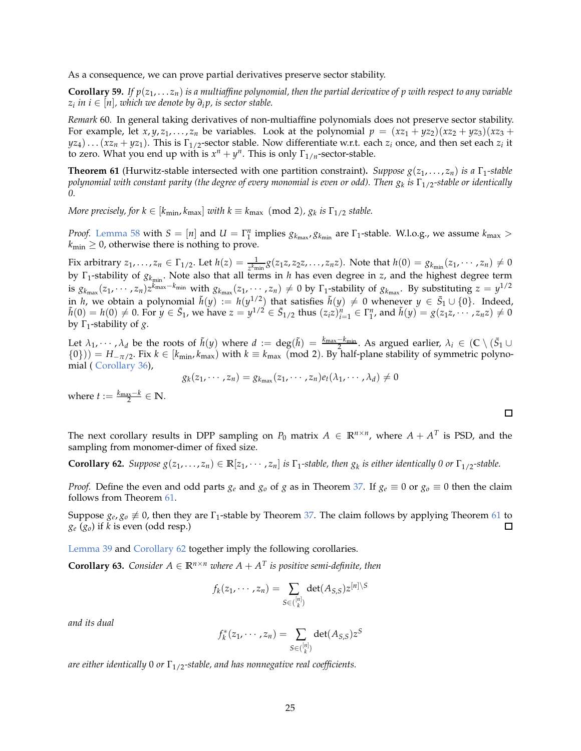As a consequence, we can prove partial derivatives preserve sector stability.

**Corollary 59.** *If $p(z_1, \ldots z_n)$ is a multiaffine polynomial, then the partial derivative of $p$ with respect to any variable $z_i$ in $i \in [n]$, which we denote by $\partial_i p$, is sector stable.*

*Remark* 60. In general taking derivatives of non-multiaffine polynomials does not preserve sector stability. For example, let $x, y, z_1, \ldots, z_n$ be variables. Look at the polynomial $p = (xz_1 + yz_2)(xz_2 + yz_3)(xz_3 + yz_4)\ldots(xz_n + yz_1)$. This is $\Gamma_{1/2}$-sector stable. Now differentiate w.r.t. each $z_i$ once, and then set each $z_i$ it to zero. What you end up with is $x^n + y^n$. This is only $\Gamma_{1/n}$-sector-stable.

**Theorem 61** (Hurwitz-stable intersected with one partition constraint)**.** *Suppose $g(z_1, \ldots, z_n)$ is a $\Gamma_1$-stable polynomial with constant parity (the degree of every monomial is even or odd). Then $g_k$ is $\Gamma_{1/2}$-stable or identically 0.*

*More precisely, for $k \in [k_{\min}, k_{\max}]$ with $k \equiv k_{\max} \pmod 2$, $g_k$ is $\Gamma_{1/2}$ stable.*

*Proof.* Lemma 58 with $S = [n]$ and $U = \Gamma_1^n$ implies $g_{k_{\max}}, g_{k_{\min}}$ are $\Gamma_1$-stable. W.l.o.g., we assume $k_{\max} > k_{\min} \geq 0$, otherwise there is nothing to prove.

Fix arbitrary $z_1, \ldots, z_n \in \Gamma_{1/2}$. Let $h(z) = \frac{1}{z^{k_{\min}}} g(z_1 z, z_2 z, \ldots, z_n z)$. Note that $h(0) = g_{k_{\min}}(z_1, \cdots, z_n) \neq 0$ by $\Gamma_1$-stability of $g_{k_{\min}}$. Note also that all terms in $h$ has even degree in $z$, and the highest degree term is $g_{k_{\max}}(z_1, \cdots, z_n) z^{k_{\max} - k_{\min}}$ with $g_{k_{\max}}(z_1, \cdots, z_n) \neq 0$ by $\Gamma_1$-stability of $g_{k_{\max}}$. By substituting $z = y^{1/2}$ in $h$, we obtain a polynomial $\tilde{h}(y) := h(y^{1/2})$ that satisfies $\tilde{h}(y) \neq 0$ whenever $y \in \bar{S}_1 \cup \{0\}$. Indeed, $\tilde{h}(0) = h(0) \neq 0$. For $y \in \bar{S}_1$, we have $z = y^{1/2} \in \bar{S}_{1/2}$ thus $(z_i z)_{i=1}^n \in \Gamma_1^n$, and $\tilde{h}(y) = g(z_1 z, \cdots, z_n z) \neq 0$ by $\Gamma_1$-stability of $g$.

Let $\lambda_1, \cdots, \lambda_d$ be the roots of $\tilde{h}(y)$ where $d := \deg(\tilde{h}) = \frac{k_{\max} - k_{\min}}{2}$. As argued earlier, $\lambda_i \in (\mathbb{C} \setminus (\bar{S}_1 \cup \{0\})) = H_{-\pi/2}$. Fix $k \in [k_{\min}, k_{\max})$ with $k \equiv k_{\max} \pmod 2$. By half-plane stability of symmetric polynomial ( Corollary 36),

$$g_k(z_1, \cdots, z_n) = g_{k_{\max}}(z_1, \cdots, z_n) e_t(\lambda_1, \cdots, \lambda_d) \neq 0$$

where $t := \frac{k_{\max} - k}{2} \in \mathbb{N}$. □

The next corollary results in DPP sampling on $P_0$ matrix $A \in \mathbb{R}^{n \times n}$, where $A + A^T$ is PSD, and the sampling from monomer-dimer of fixed size.

**Corollary 62.** *Suppose $g(z_1, \ldots, z_n) \in \mathbb{R}[z_1, \cdots, z_n]$ is $\Gamma_1$-stable, then $g_k$ is either identically 0 or $\Gamma_{1/2}$-stable.*

*Proof.* Define the even and odd parts $g_e$ and $g_o$ of $g$ as in Theorem 37. If $g_e \equiv 0$ or $g_o \equiv 0$ then the claim follows from Theorem 61.

Suppose $g_e, g_o \not\equiv 0$, then they are $\Gamma_1$-stable by Theorem 37. The claim follows by applying Theorem 61 to $g_e$ ($g_o$) if $k$ is even (odd resp.) □

Lemma 39 and Corollary 62 together imply the following corollaries.

**Corollary 63.** *Consider $A \in \mathbb{R}^{n \times n}$ where $A + A^T$ is positive semi-definite, then*

$$f_k(z_1, \cdots, z_n) = \sum_{S \in \binom{[n]}{k}} \det(A_{S,S}) z^{[n] \setminus S}$$

*and its dual*

$$f_k^*(z_1, \cdots, z_n) = \sum_{S \in \binom{[n]}{k}} \det(A_{S,S}) z^S$$

*are either identically 0 or $\Gamma_{1/2}$-stable, and has nonnegative real coefficients.*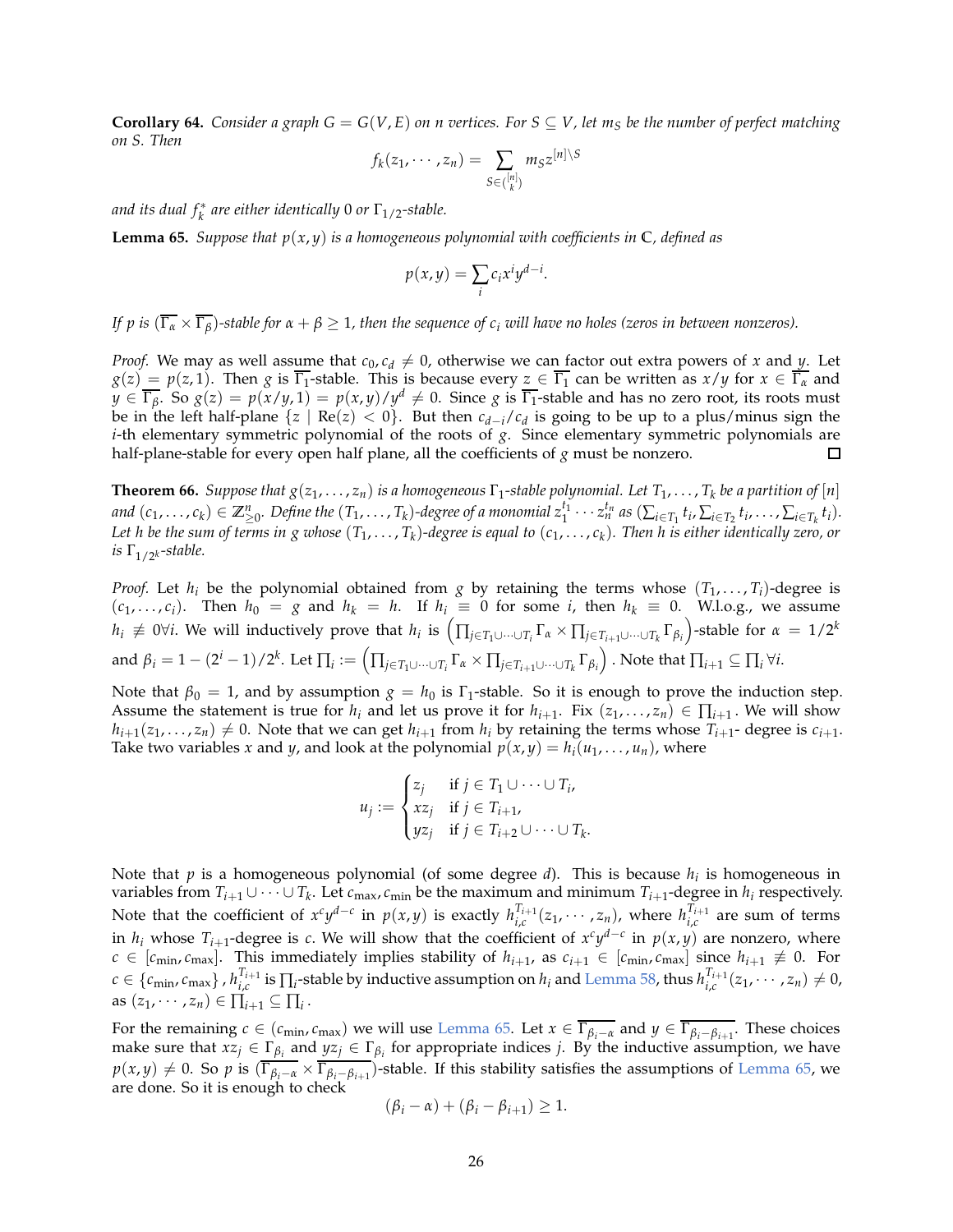**Corollary 64.** *Consider a graph $G = G(V, E)$ on $n$ vertices. For $S \subseteq V$, let $m_S$ be the number of perfect matching on $S$. Then*

$$f_k(z_1, \cdots, z_n) = \sum_{S \in \binom{[n]}{k}} m_S z^{[n] \setminus S}$$

*and its dual $f_k^*$ are either identically 0 or $\Gamma_{1/2}$-stable.*

**Lemma 65.** *Suppose that $p(x, y)$ is a homogeneous polynomial with coefficients in $\mathbb{C}$, defined as*

$$p(x, y) = \sum_i c_i x^i y^{d-i}.$$

*If $p$ is $(\overline{\Gamma_\alpha} \times \overline{\Gamma_\beta})$-stable for $\alpha + \beta \geq 1$, then the sequence of $c_i$ will have no holes (zeros in between nonzeros).*

*Proof.* We may as well assume that $c_0, c_d \neq 0$, otherwise we can factor out extra powers of $x$ and $y$. Let $g(z) = p(z, 1)$. Then $g$ is $\overline{\Gamma_1}$-stable. This is because every $z \in \overline{\Gamma_1}$ can be written as $x/y$ for $x \in \overline{\Gamma_\alpha}$ and $y \in \overline{\Gamma_\beta}$. So $g(z) = p(x/y, 1) = p(x, y)/y^d \neq 0$. Since $g$ is $\overline{\Gamma_1}$-stable and has no zero root, its roots must be in the left half-plane $\{z \mid \text{Re}(z) < 0\}$. But then $c_{d-i}/c_d$ is going to be up to a plus/minus sign the $i$-th elementary symmetric polynomial of the roots of $g$. Since elementary symmetric polynomials are half-plane-stable for every open half plane, all the coefficients of $g$ must be nonzero. $\square$

**Theorem 66.** *Suppose that $g(z_1, \ldots, z_n)$ is a homogeneous $\Gamma_1$-stable polynomial. Let $T_1, \ldots, T_k$ be a partition of $[n]$ and $(c_1, \ldots, c_k) \in \mathbb{Z}^n_{\geq 0}$. Define the $(T_1, \ldots, T_k)$-degree of a monomial $z_1^{t_1} \cdots z_n^{t_n}$ as $(\sum_{i \in T_1} t_i, \sum_{i \in T_2} t_i, \ldots, \sum_{i \in T_k} t_i)$. Let $h$ be the sum of terms in $g$ whose $(T_1, \ldots, T_k)$-degree is equal to $(c_1, \ldots, c_k)$. Then $h$ is either identically zero, or is $\Gamma_{1/2^k}$-stable.*

*Proof.* Let $h_i$ be the polynomial obtained from $g$ by retaining the terms whose $(T_1, \ldots, T_i)$-degree is $(c_1, \ldots, c_i)$. Then $h_0 = g$ and $h_k = h$. If $h_i \equiv 0$ for some $i$, then $h_k \equiv 0$. W.l.o.g., we assume $h_i \not\equiv 0 \forall i$. We will inductively prove that $h_i$ is $\left(\prod_{j \in T_1 \cup \cdots \cup T_i} \Gamma_\alpha \times \prod_{j \in T_{i+1} \cup \cdots \cup T_k} \Gamma_{\beta_i}\right)$-stable for $\alpha = 1/2^k$ and $\beta_i = 1 - (2^i - 1)/2^k$. Let $\prod_i := \left(\prod_{j \in T_1 \cup \cdots \cup T_i} \Gamma_\alpha \times \prod_{j \in T_{i+1} \cup \cdots \cup T_k} \Gamma_{\beta_i}\right)$. Note that $\prod_{i+1} \subseteq \prod_i \forall i$.

Note that $\beta_0 = 1$, and by assumption $g = h_0$ is $\Gamma_1$-stable. So it is enough to prove the induction step. Assume the statement is true for $h_i$ and let us prove it for $h_{i+1}$. Fix $(z_1, \ldots, z_n) \in \prod_{i+1}$. We will show $h_{i+1}(z_1, \ldots, z_n) \neq 0$. Note that we can get $h_{i+1}$ from $h_i$ by retaining the terms whose $T_{i+1}$- degree is $c_{i+1}$. Take two variables $x$ and $y$, and look at the polynomial $p(x, y) = h_i(u_1, \ldots, u_n)$, where

$$u_j := \begin{cases} z_j & \text{if } j \in T_1 \cup \cdots \cup T_i, \\ x z_j & \text{if } j \in T_{i+1}, \\ y z_j & \text{if } j \in T_{i+2} \cup \cdots \cup T_k. \end{cases}$$

Note that $p$ is a homogeneous polynomial (of some degree $d$). This is because $h_i$ is homogeneous in variables from $T_{i+1} \cup \cdots \cup T_k$. Let $c_{\max}, c_{\min}$ be the maximum and minimum $T_{i+1}$-degree in $h_i$ respectively. Note that the coefficient of $x^c y^{d-c}$ in $p(x, y)$ is exactly $h_{i,c}^{T_{i+1}}(z_1, \cdots, z_n)$, where $h_{i,c}^{T_{i+1}}$ are sum of terms in $h_i$ whose $T_{i+1}$-degree is $c$. We will show that the coefficient of $x^c y^{d-c}$ in $p(x, y)$ are nonzero, where $c \in [c_{\min}, c_{\max}]$. This immediately implies stability of $h_{i+1}$, as $c_{i+1} \in [c_{\min}, c_{\max}]$ since $h_{i+1} \not\equiv 0$. For $c \in \{c_{\min}, c_{\max}\}$, $h_{i,c}^{T_{i+1}}$ is $\prod_i$-stable by inductive assumption on $h_i$ and Lemma 58, thus $h_{i,c}^{T_{i+1}}(z_1, \cdots, z_n) \neq 0$, as $(z_1, \cdots, z_n) \in \prod_{i+1} \subseteq \prod_i$.

For the remaining $c \in (c_{\min}, c_{\max})$ we will use Lemma 65. Let $x \in \overline{\Gamma_{\beta_i - \alpha}}$ and $y \in \overline{\Gamma_{\beta_i - \beta_{i+1}}}$. These choices make sure that $x z_j \in \Gamma_{\beta_i}$ and $y z_j \in \Gamma_{\beta_i}$ for appropriate indices $j$. By the inductive assumption, we have $p(x, y) \neq 0$. So $p$ is $(\overline{\Gamma_{\beta_i - \alpha}} \times \overline{\Gamma_{\beta_i - \beta_{i+1}}})$-stable. If this stability satisfies the assumptions of Lemma 65, we are done. So it is enough to check

$$(\beta_i - \alpha) + (\beta_i - \beta_{i+1}) \geq 1.$$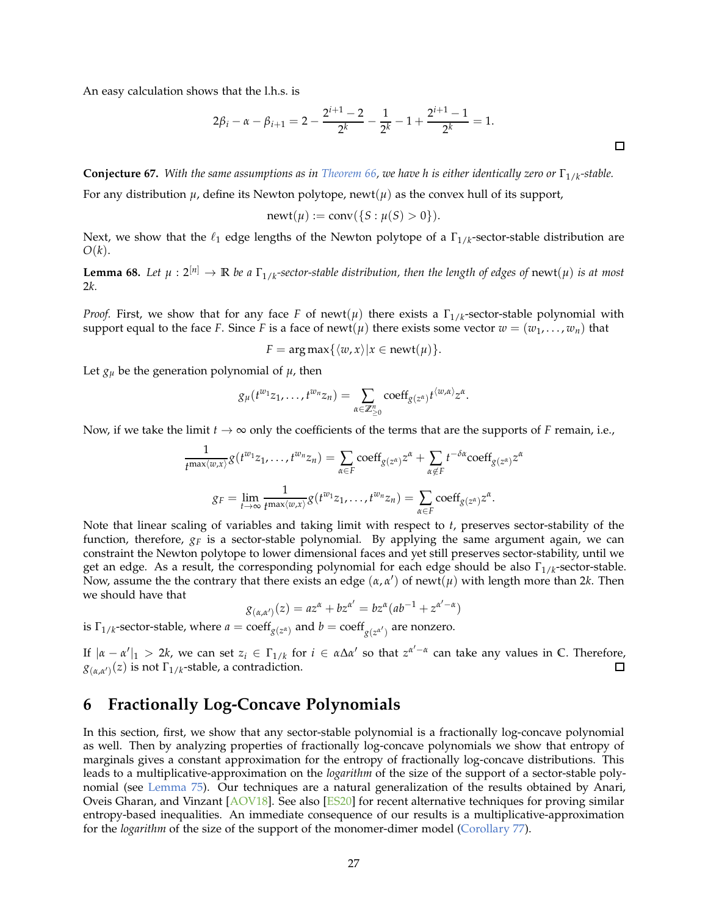An easy calculation shows that the l.h.s. is

$$2\beta_i - \alpha - \beta_{i+1} = 2 - \frac{2^{i+1}-2}{2^k} - \frac{1}{2^k} - 1 + \frac{2^{i+1}-1}{2^k} = 1.$$

□

**Conjecture 67.** *With the same assumptions as in Theorem 66, we have h is either identically zero or $\Gamma_{1/k}$-stable.*

For any distribution $\mu$, define its Newton polytope, $\text{newt}(\mu)$ as the convex hull of its support,

$$\text{newt}(\mu) := \text{conv}(\{S : \mu(S) > 0\}).$$

Next, we show that the $\ell_1$ edge lengths of the Newton polytope of a $\Gamma_{1/k}$-sector-stable distribution are $O(k)$.

**Lemma 68.** *Let $\mu : 2^{[n]} \to \mathbb{R}$ be a $\Gamma_{1/k}$-sector-stable distribution, then the length of edges of $\text{newt}(\mu)$ is at most $2k$.*

*Proof.* First, we show that for any face $F$ of $\text{newt}(\mu)$ there exists a $\Gamma_{1/k}$-sector-stable polynomial with support equal to the face $F$. Since $F$ is a face of $\text{newt}(\mu)$ there exists some vector $w = (w_1, \ldots, w_n)$ that

$$F = \arg\max\{\langle w, x\rangle | x \in \text{newt}(\mu)\}.$$

Let $g_\mu$ be the generation polynomial of $\mu$, then

$$g_\mu(t^{w_1}z_1, \ldots, t^{w_n}z_n) = \sum_{\alpha \in \mathbb{Z}^n_{\geq 0}} \text{coeff}_{g(z^\alpha)} t^{\langle w, \alpha\rangle} z^\alpha.$$

Now, if we take the limit $t \to \infty$ only the coefficients of the terms that are the supports of $F$ remain, i.e.,

$$\frac{1}{t^{\max\langle w,x\rangle}} g(t^{w_1}z_1, \ldots, t^{w_n}z_n) = \sum_{\alpha \in F} \text{coeff}_{g(z^\alpha)} z^\alpha + \sum_{\alpha \notin F} t^{-\delta\alpha} \text{coeff}_{g(z^\alpha)} z^\alpha$$

$$g_F = \lim_{t\to\infty} \frac{1}{t^{\max\langle w,x\rangle}} g(t^{w_1}z_1, \ldots, t^{w_n}z_n) = \sum_{\alpha \in F} \text{coeff}_{g(z^\alpha)} z^\alpha.$$

Note that linear scaling of variables and taking limit with respect to $t$, preserves sector-stability of the function, therefore, $g_F$ is a sector-stable polynomial. By applying the same argument again, we can constraint the Newton polytope to lower dimensional faces and yet still preserves sector-stability, until we get an edge. As a result, the corresponding polynomial for each edge should be also $\Gamma_{1/k}$-sector-stable. Now, assume the the contrary that there exists an edge $(\alpha, \alpha')$ of $\text{newt}(\mu)$ with length more than $2k$. Then we should have that

$$g_{(\alpha,\alpha')}(z) = az^\alpha + bz^{\alpha'} = bz^\alpha(ab^{-1} + z^{\alpha'-\alpha})$$

is $\Gamma_{1/k}$-sector-stable, where $a = \text{coeff}_{g(z^\alpha)}$ and $b = \text{coeff}_{g(z^{\alpha'})}$ are nonzero.

If $|\alpha - \alpha'|_1 > 2k$, we can set $z_i \in \Gamma_{1/k}$ for $i \in \alpha\Delta\alpha'$ so that $z^{\alpha'-\alpha}$ can take any values in $\mathbb{C}$. Therefore, $g_{(\alpha,\alpha')}(z)$ is not $\Gamma_{1/k}$-stable, a contradiction. □

# 6 Fractionally Log-Concave Polynomials

In this section, first, we show that any sector-stable polynomial is a fractionally log-concave polynomial as well. Then by analyzing properties of fractionally log-concave polynomials we show that entropy of marginals gives a constant approximation for the entropy of fractionally log-concave distributions. This leads to a multiplicative-approximation on the *logarithm* of the size of the support of a sector-stable polynomial (see Lemma 75). Our techniques are a natural generalization of the results obtained by Anari, Oveis Gharan, and Vinzant [AOV18]. See also [ES20] for recent alternative techniques for proving similar entropy-based inequalities. An immediate consequence of our results is a multiplicative-approximation for the *logarithm* of the size of the support of the monomer-dimer model (Corollary 77).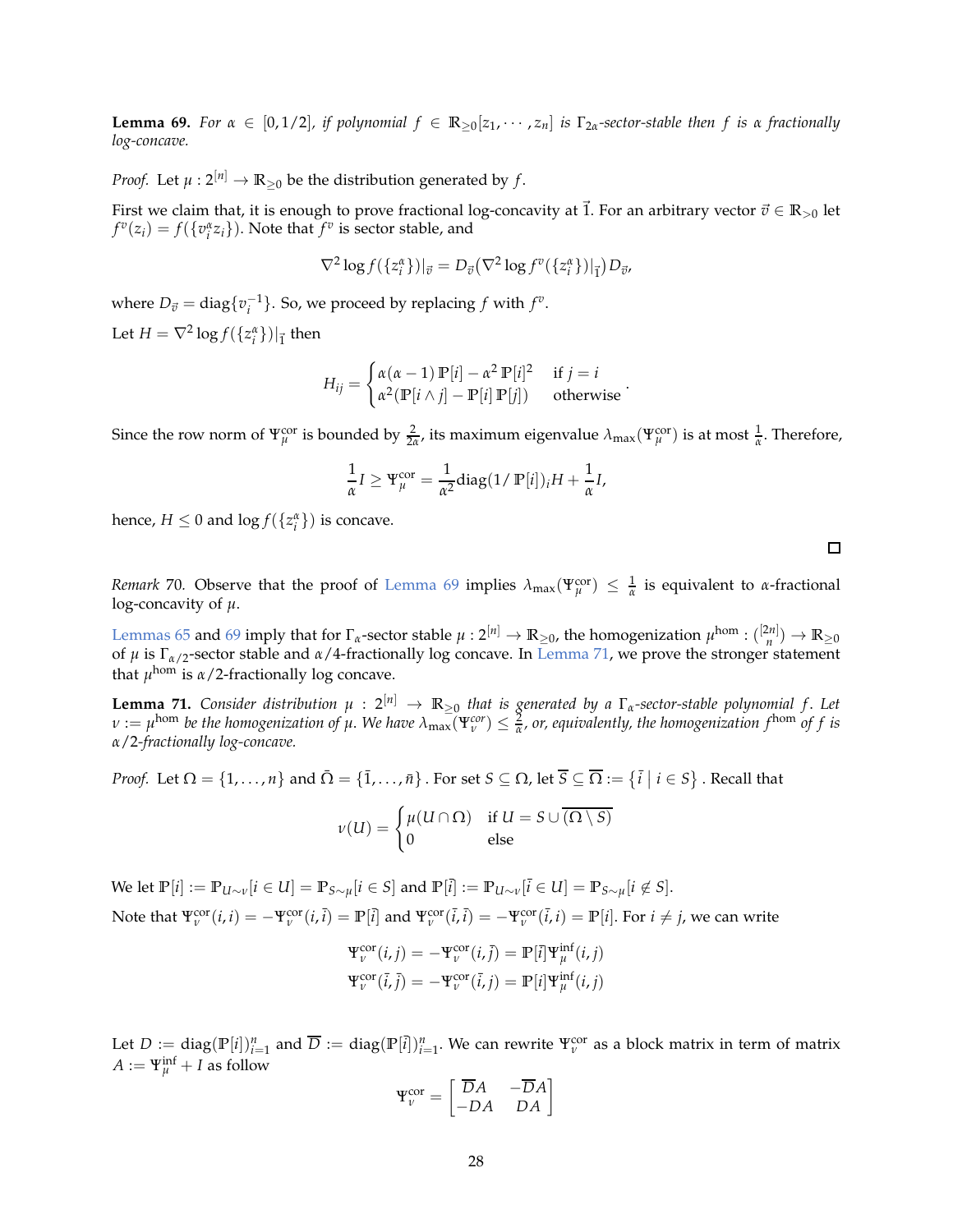**Lemma 69.** *For $\alpha \in [0, 1/2]$, if polynomial $f \in \mathbb{R}_{\geq 0}[z_1, \cdots, z_n]$ is $\Gamma_{2\alpha}$-sector-stable then $f$ is $\alpha$ fractionally log-concave.*

*Proof.* Let $\mu : 2^{[n]} \to \mathbb{R}_{\geq 0}$ be the distribution generated by $f$.

First we claim that, it is enough to prove fractional log-concavity at $\vec{1}$. For an arbitrary vector $\vec{v} \in \mathbb{R}_{>0}$ let $f^v(z_i) = f(\{v_i^\alpha z_i\})$. Note that $f^v$ is sector stable, and

$$\nabla^2 \log f(\{z_i^\alpha\})|_{\vec{v}} = D_{\vec{v}} \big(\nabla^2 \log f^v(\{z_i^\alpha\})|_{\vec{1}}\big) D_{\vec{v}},$$

where $D_{\vec{v}} = \operatorname{diag}\{v_i^{-1}\}$. So, we proceed by replacing $f$ with $f^v$.

Let $H = \nabla^2 \log f(\{z_i^\alpha\})|_{\vec{1}}$ then

$$H_{ij} = \begin{cases} \alpha(\alpha - 1)\, \mathbb{P}[i] - \alpha^2\, \mathbb{P}[i]^2 & \text{if } j = i \\ \alpha^2(\mathbb{P}[i \wedge j] - \mathbb{P}[i]\, \mathbb{P}[j]) & \text{otherwise} \end{cases}.$$

Since the row norm of $\Psi_\mu^{\text{cor}}$ is bounded by $\frac{2}{2\alpha}$, its maximum eigenvalue $\lambda_{\max}(\Psi_\mu^{\text{cor}})$ is at most $\frac{1}{\alpha}$. Therefore,

$$\frac{1}{\alpha} I \geq \Psi_\mu^{\text{cor}} = \frac{1}{\alpha^2} \operatorname{diag}(1/\, \mathbb{P}[i])_i H + \frac{1}{\alpha} I,$$

hence, $H \leq 0$ and $\log f(\{z_i^\alpha\})$ is concave. $\square$

*Remark* 70. Observe that the proof of Lemma 69 implies $\lambda_{\max}(\Psi_\mu^{\text{cor}}) \leq \frac{1}{\alpha}$ is equivalent to $\alpha$-fractional log-concavity of $\mu$.

Lemmas 65 and 69 imply that for $\Gamma_\alpha$-sector stable $\mu : 2^{[n]} \to \mathbb{R}_{\geq 0}$, the homogenization $\mu^{\text{hom}} : \binom{[2n]}{n} \to \mathbb{R}_{\geq 0}$ of $\mu$ is $\Gamma_{\alpha/2}$-sector stable and $\alpha/4$-fractionally log concave. In Lemma 71, we prove the stronger statement that $\mu^{\text{hom}}$ is $\alpha/2$-fractionally log concave.

**Lemma 71.** *Consider distribution $\mu : 2^{[n]} \to \mathbb{R}_{\geq 0}$ that is generated by a $\Gamma_\alpha$-sector-stable polynomial $f$. Let $\nu := \mu^{\text{hom}}$ be the homogenization of $\mu$. We have $\lambda_{\max}(\Psi_\nu^{\text{cor}}) \leq \frac{2}{\alpha}$, or, equivalently, the homogenization $f^{\text{hom}}$ of $f$ is $\alpha/2$-fractionally log-concave.*

*Proof.* Let $\Omega = \{1, \ldots, n\}$ and $\bar{\Omega} = \{\bar{1}, \ldots, \bar{n}\}$. For set $S \subseteq \Omega$, let $\overline{S} \subseteq \overline{\Omega} := \{\bar{i} \mid i \in S\}$. Recall that

$$\nu(U) = \begin{cases} \mu(U \cap \Omega) & \text{if } U = S \cup \overline{(\Omega \setminus S)} \\ 0 & \text{else} \end{cases}$$

We let $\mathbb{P}[i] := \mathbb{P}_{U \sim \nu}[i \in U] = \mathbb{P}_{S \sim \mu}[i \in S]$ and $\mathbb{P}[\bar{i}] := \mathbb{P}_{U \sim \nu}[\bar{i} \in U] = \mathbb{P}_{S \sim \mu}[i \notin S]$.

Note that $\Psi_\nu^{\text{cor}}(i, i) = -\Psi_\nu^{\text{cor}}(i, \bar{i}) = \mathbb{P}[\bar{i}]$ and $\Psi_\nu^{\text{cor}}(\bar{i}, \bar{i}) = -\Psi_\nu^{\text{cor}}(\bar{i}, i) = \mathbb{P}[i]$. For $i \neq j$, we can write

$$\Psi_\nu^{\text{cor}}(i, j) = -\Psi_\nu^{\text{cor}}(i, \bar{j}) = \mathbb{P}[\bar{i}] \Psi_\mu^{\text{inf}}(i, j)$$
$$\Psi_\nu^{\text{cor}}(\bar{i}, \bar{j}) = -\Psi_\nu^{\text{cor}}(\bar{i}, j) = \mathbb{P}[i] \Psi_\mu^{\text{inf}}(i, j)$$

Let $D := \operatorname{diag}(\mathbb{P}[i])_{i=1}^n$ and $\overline{D} := \operatorname{diag}(\mathbb{P}[\bar{i}])_{i=1}^n$. We can rewrite $\Psi_\nu^{\text{cor}}$ as a block matrix in term of matrix $A := \Psi_\mu^{\text{inf}} + I$ as follow

$$\Psi_\nu^{\text{cor}} = \begin{bmatrix} \overline{D} A & -\overline{D} A \\ -DA & DA \end{bmatrix}$$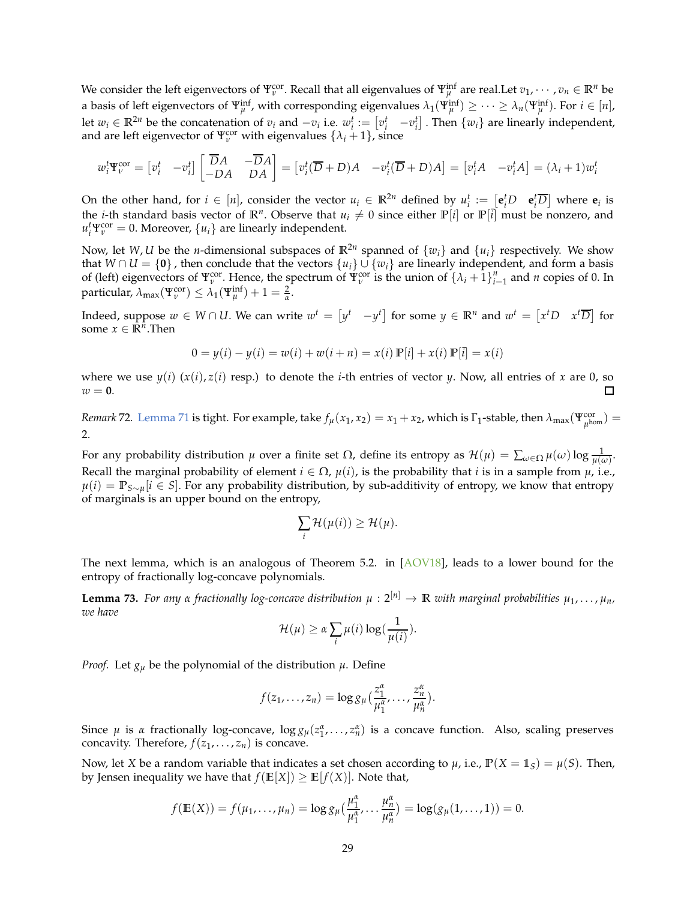We consider the left eigenvectors of $\Psi_\nu^{\text{cor}}$. Recall that all eigenvalues of $\Psi_\mu^{\text{inf}}$ are real.Let $v_1, \cdots, v_n \in \mathbb{R}^n$ be a basis of left eigenvectors of $\Psi_\mu^{\text{inf}}$, with corresponding eigenvalues $\lambda_1(\Psi_\mu^{\text{inf}}) \geq \cdots \geq \lambda_n(\Psi_\mu^{\text{inf}})$. For $i \in [n]$, let $w_i \in \mathbb{R}^{2n}$ be the concatenation of $v_i$ and $-v_i$ i.e. $w_i^t := \begin{bmatrix} v_i^t & -v_i^t \end{bmatrix}$. Then $\{w_i\}$ are linearly independent, and are left eigenvector of $\Psi_\nu^{\text{cor}}$ with eigenvalues $\{\lambda_i + 1\}$, since

$$w_i^t \Psi_\nu^{\text{cor}} = \begin{bmatrix} v_i^t & -v_i^t \end{bmatrix} \begin{bmatrix} \overline{D}A & -\overline{D}A \\ -DA & DA \end{bmatrix} = \begin{bmatrix} v_i^t(\overline{D} + D)A & -v_i^t(\overline{D} + D)A \end{bmatrix} = \begin{bmatrix} v_i^t A & -v_i^t A \end{bmatrix} = (\lambda_i + 1) w_i^t$$

On the other hand, for $i \in [n]$, consider the vector $u_i \in \mathbb{R}^{2n}$ defined by $u_i^t := \begin{bmatrix} \mathbf{e}_i^t D & \mathbf{e}_i^t \overline{D} \end{bmatrix}$ where $\mathbf{e}_i$ is the $i$-th standard basis vector of $\mathbb{R}^n$. Observe that $u_i \neq 0$ since either $\mathbb{P}[i]$ or $\mathbb{P}[\bar{i}]$ must be nonzero, and $u_i^t \Psi_\nu^{\text{cor}} = 0$. Moreover, $\{u_i\}$ are linearly independent.

Now, let $W, U$ be the $n$-dimensional subspaces of $\mathbb{R}^{2n}$ spanned of $\{w_i\}$ and $\{u_i\}$ respectively. We show that $W \cap U = \{\mathbf{0}\}$ , then conclude that the vectors $\{u_i\} \cup \{w_i\}$ are linearly independent, and form a basis of (left) eigenvectors of $\Psi_\nu^{\text{cor}}$. Hence, the spectrum of $\Psi_\nu^{\text{cor}}$ is the union of $\{\lambda_i + 1\}_{i=1}^n$ and $n$ copies of 0. In particular, $\lambda_{\max}(\Psi_\nu^{\text{cor}}) \leq \lambda_1(\Psi_\mu^{\text{inf}}) + 1 = \frac{2}{\alpha}$.

Indeed, suppose $w \in W \cap U$. We can write $w^t = \begin{bmatrix} y^t & -y^t \end{bmatrix}$ for some $y \in \mathbb{R}^n$ and $w^t = \begin{bmatrix} x^t D & x^t \overline{D} \end{bmatrix}$ for some $x \in \mathbb{R}^n$.Then

$$0 = y(i) - y(i) = w(i) + w(i+n) = x(i)\,\mathbb{P}[i] + x(i)\,\mathbb{P}[\bar{i}] = x(i)$$

where we use $y(i)$ $(x(i), z(i)$ resp.) to denote the $i$-th entries of vector $y$. Now, all entries of $x$ are 0, so $w = \mathbf{0}$. □

*Remark* 72. Lemma 71 is tight. For example, take $f_\mu(x_1, x_2) = x_1 + x_2$, which is $\Gamma_1$-stable, then $\lambda_{\max}(\Psi_{\mu^{\text{hom}}}^{\text{cor}}) = 2$.

For any probability distribution $\mu$ over a finite set $\Omega$, define its entropy as $\mathcal{H}(\mu) = \sum_{\omega \in \Omega} \mu(\omega) \log \frac{1}{\mu(\omega)}$. Recall the marginal probability of element $i \in \Omega$, $\mu(i)$, is the probability that $i$ is in a sample from $\mu$, i.e., $\mu(i) = \mathbb{P}_{S \sim \mu}[i \in S]$. For any probability distribution, by sub-additivity of entropy, we know that entropy of marginals is an upper bound on the entropy,

$$\sum_i \mathcal{H}(\mu(i)) \geq \mathcal{H}(\mu).$$

The next lemma, which is an analogous of Theorem 5.2. in [AOV18], leads to a lower bound for the entropy of fractionally log-concave polynomials.

**Lemma 73.** *For any $\alpha$ fractionally log-concave distribution $\mu : 2^{[n]} \to \mathbb{R}$ with marginal probabilities $\mu_1, \ldots, \mu_n$, we have*

$$\mathcal{H}(\mu) \geq \alpha \sum_i \mu(i) \log(\frac{1}{\mu(i)}).$$

*Proof.* Let $g_\mu$ be the polynomial of the distribution $\mu$. Define

$$f(z_1, \ldots, z_n) = \log g_\mu(\frac{z_1^\alpha}{\mu_1^\alpha}, \ldots, \frac{z_n^\alpha}{\mu_n^\alpha}).$$

Since $\mu$ is $\alpha$ fractionally log-concave, $\log g_\mu(z_1^\alpha, \ldots, z_n^\alpha)$ is a concave function. Also, scaling preserves concavity. Therefore, $f(z_1, \ldots, z_n)$ is concave.

Now, let $X$ be a random variable that indicates a set chosen according to $\mu$, i.e., $\mathbb{P}(X = \mathbb{1}_S) = \mu(S)$. Then, by Jensen inequality we have that $f(\mathbb{E}[X]) \geq \mathbb{E}[f(X)]$. Note that,

$$f(\mathbb{E}(X)) = f(\mu_1, \ldots, \mu_n) = \log g_\mu(\frac{\mu_1^\alpha}{\mu_1^\alpha}, \ldots \frac{\mu_n^\alpha}{\mu_n^\alpha}) = \log(g_\mu(1, \ldots, 1)) = 0.$$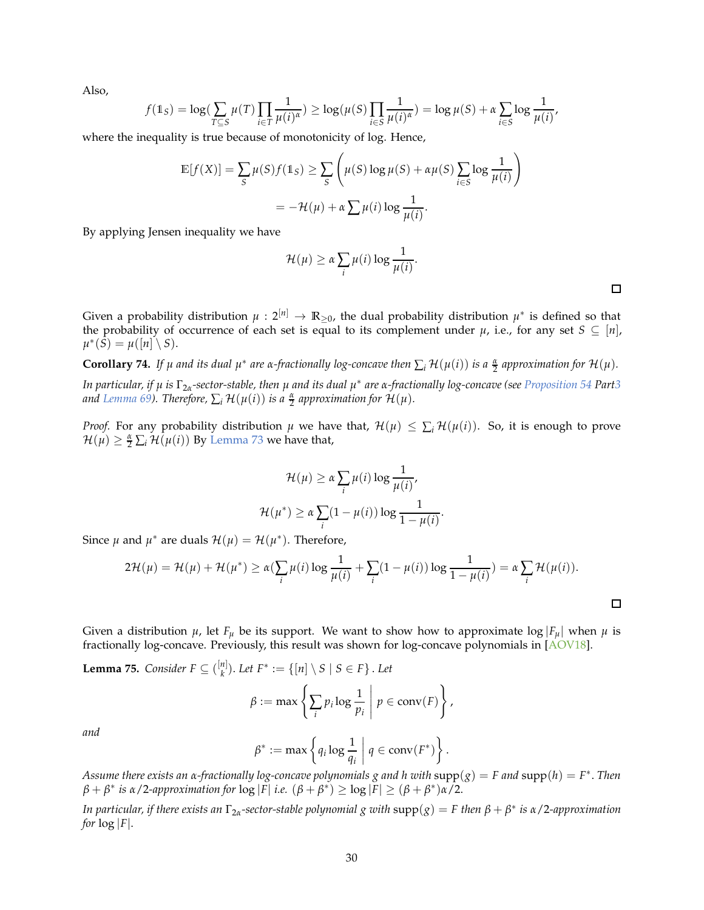Also,

$$f(\mathbb{1}_S) = \log(\sum_{T \subseteq S} \mu(T) \prod_{i \in T} \frac{1}{\mu(i)^\alpha}) \geq \log(\mu(S) \prod_{i \in S} \frac{1}{\mu(i)^\alpha}) = \log \mu(S) + \alpha \sum_{i \in S} \log \frac{1}{\mu(i)},$$

where the inequality is true because of monotonicity of log. Hence,

$$\mathbb{E}[f(X)] = \sum_S \mu(S) f(\mathbb{1}_S) \geq \sum_S \left( \mu(S) \log \mu(S) + \alpha \mu(S) \sum_{i \in S} \log \frac{1}{\mu(i)} \right)$$
$$= -\mathcal{H}(\mu) + \alpha \sum \mu(i) \log \frac{1}{\mu(i)}.$$

By applying Jensen inequality we have

$$\mathcal{H}(\mu) \geq \alpha \sum_i \mu(i) \log \frac{1}{\mu(i)}.$$

□

Given a probability distribution $\mu : 2^{[n]} \to \mathbb{R}_{\geq 0}$, the dual probability distribution $\mu^*$ is defined so that the probability of occurrence of each set is equal to its complement under $\mu$, i.e., for any set $S \subseteq [n]$, $\mu^*(S) = \mu([n] \setminus S)$.

**Corollary 74.** *If $\mu$ and its dual $\mu^*$ are $\alpha$-fractionally log-concave then $\sum_i \mathcal{H}(\mu(i))$ is a $\frac{\alpha}{2}$ approximation for $\mathcal{H}(\mu)$.*

*In particular, if $\mu$ is $\Gamma_{2\alpha}$-sector-stable, then $\mu$ and its dual $\mu^*$ are $\alpha$-fractionally log-concave (see Proposition 54 Part3 and Lemma 69). Therefore, $\sum_i \mathcal{H}(\mu(i))$ is a $\frac{\alpha}{2}$ approximation for $\mathcal{H}(\mu)$.*

*Proof.* For any probability distribution $\mu$ we have that, $\mathcal{H}(\mu) \leq \sum_i \mathcal{H}(\mu(i))$. So, it is enough to prove $\mathcal{H}(\mu) \geq \frac{\alpha}{2} \sum_i \mathcal{H}(\mu(i))$ By Lemma 73 we have that,

$$\mathcal{H}(\mu) \geq \alpha \sum_i \mu(i) \log \frac{1}{\mu(i)},$$
$$\mathcal{H}(\mu^*) \geq \alpha \sum_i (1 - \mu(i)) \log \frac{1}{1 - \mu(i)}.$$

Since $\mu$ and $\mu^*$ are duals $\mathcal{H}(\mu) = \mathcal{H}(\mu^*)$. Therefore,

$$2\mathcal{H}(\mu) = \mathcal{H}(\mu) + \mathcal{H}(\mu^*) \geq \alpha(\sum_i \mu(i) \log \frac{1}{\mu(i)} + \sum_i (1 - \mu(i)) \log \frac{1}{1 - \mu(i)}) = \alpha \sum_i \mathcal{H}(\mu(i)).$$

□

Given a distribution $\mu$, let $F_\mu$ be its support. We want to show how to approximate $\log |F_\mu|$ when $\mu$ is fractionally log-concave. Previously, this result was shown for log-concave polynomials in [AOV18].

**Lemma 75.** *Consider $F \subseteq \binom{[n]}{k}$. Let $F^* := \{[n] \setminus S \mid S \in F\}$. Let*

$$\beta := \max \left\{ \sum_i p_i \log \frac{1}{p_i} \;\middle|\; p \in \text{conv}(F) \right\},$$

*and*

$$\beta^* := \max \left\{ q_i \log \frac{1}{q_i} \;\middle|\; q \in \text{conv}(F^*) \right\}.$$

*Assume there exists an $\alpha$-fractionally log-concave polynomials $g$ and $h$ with $\text{supp}(g) = F$ and $\text{supp}(h) = F^*$. Then $\beta + \beta^*$ is $\alpha/2$-approximation for $\log |F|$ i.e. $(\beta + \beta^*) \geq \log |F| \geq (\beta + \beta^*)\alpha/2$.*

*In particular, if there exists an $\Gamma_{2\alpha}$-sector-stable polynomial $g$ with $\text{supp}(g) = F$ then $\beta + \beta^*$ is $\alpha/2$-approximation for $\log |F|$.*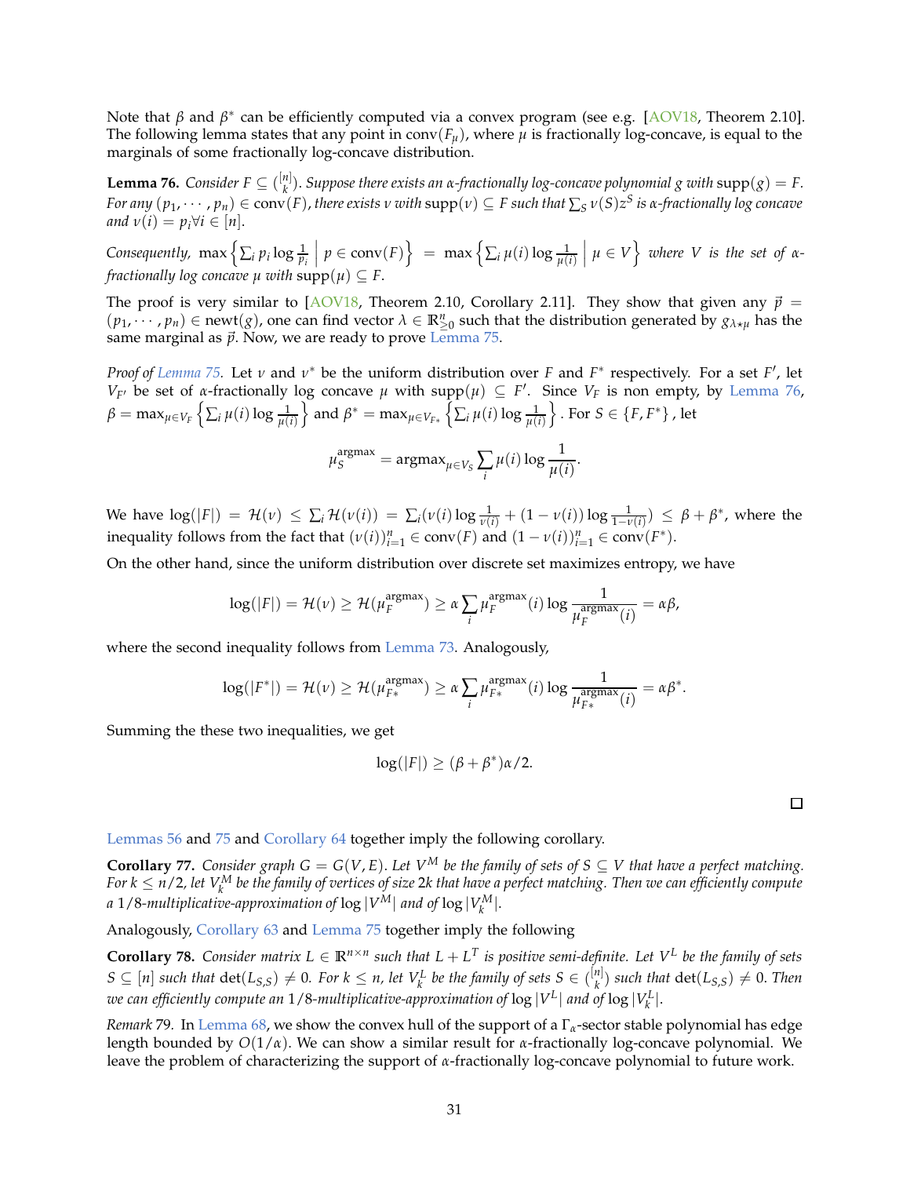Note that $\beta$ and $\beta^*$ can be efficiently computed via a convex program (see e.g. [AOV18, Theorem 2.10]. The following lemma states that any point in $\text{conv}(F_\mu)$, where $\mu$ is fractionally log-concave, is equal to the marginals of some fractionally log-concave distribution.

**Lemma 76.** *Consider $F \subseteq \binom{[n]}{k}$. Suppose there exists an $\alpha$-fractionally log-concave polynomial $g$ with $\text{supp}(g) = F$. For any $(p_1, \cdots, p_n) \in \text{conv}(F)$, there exists $\nu$ with $\text{supp}(\nu) \subseteq F$ such that $\sum_S \nu(S) z^S$ is $\alpha$-fractionally log concave and $\nu(i) = p_i \forall i \in [n]$.*

*Consequently, $\max \left\{ \sum_i p_i \log \frac{1}{p_i} \;\middle|\; p \in \text{conv}(F) \right\} = \max \left\{ \sum_i \mu(i) \log \frac{1}{\mu(i)} \;\middle|\; \mu \in V \right\}$ where $V$ is the set of $\alpha$-fractionally log concave $\mu$ with $\text{supp}(\mu) \subseteq F$.*

The proof is very similar to [AOV18, Theorem 2.10, Corollary 2.11]. They show that given any $\vec{p} = (p_1, \cdots, p_n) \in \text{newt}(g)$, one can find vector $\lambda \in \mathbb{R}^n_{\geq 0}$ such that the distribution generated by $g_{\lambda \star \mu}$ has the same marginal as $\vec{p}$. Now, we are ready to prove Lemma 75.

*Proof of Lemma 75.* Let $\nu$ and $\nu^*$ be the uniform distribution over $F$ and $F^*$ respectively. For a set $F'$, let $V_{F'}$ be set of $\alpha$-fractionally log concave $\mu$ with $\text{supp}(\mu) \subseteq F'$. Since $V_F$ is non empty, by Lemma 76, $\beta = \max_{\mu \in V_F} \left\{ \sum_i \mu(i) \log \frac{1}{\mu(i)} \right\}$ and $\beta^* = \max_{\mu \in V_{F^*}} \left\{ \sum_i \mu(i) \log \frac{1}{\mu(i)} \right\}$. For $S \in \{F, F^*\}$, let

$$\mu_S^{\text{argmax}} = \text{argmax}_{\mu \in V_S} \sum_i \mu(i) \log \frac{1}{\mu(i)}.$$

We have $\log(|F|) = \mathcal{H}(\nu) \leq \sum_i \mathcal{H}(\nu(i)) = \sum_i (\nu(i) \log \frac{1}{\nu(i)} + (1 - \nu(i)) \log \frac{1}{1-\nu(i)}) \leq \beta + \beta^*$, where the inequality follows from the fact that $(\nu(i))_{i=1}^n \in \text{conv}(F)$ and $(1 - \nu(i))_{i=1}^n \in \text{conv}(F^*)$.

On the other hand, since the uniform distribution over discrete set maximizes entropy, we have

$$\log(|F|) = \mathcal{H}(\nu) \geq \mathcal{H}(\mu_F^{\text{argmax}}) \geq \alpha \sum_i \mu_F^{\text{argmax}}(i) \log \frac{1}{\mu_F^{\text{argmax}}(i)} = \alpha\beta,$$

where the second inequality follows from Lemma 73. Analogously,

$$\log(|F^*|) = \mathcal{H}(\nu) \geq \mathcal{H}(\mu_{F^*}^{\text{argmax}}) \geq \alpha \sum_i \mu_{F^*}^{\text{argmax}}(i) \log \frac{1}{\mu_{F^*}^{\text{argmax}}(i)} = \alpha\beta^*.$$

Summing the these two inequalities, we get

$$\log(|F|) \geq (\beta + \beta^*)\alpha/2.$$

□

Lemmas 56 and 75 and Corollary 64 together imply the following corollary.

**Corollary 77.** *Consider graph $G = G(V, E)$. Let $V^M$ be the family of sets of $S \subseteq V$ that have a perfect matching. For $k \leq n/2$, let $V_k^M$ be the family of vertices of size $2k$ that have a perfect matching. Then we can efficiently compute a $1/8$-multiplicative-approximation of $\log |V^M|$ and of $\log |V_k^M|$.*

Analogously, Corollary 63 and Lemma 75 together imply the following

**Corollary 78.** *Consider matrix $L \in \mathbb{R}^{n \times n}$ such that $L + L^T$ is positive semi-definite. Let $V^L$ be the family of sets $S \subseteq [n]$ such that $\det(L_{S,S}) \neq 0$. For $k \leq n$, let $V_k^L$ be the family of sets $S \in \binom{[n]}{k}$ such that $\det(L_{S,S}) \neq 0$. Then we can efficiently compute an $1/8$-multiplicative-approximation of $\log |V^L|$ and of $\log |V_k^L|$.*

*Remark* 79. In Lemma 68, we show the convex hull of the support of a $\Gamma_\alpha$-sector stable polynomial has edge length bounded by $O(1/\alpha)$. We can show a similar result for $\alpha$-fractionally log-concave polynomial. We leave the problem of characterizing the support of $\alpha$-fractionally log-concave polynomial to future work.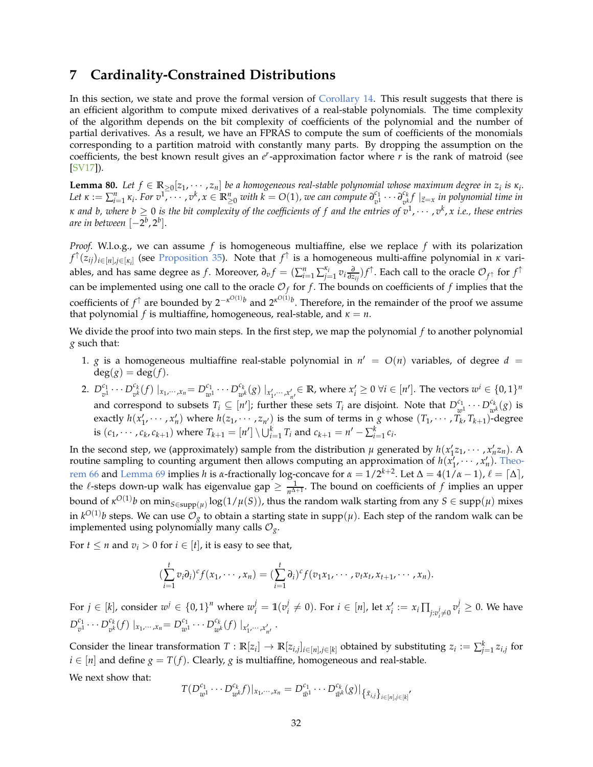## 7 Cardinality-Constrained Distributions

In this section, we state and prove the formal version of Corollary 14. This result suggests that there is an efficient algorithm to compute mixed derivatives of a real-stable polynomials. The time complexity of the algorithm depends on the bit complexity of coefficients of the polynomial and the number of partial derivatives. As a result, we have an FPRAS to compute the sum of coefficients of the monomials corresponding to a partition matroid with constantly many parts. By dropping the assumption on the coefficients, the best known result gives an $e^r$-approximation factor where $r$ is the rank of matroid (see [SV17]).

**Lemma 80.** *Let $f \in \mathbb{R}_{\geq 0}[z_1, \cdots, z_n]$ be a homogeneous real-stable polynomial whose maximum degree in $z_i$ is $\kappa_i$. Let $\kappa := \sum_{i=1}^n \kappa_i$. For $v^1, \cdots, v^k, x \in \mathbb{R}^n_{\geq 0}$ with $k = O(1)$, we can compute $\partial^{c_1}_{v^1} \cdots \partial^{c_k}_{v^k} f \mid_{\vec{z}=x}$ in polynomial time in $\kappa$ and $b$, where $b \geq 0$ is the bit complexity of the coefficients of $f$ and the entries of $v^1, \cdots, v^k, x$ i.e., these entries are in between $[-2^b, 2^b]$.*

*Proof.* W.l.o.g., we can assume $f$ is homogeneous multiaffine, else we replace $f$ with its polarization $f^{\uparrow}(z_{ij})_{i \in [n], j \in [\kappa_i]}$ (see Proposition 35). Note that $f^{\uparrow}$ is a homogeneous multi-affine polynomial in $\kappa$ variables, and has same degree as $f$. Moreover, $\partial_v f = (\sum_{i=1}^n \sum_{j=1}^{\kappa_i} v_i \frac{\partial}{\partial z_{ij}}) f^{\uparrow}$. Each call to the oracle $\mathcal{O}_{f^{\uparrow}}$ for $f^{\uparrow}$ can be implemented using one call to the oracle $\mathcal{O}_f$ for $f$. The bounds on coefficients of $f$ implies that the coefficients of $f^{\uparrow}$ are bounded by $2^{-\kappa^{O(1)} b}$ and $2^{\kappa^{O(1)} b}$. Therefore, in the remainder of the proof we assume that polynomial $f$ is multiaffine, homogeneous, real-stable, and $\kappa = n$.

We divide the proof into two main steps. In the first step, we map the polynomial $f$ to another polynomial $g$ such that:

1. $g$ is a homogeneous multiaffine real-stable polynomial in $n' = O(n)$ variables, of degree $d = \deg(g) = \deg(f)$.
2. $D^{c_1}_{v^1} \cdots D^{c_k}_{v^k}(f) \mid_{x_1, \cdots, x_n} = D^{c_1}_{w^1} \cdots D^{c_k}_{w^k}(g) \mid_{x'_1, \cdots, x'_{n'}} \in \mathbb{R}$, where $x'_i \geq 0 \; \forall i \in [n']$. The vectors $w^i \in \{0,1\}^n$ and correspond to subsets $T_i \subseteq [n']$; further these sets $T_i$ are disjoint. Note that $D^{c_1}_{w^1} \cdots D^{c_k}_{w^k}(g)$ is exactly $h(x'_1, \cdots, x'_n)$ where $h(z_1, \cdots, z_{n'})$ is the sum of terms in $g$ whose $(T_1, \cdots, T_k, T_{k+1})$-degree is $(c_1, \cdots, c_k, c_{k+1})$ where $T_{k+1} = [n'] \setminus \bigcup_{i=1}^k T_i$ and $c_{k+1} = n' - \sum_{i=1}^k c_i$.

In the second step, we (approximately) sample from the distribution $\mu$ generated by $h(x'_1 z_1, \cdots, x'_n z_n)$. A routine sampling to counting argument then allows computing an approximation of $h(x'_1, \cdots, x'_n)$. Theorem 66 and Lemma 69 implies $h$ is $\alpha$-fractionally log-concave for $\alpha = 1/2^{k+2}$. Let $\Delta = 4(1/\alpha - 1)$, $\ell = \lceil \Delta \rceil$, the $\ell$-steps down-up walk has eigenvalue gap $\geq \frac{1}{n^{\Delta+1}}$. The bound on coefficients of $f$ implies an upper bound of $\kappa^{O(1)} b$ on $\min_{S \in \text{supp}(\mu)} \log(1/\mu(S))$, thus the random walk starting from any $S \in \text{supp}(\mu)$ mixes in $k^{O(1)} b$ steps. We can use $\mathcal{O}_g$ to obtain a starting state in $\text{supp}(\mu)$. Each step of the random walk can be implemented using polynomially many calls $\mathcal{O}_g$.

For $t \leq n$ and $v_i > 0$ for $i \in [t]$, it is easy to see that,

$$(\sum_{i=1}^t v_i \partial_i)^c f(x_1, \cdots, x_n) = (\sum_{i=1}^t \partial_i)^c f(v_1 x_1, \cdots, v_t x_t, x_{t+1}, \cdots, x_n).$$

For $j \in [k]$, consider $w^j \in \{0,1\}^n$ where $w^j_i = \mathbb{1}(v^j_i \neq 0)$. For $i \in [n]$, let $x'_i := x_i \prod_{j: v^j_i \neq 0} v^j_i \geq 0$. We have $D^{c_1}_{v^1} \cdots D^{c_k}_{v^k}(f) \mid_{x_1, \cdots, x_n} = D^{c_1}_{w^1} \cdots D^{c_k}_{w^k}(f) \mid_{x'_1, \cdots, x'_{n'}}$.

Consider the linear transformation $T : \mathbb{R}[z_i] \to \mathbb{R}[z_{i,j}]_{i \in [n], j \in [k]}$ obtained by substituting $z_i := \sum_{j=1}^k z_{i,j}$ for $i \in [n]$ and define $g = T(f)$. Clearly, $g$ is multiaffine, homogeneous and real-stable.

We next show that:

$$T(D^{c_1}_{w^1} \cdots D^{c_k}_{w^k} f)|_{x_1, \cdots, x_n} = D^{c_1}_{\bar{w}^1} \cdots D^{c_k}_{\bar{w}^k}(g)|_{\{\bar{x}_{i,j}\}_{i \in [n], j \in [k]}},$$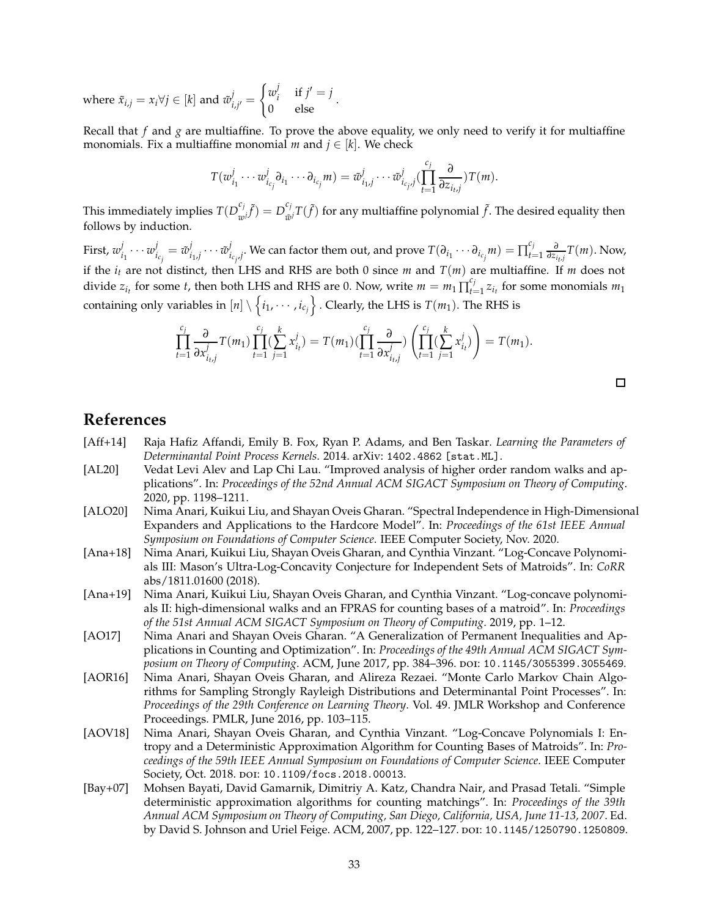where $\tilde{x}_{i,j} = x_i \forall j \in [k]$ and $\tilde{w}^j_{i,j'} = \begin{cases} w^j_i & \text{if } j' = j \\ 0 & \text{else} \end{cases}$.

Recall that $f$ and $g$ are multiaffine. To prove the above equality, we only need to verify it for multiaffine monomials. Fix a multiaffine monomial $m$ and $j \in [k]$. We check

$$T(w^j_{i_1} \cdots w^j_{i_{c_j}} \partial_{i_1} \cdots \partial_{i_{c_j}} m) = \tilde{w}^j_{i_1,j} \cdots \tilde{w}^j_{i_{c_j},j} (\prod_{t=1}^{c_j} \frac{\partial}{\partial z_{i_t,j}}) T(m).$$

This immediately implies $T(D^{c_j}_{w^j} \tilde{f}) = D^{c_j}_{\tilde{w}^j} T(\tilde{f})$ for any multiaffine polynomial $\tilde{f}$. The desired equality then follows by induction.

First, $w^j_{i_1} \cdots w^j_{i_{c_j}} = \tilde{w}^j_{i_1,j} \cdots \tilde{w}^j_{i_{c_j},j}$. We can factor them out, and prove $T(\partial_{i_1} \cdots \partial_{i_{c_j}} m) = \prod_{t=1}^{c_j} \frac{\partial}{\partial z_{i_t,j}} T(m)$. Now, if the $i_t$ are not distinct, then LHS and RHS are both 0 since $m$ and $T(m)$ are multiaffine. If $m$ does not divide $z_{i_t}$ for some $t$, then both LHS and RHS are 0. Now, write $m = m_1 \prod_{t=1}^{c_j} z_{i_t}$ for some monomials $m_1$ containing only variables in $[n] \setminus \left\{ i_1, \cdots, i_{c_j} \right\}$. Clearly, the LHS is $T(m_1)$. The RHS is

$$\prod_{t=1}^{c_j} \frac{\partial}{\partial x^j_{i_t,j}} T(m_1) \prod_{t=1}^{c_j} (\sum_{j=1}^{k} x^j_{i_t}) = T(m_1) (\prod_{t=1}^{c_j} \frac{\partial}{\partial x^j_{i_t,j}}) \left( \prod_{t=1}^{c_j} (\sum_{j=1}^{k} x^j_{i_t}) \right) = T(m_1).$$

□

## References

[Aff+14] Raja Hafiz Affandi, Emily B. Fox, Ryan P. Adams, and Ben Taskar. *Learning the Parameters of Determinantal Point Process Kernels*. 2014. arXiv: 1402.4862 [stat.ML].

[AL20] Vedat Levi Alev and Lap Chi Lau. "Improved analysis of higher order random walks and applications". In: *Proceedings of the 52nd Annual ACM SIGACT Symposium on Theory of Computing*. 2020, pp. 1198–1211.

[ALO20] Nima Anari, Kuikui Liu, and Shayan Oveis Gharan. "Spectral Independence in High-Dimensional Expanders and Applications to the Hardcore Model". In: *Proceedings of the 61st IEEE Annual Symposium on Foundations of Computer Science*. IEEE Computer Society, Nov. 2020.

[Ana+18] Nima Anari, Kuikui Liu, Shayan Oveis Gharan, and Cynthia Vinzant. "Log-Concave Polynomials III: Mason's Ultra-Log-Concavity Conjecture for Independent Sets of Matroids". In: *CoRR* abs/1811.01600 (2018).

[Ana+19] Nima Anari, Kuikui Liu, Shayan Oveis Gharan, and Cynthia Vinzant. "Log-concave polynomials II: high-dimensional walks and an FPRAS for counting bases of a matroid". In: *Proceedings of the 51st Annual ACM SIGACT Symposium on Theory of Computing*. 2019, pp. 1–12.

[AO17] Nima Anari and Shayan Oveis Gharan. "A Generalization of Permanent Inequalities and Applications in Counting and Optimization". In: *Proceedings of the 49th Annual ACM SIGACT Symposium on Theory of Computing*. ACM, June 2017, pp. 384–396. DOI: 10.1145/3055399.3055469.

[AOR16] Nima Anari, Shayan Oveis Gharan, and Alireza Rezaei. "Monte Carlo Markov Chain Algorithms for Sampling Strongly Rayleigh Distributions and Determinantal Point Processes". In: *Proceedings of the 29th Conference on Learning Theory*. Vol. 49. JMLR Workshop and Conference Proceedings. PMLR, June 2016, pp. 103–115.

[AOV18] Nima Anari, Shayan Oveis Gharan, and Cynthia Vinzant. "Log-Concave Polynomials I: Entropy and a Deterministic Approximation Algorithm for Counting Bases of Matroids". In: *Proceedings of the 59th IEEE Annual Symposium on Foundations of Computer Science*. IEEE Computer Society, Oct. 2018. DOI: 10.1109/focs.2018.00013.

[Bay+07] Mohsen Bayati, David Gamarnik, Dimitriy A. Katz, Chandra Nair, and Prasad Tetali. "Simple deterministic approximation algorithms for counting matchings". In: *Proceedings of the 39th Annual ACM Symposium on Theory of Computing, San Diego, California, USA, June 11-13, 2007*. Ed. by David S. Johnson and Uriel Feige. ACM, 2007, pp. 122–127. DOI: 10.1145/1250790.1250809.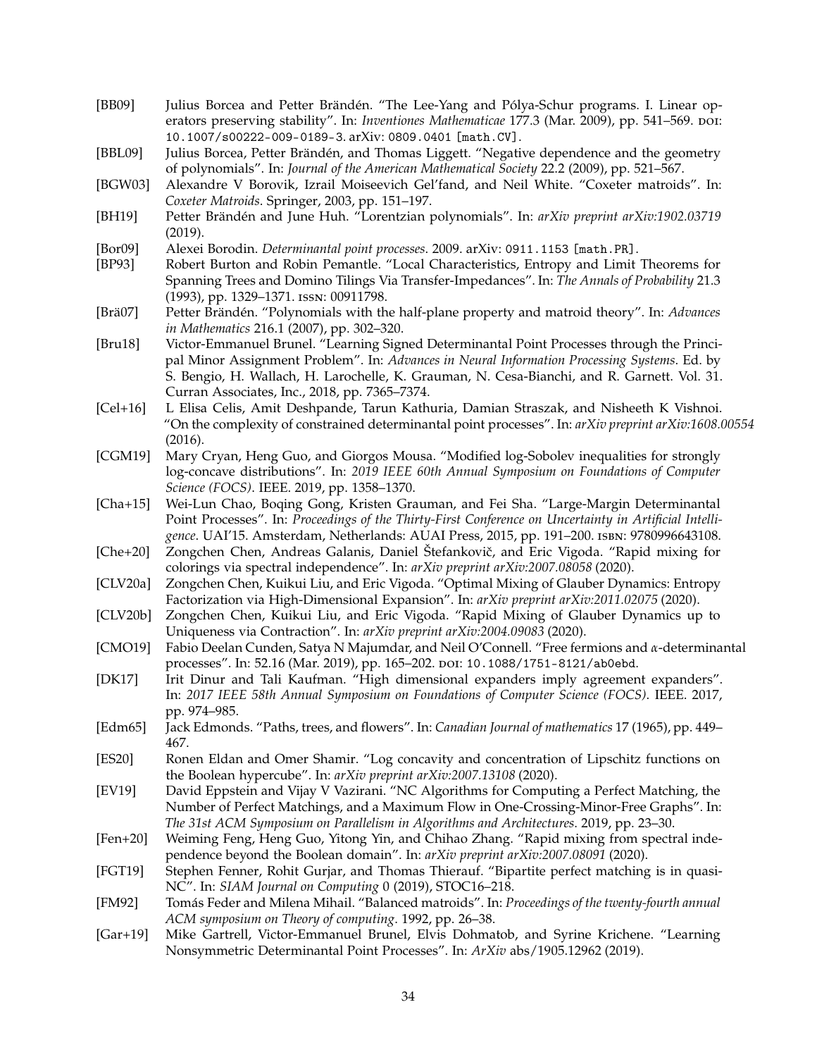[BB09] Julius Borcea and Petter Brändén. “The Lee-Yang and Pólya-Schur programs. I. Linear operators preserving stability”. In: *Inventiones Mathematicae* 177.3 (Mar. 2009), pp. 541–569. DOI: 10.1007/s00222-009-0189-3. arXiv: 0809.0401 [math.CV].

[BBL09] Julius Borcea, Petter Brändén, and Thomas Liggett. “Negative dependence and the geometry of polynomials”. In: *Journal of the American Mathematical Society* 22.2 (2009), pp. 521–567.

[BGW03] Alexandre V Borovik, Izrail Moiseevich Gel’fand, and Neil White. “Coxeter matroids”. In: *Coxeter Matroids*. Springer, 2003, pp. 151–197.

[BH19] Petter Brändén and June Huh. “Lorentzian polynomials”. In: *arXiv preprint arXiv:1902.03719* (2019).

[Bor09] Alexei Borodin. *Determinantal point processes*. 2009. arXiv: 0911.1153 [math.PR].

[BP93] Robert Burton and Robin Pemantle. “Local Characteristics, Entropy and Limit Theorems for Spanning Trees and Domino Tilings Via Transfer-Impedances”. In: *The Annals of Probability* 21.3 (1993), pp. 1329–1371. ISSN: 00911798.

[Brä07] Petter Brändén. “Polynomials with the half-plane property and matroid theory”. In: *Advances in Mathematics* 216.1 (2007), pp. 302–320.

[Bru18] Victor-Emmanuel Brunel. “Learning Signed Determinantal Point Processes through the Principal Minor Assignment Problem”. In: *Advances in Neural Information Processing Systems*. Ed. by S. Bengio, H. Wallach, H. Larochelle, K. Grauman, N. Cesa-Bianchi, and R. Garnett. Vol. 31. Curran Associates, Inc., 2018, pp. 7365–7374.

[Cel+16] L Elisa Celis, Amit Deshpande, Tarun Kathuria, Damian Straszak, and Nisheeth K Vishnoi. “On the complexity of constrained determinantal point processes”. In: *arXiv preprint arXiv:1608.00554* (2016).

[CGM19] Mary Cryan, Heng Guo, and Giorgos Mousa. “Modified log-Sobolev inequalities for strongly log-concave distributions”. In: *2019 IEEE 60th Annual Symposium on Foundations of Computer Science (FOCS)*. IEEE. 2019, pp. 1358–1370.

[Cha+15] Wei-Lun Chao, Boqing Gong, Kristen Grauman, and Fei Sha. “Large-Margin Determinantal Point Processes”. In: *Proceedings of the Thirty-First Conference on Uncertainty in Artificial Intelligence*. UAI’15. Amsterdam, Netherlands: AUAI Press, 2015, pp. 191–200. ISBN: 9780996643108.

[Che+20] Zongchen Chen, Andreas Galanis, Daniel Štefankovič, and Eric Vigoda. “Rapid mixing for colorings via spectral independence”. In: *arXiv preprint arXiv:2007.08058* (2020).

[CLV20a] Zongchen Chen, Kuikui Liu, and Eric Vigoda. “Optimal Mixing of Glauber Dynamics: Entropy Factorization via High-Dimensional Expansion”. In: *arXiv preprint arXiv:2011.02075* (2020).

[CLV20b] Zongchen Chen, Kuikui Liu, and Eric Vigoda. “Rapid Mixing of Glauber Dynamics up to Uniqueness via Contraction”. In: *arXiv preprint arXiv:2004.09083* (2020).

[CMO19] Fabio Deelan Cunden, Satya N Majumdar, and Neil O’Connell. “Free fermions and $\alpha$-determinantal processes”. In: 52.16 (Mar. 2019), pp. 165–202. DOI: 10.1088/1751-8121/ab0ebd.

[DK17] Irit Dinur and Tali Kaufman. “High dimensional expanders imply agreement expanders”. In: *2017 IEEE 58th Annual Symposium on Foundations of Computer Science (FOCS)*. IEEE. 2017, pp. 974–985.

[Edm65] Jack Edmonds. “Paths, trees, and flowers”. In: *Canadian Journal of mathematics* 17 (1965), pp. 449–467.

[ES20] Ronen Eldan and Omer Shamir. “Log concavity and concentration of Lipschitz functions on the Boolean hypercube”. In: *arXiv preprint arXiv:2007.13108* (2020).

[EV19] David Eppstein and Vijay V Vazirani. “NC Algorithms for Computing a Perfect Matching, the Number of Perfect Matchings, and a Maximum Flow in One-Crossing-Minor-Free Graphs”. In: *The 31st ACM Symposium on Parallelism in Algorithms and Architectures*. 2019, pp. 23–30.

[Fen+20] Weiming Feng, Heng Guo, Yitong Yin, and Chihao Zhang. “Rapid mixing from spectral independence beyond the Boolean domain”. In: *arXiv preprint arXiv:2007.08091* (2020).

[FGT19] Stephen Fenner, Rohit Gurjar, and Thomas Thierauf. “Bipartite perfect matching is in quasi-NC”. In: *SIAM Journal on Computing* 0 (2019), STOC16–218.

[FM92] Tomás Feder and Milena Mihail. “Balanced matroids”. In: *Proceedings of the twenty-fourth annual ACM symposium on Theory of computing*. 1992, pp. 26–38.

[Gar+19] Mike Gartrell, Victor-Emmanuel Brunel, Elvis Dohmatob, and Syrine Krichene. “Learning Nonsymmetric Determinantal Point Processes”. In: *ArXiv* abs/1905.12962 (2019).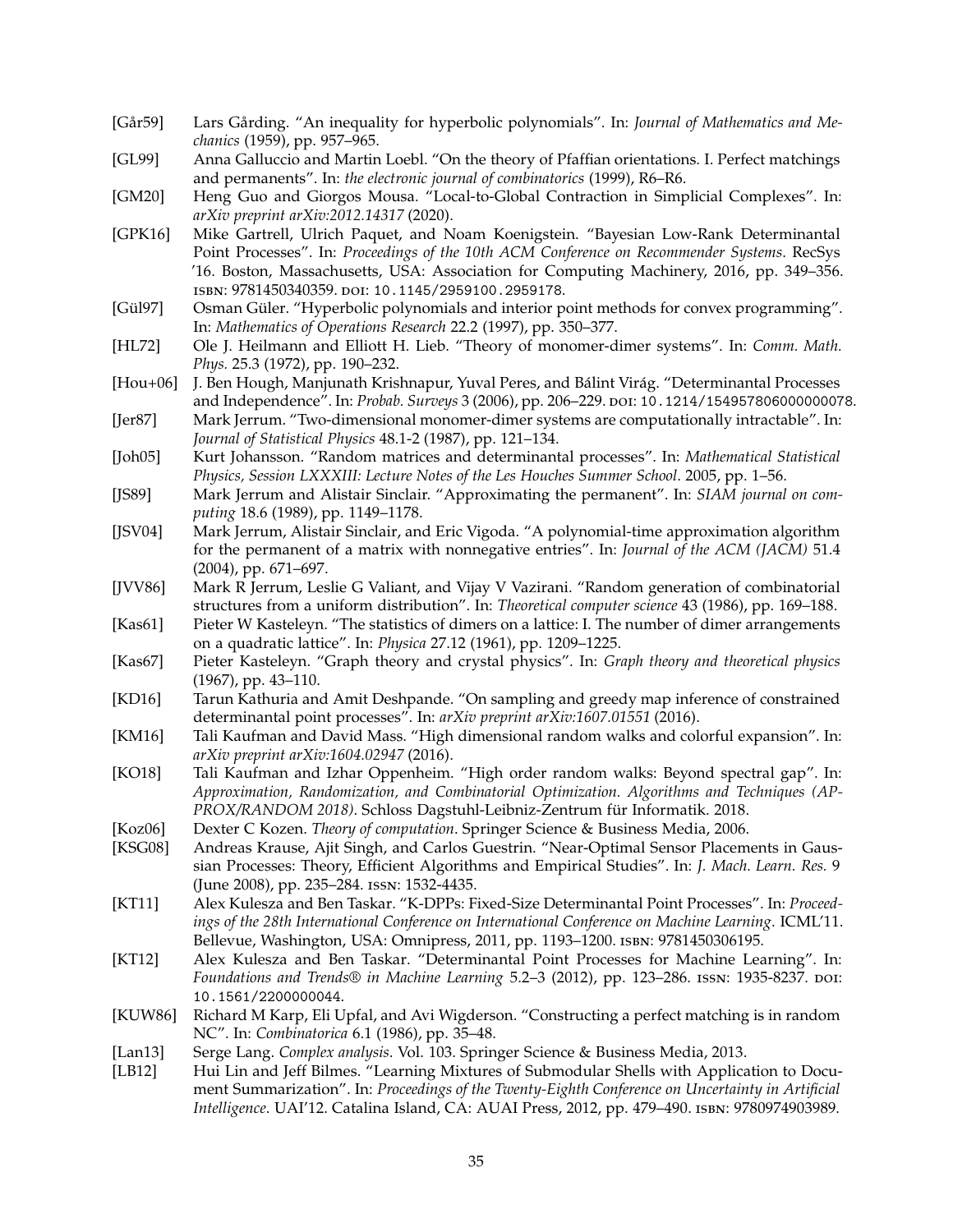[Går59] Lars Gårding. "An inequality for hyperbolic polynomials". In: *Journal of Mathematics and Mechanics* (1959), pp. 957–965.

[GL99] Anna Galluccio and Martin Loebl. "On the theory of Pfaffian orientations. I. Perfect matchings and permanents". In: *the electronic journal of combinatorics* (1999), R6–R6.

[GM20] Heng Guo and Giorgos Mousa. "Local-to-Global Contraction in Simplicial Complexes". In: *arXiv preprint arXiv:2012.14317* (2020).

[GPK16] Mike Gartrell, Ulrich Paquet, and Noam Koenigstein. "Bayesian Low-Rank Determinantal Point Processes". In: *Proceedings of the 10th ACM Conference on Recommender Systems*. RecSys '16. Boston, Massachusetts, USA: Association for Computing Machinery, 2016, pp. 349–356. ISBN: 9781450340359. DOI: 10.1145/2959100.2959178.

[Gül97] Osman Güler. "Hyperbolic polynomials and interior point methods for convex programming". In: *Mathematics of Operations Research* 22.2 (1997), pp. 350–377.

[HL72] Ole J. Heilmann and Elliott H. Lieb. "Theory of monomer-dimer systems". In: *Comm. Math. Phys.* 25.3 (1972), pp. 190–232.

[Hou+06] J. Ben Hough, Manjunath Krishnapur, Yuval Peres, and Bálint Virág. "Determinantal Processes and Independence". In: *Probab. Surveys* 3 (2006), pp. 206–229. DOI: 10.1214/154957806000000078.

[Jer87] Mark Jerrum. "Two-dimensional monomer-dimer systems are computationally intractable". In: *Journal of Statistical Physics* 48.1-2 (1987), pp. 121–134.

[Joh05] Kurt Johansson. "Random matrices and determinantal processes". In: *Mathematical Statistical Physics, Session LXXXIII: Lecture Notes of the Les Houches Summer School*. 2005, pp. 1–56.

[JS89] Mark Jerrum and Alistair Sinclair. "Approximating the permanent". In: *SIAM journal on computing* 18.6 (1989), pp. 1149–1178.

[JSV04] Mark Jerrum, Alistair Sinclair, and Eric Vigoda. "A polynomial-time approximation algorithm for the permanent of a matrix with nonnegative entries". In: *Journal of the ACM (JACM)* 51.4 (2004), pp. 671–697.

[JVV86] Mark R Jerrum, Leslie G Valiant, and Vijay V Vazirani. "Random generation of combinatorial structures from a uniform distribution". In: *Theoretical computer science* 43 (1986), pp. 169–188.

[Kas61] Pieter W Kasteleyn. "The statistics of dimers on a lattice: I. The number of dimer arrangements on a quadratic lattice". In: *Physica* 27.12 (1961), pp. 1209–1225.

[Kas67] Pieter Kasteleyn. "Graph theory and crystal physics". In: *Graph theory and theoretical physics* (1967), pp. 43–110.

[KD16] Tarun Kathuria and Amit Deshpande. "On sampling and greedy map inference of constrained determinantal point processes". In: *arXiv preprint arXiv:1607.01551* (2016).

[KM16] Tali Kaufman and David Mass. "High dimensional random walks and colorful expansion". In: *arXiv preprint arXiv:1604.02947* (2016).

[KO18] Tali Kaufman and Izhar Oppenheim. "High order random walks: Beyond spectral gap". In: *Approximation, Randomization, and Combinatorial Optimization. Algorithms and Techniques (APPROX/RANDOM 2018)*. Schloss Dagstuhl-Leibniz-Zentrum für Informatik. 2018.

[Koz06] Dexter C Kozen. *Theory of computation*. Springer Science & Business Media, 2006.

[KSG08] Andreas Krause, Ajit Singh, and Carlos Guestrin. "Near-Optimal Sensor Placements in Gaussian Processes: Theory, Efficient Algorithms and Empirical Studies". In: *J. Mach. Learn. Res.* 9 (June 2008), pp. 235–284. ISSN: 1532-4435.

[KT11] Alex Kulesza and Ben Taskar. "K-DPPs: Fixed-Size Determinantal Point Processes". In: *Proceedings of the 28th International Conference on International Conference on Machine Learning*. ICML'11. Bellevue, Washington, USA: Omnipress, 2011, pp. 1193–1200. ISBN: 9781450306195.

[KT12] Alex Kulesza and Ben Taskar. "Determinantal Point Processes for Machine Learning". In: *Foundations and Trends® in Machine Learning* 5.2–3 (2012), pp. 123–286. ISSN: 1935-8237. DOI: 10.1561/2200000044.

[KUW86] Richard M Karp, Eli Upfal, and Avi Wigderson. "Constructing a perfect matching is in random NC". In: *Combinatorica* 6.1 (1986), pp. 35–48.

[Lan13] Serge Lang. *Complex analysis*. Vol. 103. Springer Science & Business Media, 2013.

[LB12] Hui Lin and Jeff Bilmes. "Learning Mixtures of Submodular Shells with Application to Document Summarization". In: *Proceedings of the Twenty-Eighth Conference on Uncertainty in Artificial Intelligence*. UAI'12. Catalina Island, CA: AUAI Press, 2012, pp. 479–490. ISBN: 9780974903989.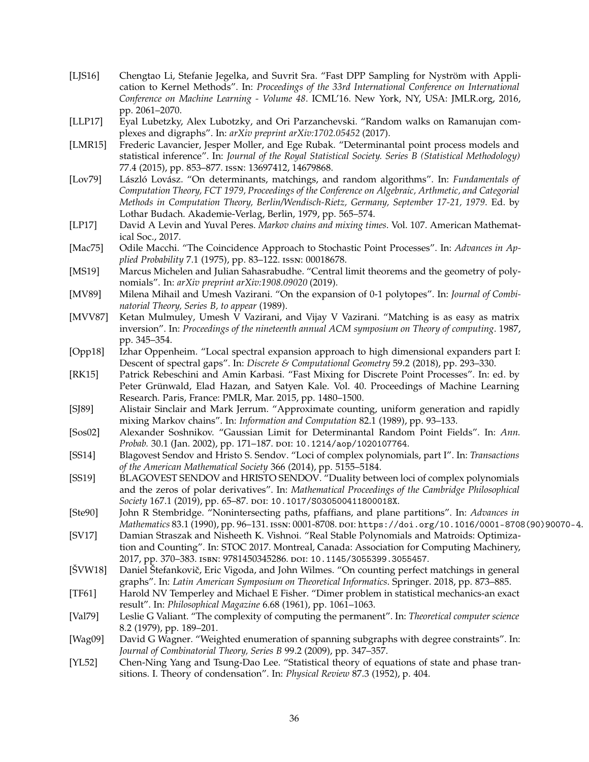[LJS16] Chengtao Li, Stefanie Jegelka, and Suvrit Sra. "Fast DPP Sampling for Nyström with Application to Kernel Methods". In: *Proceedings of the 33rd International Conference on International Conference on Machine Learning - Volume 48*. ICML'16. New York, NY, USA: JMLR.org, 2016, pp. 2061–2070.

[LLP17] Eyal Lubetzky, Alex Lubotzky, and Ori Parzanchevski. "Random walks on Ramanujan complexes and digraphs". In: *arXiv preprint arXiv:1702.05452* (2017).

[LMR15] Frederic Lavancier, Jesper Moller, and Ege Rubak. "Determinantal point process models and statistical inference". In: *Journal of the Royal Statistical Society. Series B (Statistical Methodology)* 77.4 (2015), pp. 853–877. ISSN: 13697412, 14679868.

[Lov79] László Lovász. "On determinants, matchings, and random algorithms". In: *Fundamentals of Computation Theory, FCT 1979, Proceedings of the Conference on Algebraic, Arthmetic, and Categorial Methods in Computation Theory, Berlin/Wendisch-Rietz, Germany, September 17-21, 1979*. Ed. by Lothar Budach. Akademie-Verlag, Berlin, 1979, pp. 565–574.

[LP17] David A Levin and Yuval Peres. *Markov chains and mixing times*. Vol. 107. American Mathematical Soc., 2017.

[Mac75] Odile Macchi. "The Coincidence Approach to Stochastic Point Processes". In: *Advances in Applied Probability* 7.1 (1975), pp. 83–122. ISSN: 00018678.

[MS19] Marcus Michelen and Julian Sahasrabudhe. "Central limit theorems and the geometry of polynomials". In: *arXiv preprint arXiv:1908.09020* (2019).

[MV89] Milena Mihail and Umesh Vazirani. "On the expansion of 0-1 polytopes". In: *Journal of Combinatorial Theory, Series B, to appear* (1989).

[MVV87] Ketan Mulmuley, Umesh V Vazirani, and Vijay V Vazirani. "Matching is as easy as matrix inversion". In: *Proceedings of the nineteenth annual ACM symposium on Theory of computing*. 1987, pp. 345–354.

[Opp18] Izhar Oppenheim. "Local spectral expansion approach to high dimensional expanders part I: Descent of spectral gaps". In: *Discrete & Computational Geometry* 59.2 (2018), pp. 293–330.

[RK15] Patrick Rebeschini and Amin Karbasi. "Fast Mixing for Discrete Point Processes". In: ed. by Peter Grünwald, Elad Hazan, and Satyen Kale. Vol. 40. Proceedings of Machine Learning Research. Paris, France: PMLR, Mar. 2015, pp. 1480–1500.

[SJ89] Alistair Sinclair and Mark Jerrum. "Approximate counting, uniform generation and rapidly mixing Markov chains". In: *Information and Computation* 82.1 (1989), pp. 93–133.

[Sos02] Alexander Soshnikov. "Gaussian Limit for Determinantal Random Point Fields". In: *Ann. Probab.* 30.1 (Jan. 2002), pp. 171–187. DOI: 10.1214/aop/1020107764.

[SS14] Blagovest Sendov and Hristo S. Sendov. "Loci of complex polynomials, part I". In: *Transactions of the American Mathematical Society* 366 (2014), pp. 5155–5184.

[SS19] BLAGOVEST SENDOV and HRISTO SENDOV. "Duality between loci of complex polynomials and the zeros of polar derivatives". In: *Mathematical Proceedings of the Cambridge Philosophical Society* 167.1 (2019), pp. 65–87. DOI: 10.1017/S030500411800018X.

[Ste90] John R Stembridge. "Nonintersecting paths, pfaffians, and plane partitions". In: *Advances in Mathematics* 83.1 (1990), pp. 96–131. ISSN: 0001-8708. DOI: https://doi.org/10.1016/0001-8708(90)90070-4.

[SV17] Damian Straszak and Nisheeth K. Vishnoi. "Real Stable Polynomials and Matroids: Optimization and Counting". In: STOC 2017. Montreal, Canada: Association for Computing Machinery, 2017, pp. 370–383. ISBN: 9781450345286. DOI: 10.1145/3055399.3055457.

[ŠVW18] Daniel Štefankovič, Eric Vigoda, and John Wilmes. "On counting perfect matchings in general graphs". In: *Latin American Symposium on Theoretical Informatics*. Springer. 2018, pp. 873–885.

[TF61] Harold NV Temperley and Michael E Fisher. "Dimer problem in statistical mechanics-an exact result". In: *Philosophical Magazine* 6.68 (1961), pp. 1061–1063.

[Val79] Leslie G Valiant. "The complexity of computing the permanent". In: *Theoretical computer science* 8.2 (1979), pp. 189–201.

[Wag09] David G Wagner. "Weighted enumeration of spanning subgraphs with degree constraints". In: *Journal of Combinatorial Theory, Series B* 99.2 (2009), pp. 347–357.

[YL52] Chen-Ning Yang and Tsung-Dao Lee. "Statistical theory of equations of state and phase transitions. I. Theory of condensation". In: *Physical Review* 87.3 (1952), p. 404.